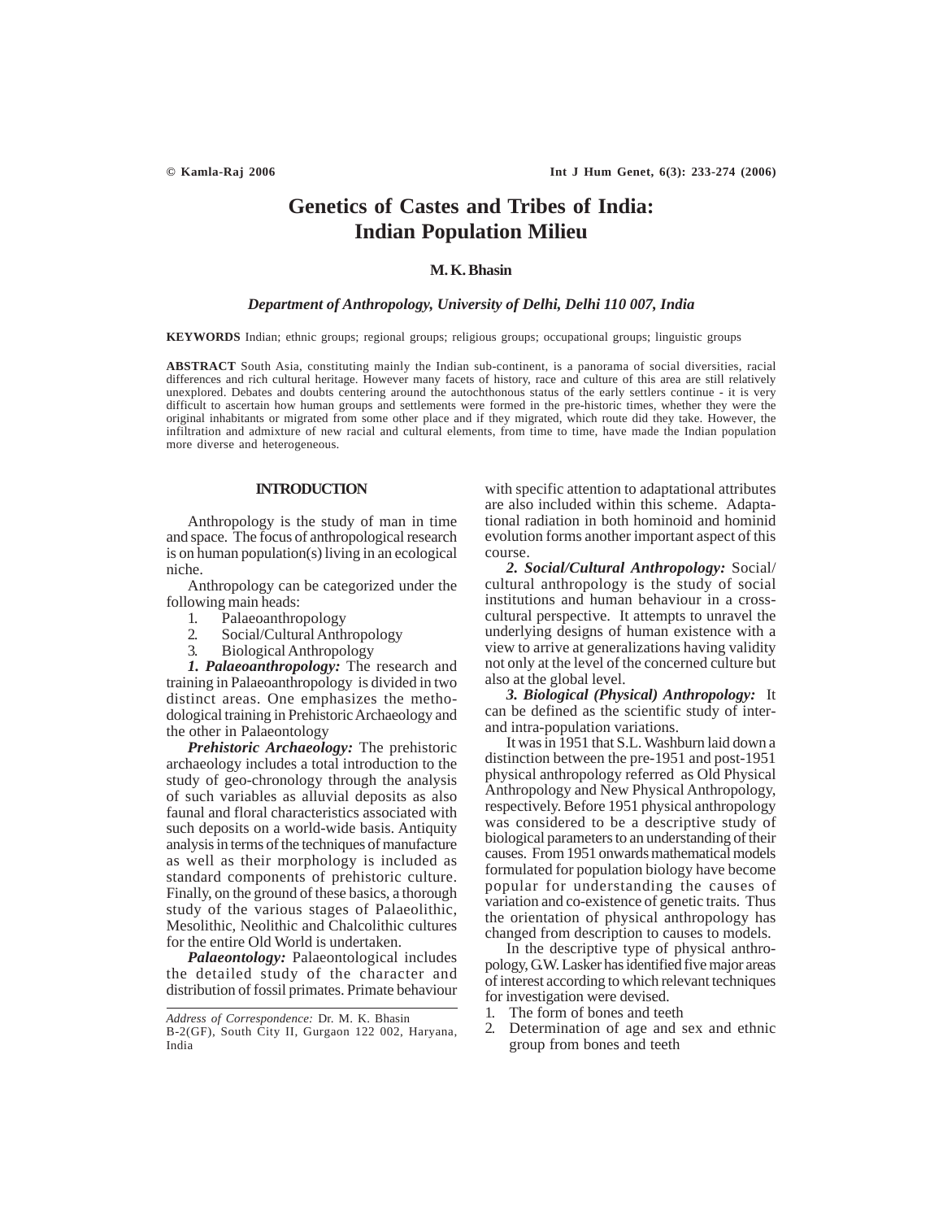# Genetics of Castes and Tribes of India: Indian Population Milieu

**M. K. Bhasin**

*Department of Anthropology, University of Delhi, Delhi 110 007, India*

**KEYWORDS** Indian; ethnic groups; regional groups; religious groups; occupational groups; linguistic groups

**ABSTRACT** South Asia, constituting mainly the Indian sub-continent, is a panorama of social diversities, racial differences and rich cultural heritage. However many facets of history, race and culture of this area are still relatively unexplored. Debates and doubts centering around the autochthonous status of the early settlers continue - it is very difficult to ascertain how human groups and settlements were formed in the pre-historic times, whether they were the original inhabitants or migrated from some other place and if they migrated, which route did they take. However, the infiltration and admixture of new racial and cultural elements, from time to time, have made the Indian population more diverse and heterogeneous.

## INTRODUCTION

Anthropology is the study of man in time and space. The focus of anthropological research is on human population(s) living in an ecological niche.

Anthropology can be categorized under the following main heads:

1. Palaeoanthropology
2. Social/Cultural Anthropology
3. Biological Anthropology

***1. Palaeoanthropology:*** The research and training in Palaeoanthropology is divided in two distinct areas. One emphasizes the methodological training in Prehistoric Archaeology and the other in Palaeontology

***Prehistoric Archaeology:*** The prehistoric archaeology includes a total introduction to the study of geo-chronology through the analysis of such variables as alluvial deposits as also faunal and floral characteristics associated with such deposits on a world-wide basis. Antiquity analysis in terms of the techniques of manufacture as well as their morphology is included as standard components of prehistoric culture. Finally, on the ground of these basics, a thorough study of the various stages of Palaeolithic, Mesolithic, Neolithic and Chalcolithic cultures for the entire Old World is undertaken.

***Palaeontology:*** Palaeontological includes the detailed study of the character and distribution of fossil primates. Primate behaviour with specific attention to adaptational attributes are also included within this scheme. Adaptational radiation in both hominoid and hominid evolution forms another important aspect of this course.

***2. Social/Cultural Anthropology:*** Social/cultural anthropology is the study of social institutions and human behaviour in a cross-cultural perspective. It attempts to unravel the underlying designs of human existence with a view to arrive at generalizations having validity not only at the level of the concerned culture but also at the global level.

***3. Biological (Physical) Anthropology:*** It can be defined as the scientific study of inter- and intra-population variations.

It was in 1951 that S.L. Washburn laid down a distinction between the pre-1951 and post-1951 physical anthropology referred as Old Physical Anthropology and New Physical Anthropology, respectively. Before 1951 physical anthropology was considered to be a descriptive study of biological parameters to an understanding of their causes. From 1951 onwards mathematical models formulated for population biology have become popular for understanding the causes of variation and co-existence of genetic traits. Thus the orientation of physical anthropology has changed from description to causes to models.

In the descriptive type of physical anthropology, G.W. Lasker has identified five major areas of interest according to which relevant techniques for investigation were devised.

1. The form of bones and teeth
2. Determination of age and sex and ethnic group from bones and teeth

---

*Address of Correspondence:* Dr. M. K. Bhasin
B-2(GF), South City II, Gurgaon 122 002, Haryana, India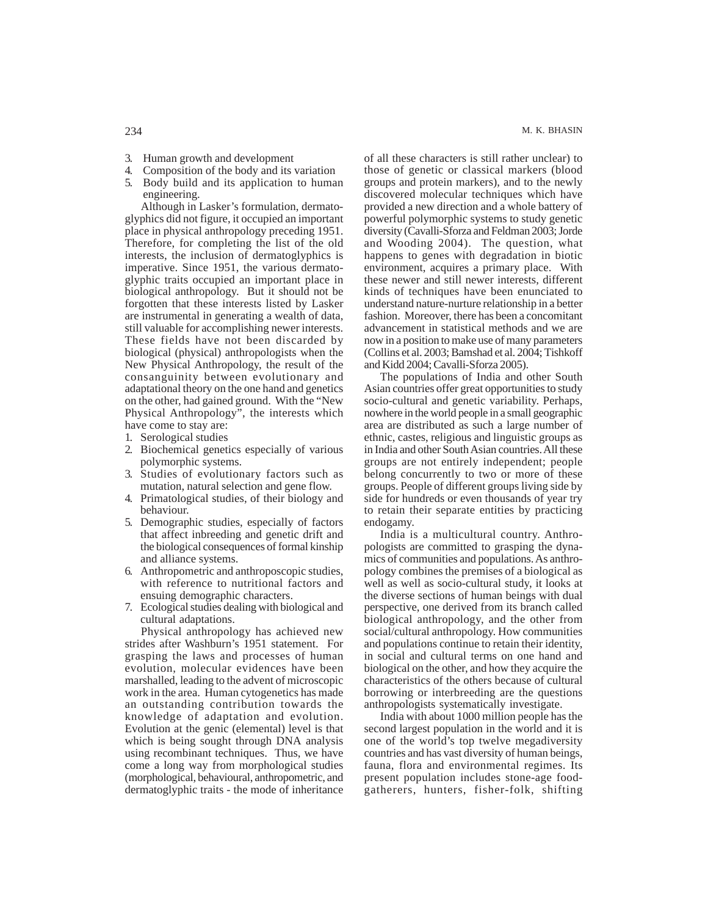3. Human growth and development
4. Composition of the body and its variation
5. Body build and its application to human engineering.

Although in Lasker's formulation, dermatoglyphics did not figure, it occupied an important place in physical anthropology preceding 1951. Therefore, for completing the list of the old interests, the inclusion of dermatoglyphics is imperative. Since 1951, the various dermatoglyphic traits occupied an important place in biological anthropology. But it should not be forgotten that these interests listed by Lasker are instrumental in generating a wealth of data, still valuable for accomplishing newer interests. These fields have not been discarded by biological (physical) anthropologists when the New Physical Anthropology, the result of the consanguinity between evolutionary and adaptational theory on the one hand and genetics on the other, had gained ground. With the "New Physical Anthropology", the interests which have come to stay are:

1. Serological studies
2. Biochemical genetics especially of various polymorphic systems.
3. Studies of evolutionary factors such as mutation, natural selection and gene flow.
4. Primatological studies, of their biology and behaviour.
5. Demographic studies, especially of factors that affect inbreeding and genetic drift and the biological consequences of formal kinship and alliance systems.
6. Anthropometric and anthroposcopic studies, with reference to nutritional factors and ensuing demographic characters.
7. Ecological studies dealing with biological and cultural adaptations.

Physical anthropology has achieved new strides after Washburn's 1951 statement. For grasping the laws and processes of human evolution, molecular evidences have been marshalled, leading to the advent of microscopic work in the area. Human cytogenetics has made an outstanding contribution towards the knowledge of adaptation and evolution. Evolution at the genic (elemental) level is that which is being sought through DNA analysis using recombinant techniques. Thus, we have come a long way from morphological studies (morphological, behavioural, anthropometric, and dermatoglyphic traits - the mode of inheritance of all these characters is still rather unclear) to those of genetic or classical markers (blood groups and protein markers), and to the newly discovered molecular techniques which have provided a new direction and a whole battery of powerful polymorphic systems to study genetic diversity (Cavalli-Sforza and Feldman 2003; Jorde and Wooding 2004). The question, what happens to genes with degradation in biotic environment, acquires a primary place. With these newer and still newer interests, different kinds of techniques have been enunciated to understand nature-nurture relationship in a better fashion. Moreover, there has been a concomitant advancement in statistical methods and we are now in a position to make use of many parameters (Collins et al. 2003; Bamshad et al. 2004; Tishkoff and Kidd 2004; Cavalli-Sforza 2005).

The populations of India and other South Asian countries offer great opportunities to study socio-cultural and genetic variability. Perhaps, nowhere in the world people in a small geographic area are distributed as such a large number of ethnic, castes, religious and linguistic groups as in India and other South Asian countries. All these groups are not entirely independent; people belong concurrently to two or more of these groups. People of different groups living side by side for hundreds or even thousands of year try to retain their separate entities by practicing endogamy.

India is a multicultural country. Anthropologists are committed to grasping the dynamics of communities and populations. As anthropology combines the premises of a biological as well as socio-cultural study, it looks at the diverse sections of human beings with dual perspective, one derived from its branch called biological anthropology, and the other from social/cultural anthropology. How communities and populations continue to retain their identity, in social and cultural terms on one hand and biological on the other, and how they acquire the characteristics of the others because of cultural borrowing or interbreeding are the questions anthropologists systematically investigate.

India with about 1000 million people has the second largest population in the world and it is one of the world's top twelve megadiversity countries and has vast diversity of human beings, fauna, flora and environmental regimes. Its present population includes stone-age food-gatherers, hunters, fisher-folk, shifting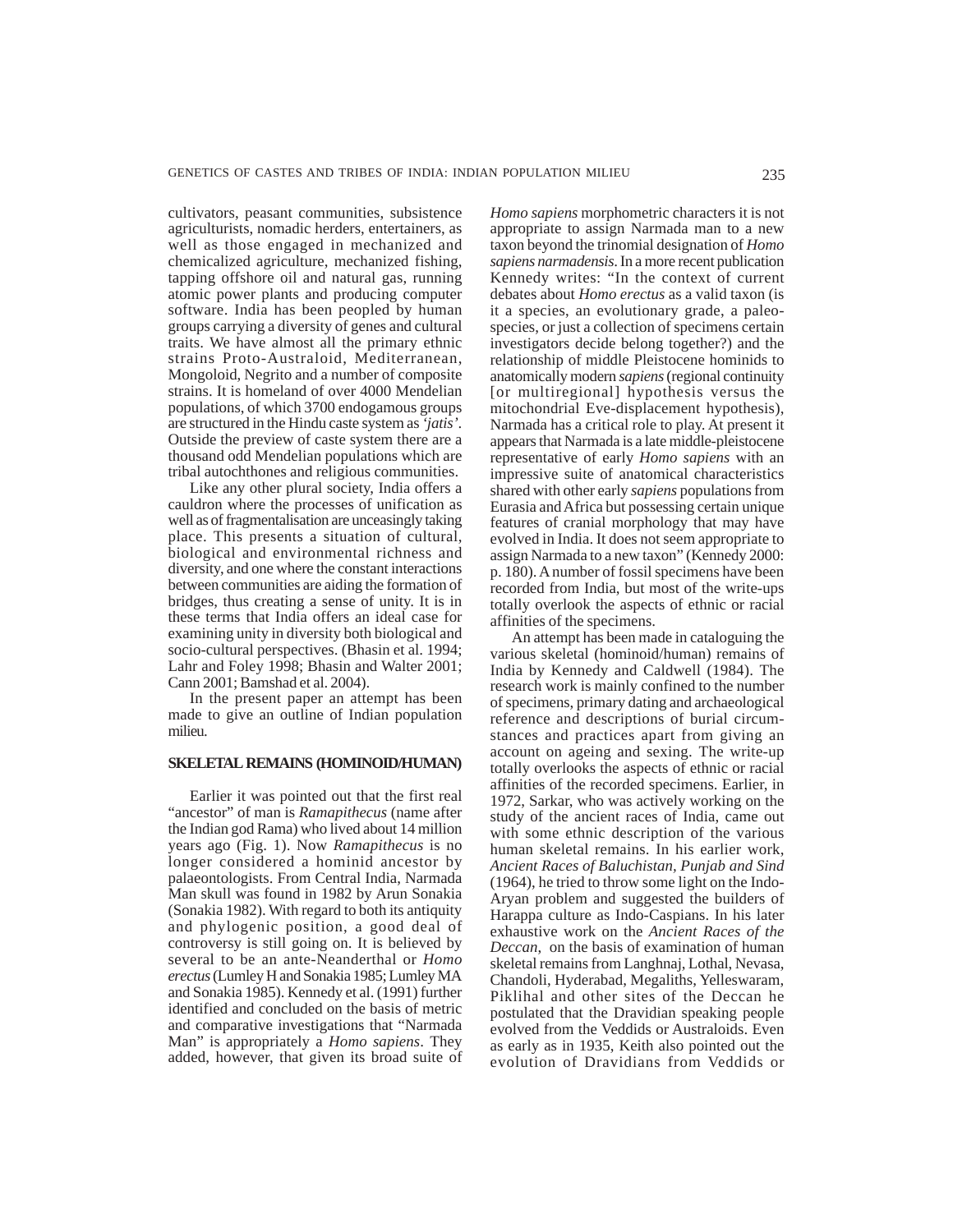cultivators, peasant communities, subsistence agriculturists, nomadic herders, entertainers, as well as those engaged in mechanized and chemicalized agriculture, mechanized fishing, tapping offshore oil and natural gas, running atomic power plants and producing computer software. India has been peopled by human groups carrying a diversity of genes and cultural traits. We have almost all the primary ethnic strains Proto-Australoid, Mediterranean, Mongoloid, Negrito and a number of composite strains. It is homeland of over 4000 Mendelian populations, of which 3700 endogamous groups are structured in the Hindu caste system as *'jatis'*. Outside the preview of caste system there are a thousand odd Mendelian populations which are tribal autochthones and religious communities.

Like any other plural society, India offers a cauldron where the processes of unification as well as of fragmentalisation are unceasingly taking place. This presents a situation of cultural, biological and environmental richness and diversity, and one where the constant interactions between communities are aiding the formation of bridges, thus creating a sense of unity. It is in these terms that India offers an ideal case for examining unity in diversity both biological and socio-cultural perspectives. (Bhasin et al. 1994; Lahr and Foley 1998; Bhasin and Walter 2001; Cann 2001; Bamshad et al. 2004).

In the present paper an attempt has been made to give an outline of Indian population milieu.

## SKELETAL REMAINS (HOMINOID/HUMAN)

Earlier it was pointed out that the first real "ancestor" of man is *Ramapithecus* (name after the Indian god Rama) who lived about 14 million years ago (Fig. 1). Now *Ramapithecus* is no longer considered a hominid ancestor by palaeontologists. From Central India, Narmada Man skull was found in 1982 by Arun Sonakia (Sonakia 1982). With regard to both its antiquity and phylogenic position, a good deal of controversy is still going on. It is believed by several to be an ante-Neanderthal or *Homo erectus* (Lumley H and Sonakia 1985; Lumley MA and Sonakia 1985). Kennedy et al. (1991) further identified and concluded on the basis of metric and comparative investigations that "Narmada Man" is appropriately a *Homo sapiens*. They added, however, that given its broad suite of *Homo sapiens* morphometric characters it is not appropriate to assign Narmada man to a new taxon beyond the trinomial designation of *Homo sapiens narmadensis*. In a more recent publication Kennedy writes: "In the context of current debates about *Homo erectus* as a valid taxon (is it a species, an evolutionary grade, a paleo-species, or just a collection of specimens certain investigators decide belong together?) and the relationship of middle Pleistocene hominids to anatomically modern *sapiens* (regional continuity [or multiregional] hypothesis versus the mitochondrial Eve-displacement hypothesis), Narmada has a critical role to play. At present it appears that Narmada is a late middle-pleistocene representative of early *Homo sapiens* with an impressive suite of anatomical characteristics shared with other early *sapiens* populations from Eurasia and Africa but possessing certain unique features of cranial morphology that may have evolved in India. It does not seem appropriate to assign Narmada to a new taxon" (Kennedy 2000: p. 180). A number of fossil specimens have been recorded from India, but most of the write-ups totally overlook the aspects of ethnic or racial affinities of the specimens.

An attempt has been made in cataloguing the various skeletal (hominoid/human) remains of India by Kennedy and Caldwell (1984). The research work is mainly confined to the number of specimens, primary dating and archaeological reference and descriptions of burial circumstances and practices apart from giving an account on ageing and sexing. The write-up totally overlooks the aspects of ethnic or racial affinities of the recorded specimens. Earlier, in 1972, Sarkar, who was actively working on the study of the ancient races of India, came out with some ethnic description of the various human skeletal remains. In his earlier work, *Ancient Races of Baluchistan, Punjab and Sind* (1964), he tried to throw some light on the Indo-Aryan problem and suggested the builders of Harappa culture as Indo-Caspians. In his later exhaustive work on the *Ancient Races of the Deccan*, on the basis of examination of human skeletal remains from Langhnaj, Lothal, Nevasa, Chandoli, Hyderabad, Megaliths, Yelleswaram, Piklihal and other sites of the Deccan he postulated that the Dravidian speaking people evolved from the Veddids or Australoids. Even as early as in 1935, Keith also pointed out the evolution of Dravidians from Veddids or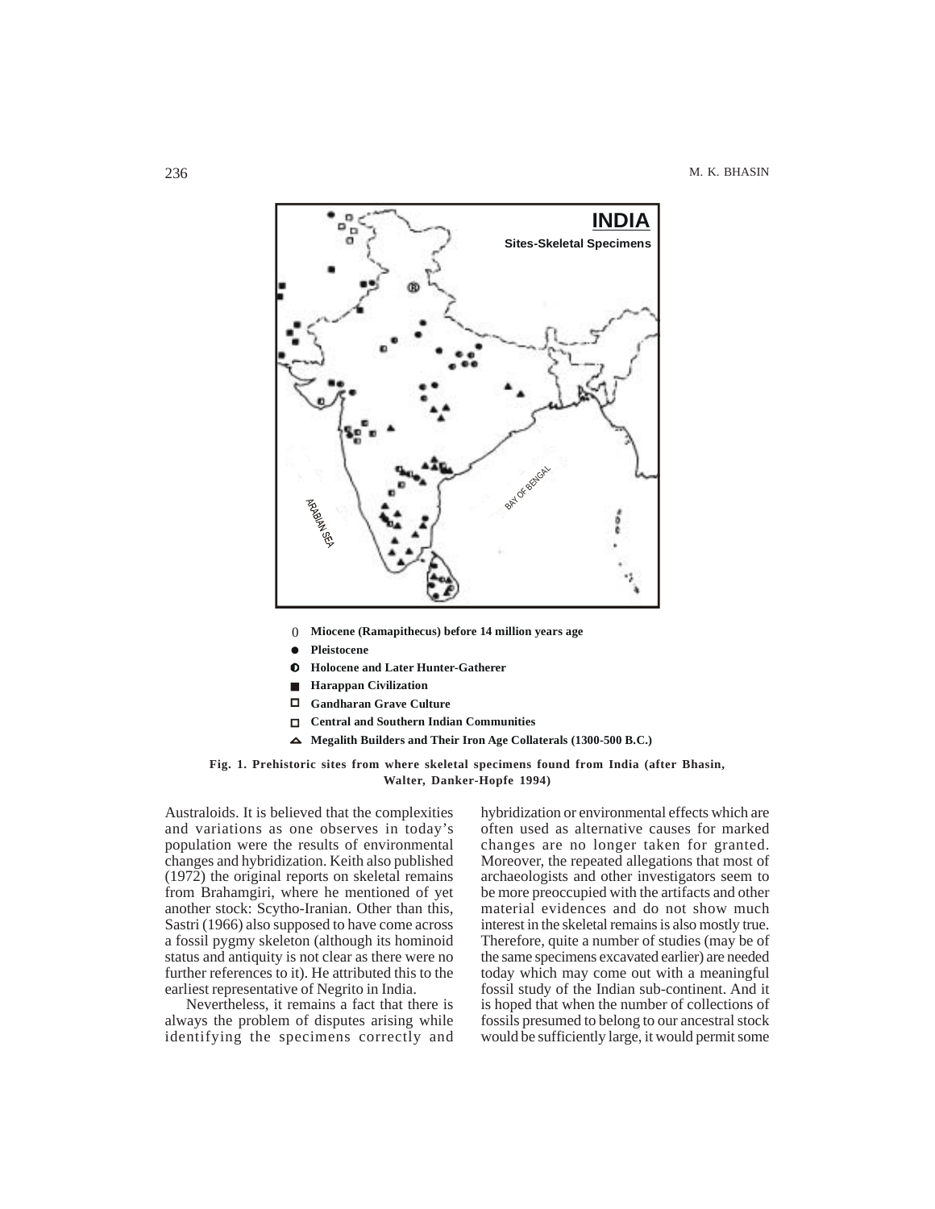INDIA

Sites-Skeletal Specimens

ARABIAN SEA

BAY OF BENGAL

() Miocene (Ramapithecus) before 14 million years age

● Pleistocene

◐ Holocene and Later Hunter-Gatherer

■ Harappan Civilization

□ Gandharan Grave Culture

□ Central and Southern Indian Communities

△ Megalith Builders and Their Iron Age Collaterals (1300-500 B.C.)

**Fig. 1. Prehistoric sites from where skeletal specimens found from India (after Bhasin, Walter, Danker-Hopfe 1994)**

Australoids. It is believed that the complexities and variations as one observes in today's population were the results of environmental changes and hybridization. Keith also published (1972) the original reports on skeletal remains from Brahamgiri, where he mentioned of yet another stock: Scytho-Iranian. Other than this, Sastri (1966) also supposed to have come across a fossil pygmy skeleton (although its hominoid status and antiquity is not clear as there were no further references to it). He attributed this to the earliest representative of Negrito in India.

Nevertheless, it remains a fact that there is always the problem of disputes arising while identifying the specimens correctly and hybridization or environmental effects which are often used as alternative causes for marked changes are no longer taken for granted. Moreover, the repeated allegations that most of archaeologists and other investigators seem to be more preoccupied with the artifacts and other material evidences and do not show much interest in the skeletal remains is also mostly true. Therefore, quite a number of studies (may be of the same specimens excavated earlier) are needed today which may come out with a meaningful fossil study of the Indian sub-continent. And it is hoped that when the number of collections of fossils presumed to belong to our ancestral stock would be sufficiently large, it would permit some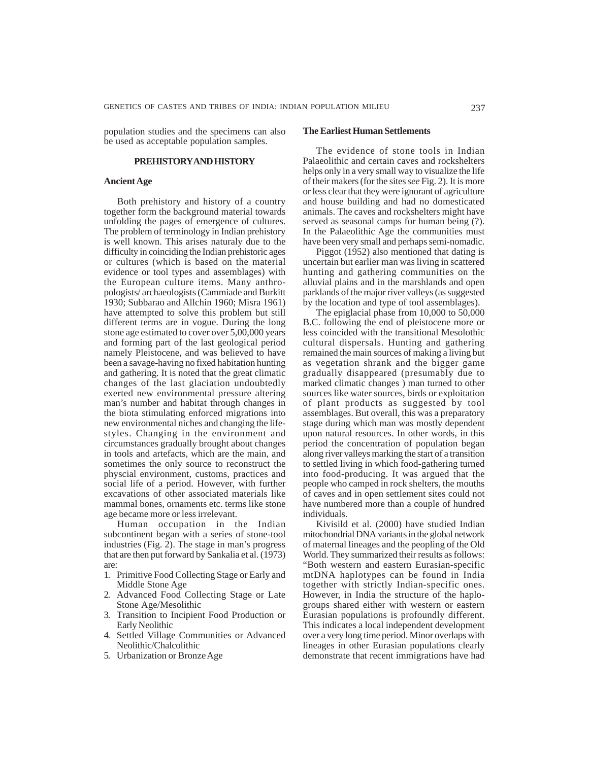population studies and the specimens can also be used as acceptable population samples.

## PREHISTORY AND HISTORY

### Ancient Age

Both prehistory and history of a country together form the background material towards unfolding the pages of emergence of cultures. The problem of terminology in Indian prehistory is well known. This arises naturaly due to the difficulty in coinciding the Indian prehistoric ages or cultures (which is based on the material evidence or tool types and assemblages) with the European culture items. Many anthropologists/ archaeologists (Cammiade and Burkitt 1930; Subbarao and Allchin 1960; Misra 1961) have attempted to solve this problem but still different terms are in vogue. During the long stone age estimated to cover over 5,00,000 years and forming part of the last geological period namely Pleistocene, and was believed to have been a savage-having no fixed habitation hunting and gathering. It is noted that the great climatic changes of the last glaciation undoubtedly exerted new environmental pressure altering man's number and habitat through changes in the biota stimulating enforced migrations into new environmental niches and changing the life-styles. Changing in the environment and circumstances gradually brought about changes in tools and artefacts, which are the main, and sometimes the only source to reconstruct the physcial environment, customs, practices and social life of a period. However, with further excavations of other associated materials like mammal bones, ornaments etc. terms like stone age became more or less irrelevant.

Human occupation in the Indian subcontinent began with a series of stone-tool industries (Fig. 2). The stage in man's progress that are then put forward by Sankalia et al. (1973) are:

1. Primitive Food Collecting Stage or Early and Middle Stone Age
2. Advanced Food Collecting Stage or Late Stone Age/Mesolithic
3. Transition to Incipient Food Production or Early Neolithic
4. Settled Village Communities or Advanced Neolithic/Chalcolithic
5. Urbanization or Bronze Age

### The Earliest Human Settlements

The evidence of stone tools in Indian Palaeolithic and certain caves and rockshelters helps only in a very small way to visualize the life of their makers (for the sites *see* Fig. 2). It is more or less clear that they were ignorant of agriculture and house building and had no domesticated animals. The caves and rockshelters might have served as seasonal camps for human being (?). In the Palaeolithic Age the communities must have been very small and perhaps semi-nomadic.

Piggot (1952) also mentioned that dating is uncertain but earlier man was living in scattered hunting and gathering communities on the alluvial plains and in the marshlands and open parklands of the major river valleys (as suggested by the location and type of tool assemblages).

The epiglacial phase from 10,000 to 50,000 B.C. following the end of pleistocene more or less coincided with the transitional Mesolothic cultural dispersals. Hunting and gathering remained the main sources of making a living but as vegetation shrank and the bigger game gradually disappeared (presumably due to marked climatic changes ) man turned to other sources like water sources, birds or exploitation of plant products as suggested by tool assemblages. But overall, this was a preparatory stage during which man was mostly dependent upon natural resources. In other words, in this period the concentration of population began along river valleys marking the start of a transition to settled living in which food-gathering turned into food-producing. It was argued that the people who camped in rock shelters, the mouths of caves and in open settlement sites could not have numbered more than a couple of hundred individuals.

Kivisild et al. (2000) have studied Indian mitochondrial DNA variants in the global network of maternal lineages and the peopling of the Old World. They summarized their results as follows: "Both western and eastern Eurasian-specific mtDNA haplotypes can be found in India together with strictly Indian-specific ones. However, in India the structure of the haplogroups shared either with western or eastern Eurasian populations is profoundly different. This indicates a local independent development over a very long time period. Minor overlaps with lineages in other Eurasian populations clearly demonstrate that recent immigrations have had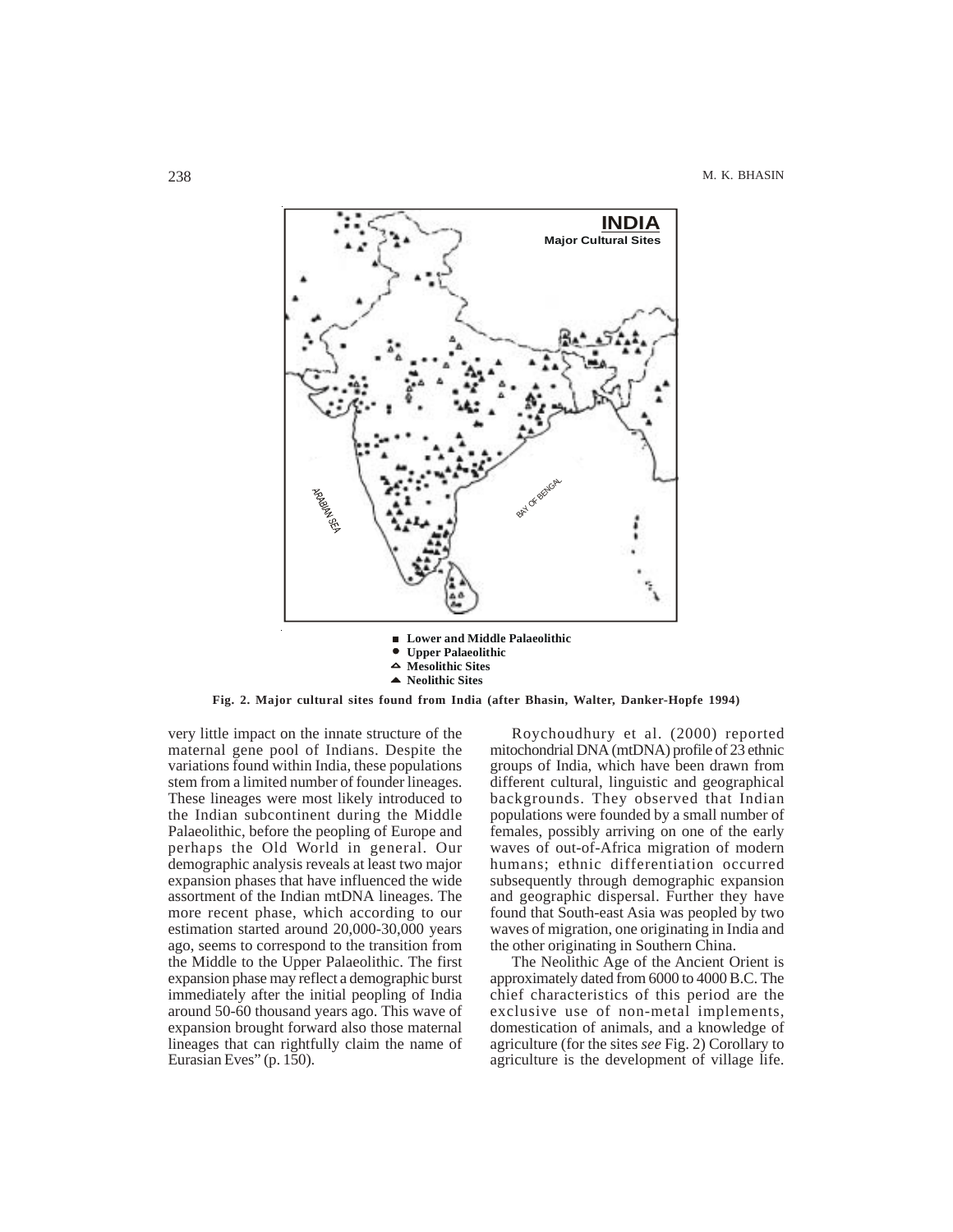Fig. 2. Major cultural sites found from India (after Bhasin, Walter, Danker-Hopfe 1994)

very little impact on the innate structure of the maternal gene pool of Indians. Despite the variations found within India, these populations stem from a limited number of founder lineages. These lineages were most likely introduced to the Indian subcontinent during the Middle Palaeolithic, before the peopling of Europe and perhaps the Old World in general. Our demographic analysis reveals at least two major expansion phases that have influenced the wide assortment of the Indian mtDNA lineages. The more recent phase, which according to our estimation started around 20,000-30,000 years ago, seems to correspond to the transition from the Middle to the Upper Palaeolithic. The first expansion phase may reflect a demographic burst immediately after the initial peopling of India around 50-60 thousand years ago. This wave of expansion brought forward also those maternal lineages that can rightfully claim the name of Eurasian Eves" (p. 150).

Roychoudhury et al. (2000) reported mitochondrial DNA (mtDNA) profile of 23 ethnic groups of India, which have been drawn from different cultural, linguistic and geographical backgrounds. They observed that Indian populations were founded by a small number of females, possibly arriving on one of the early waves of out-of-Africa migration of modern humans; ethnic differentiation occurred subsequently through demographic expansion and geographic dispersal. Further they have found that South-east Asia was peopled by two waves of migration, one originating in India and the other originating in Southern China.

The Neolithic Age of the Ancient Orient is approximately dated from 6000 to 4000 B.C. The chief characteristics of this period are the exclusive use of non-metal implements, domestication of animals, and a knowledge of agriculture (for the sites *see* Fig. 2) Corollary to agriculture is the development of village life.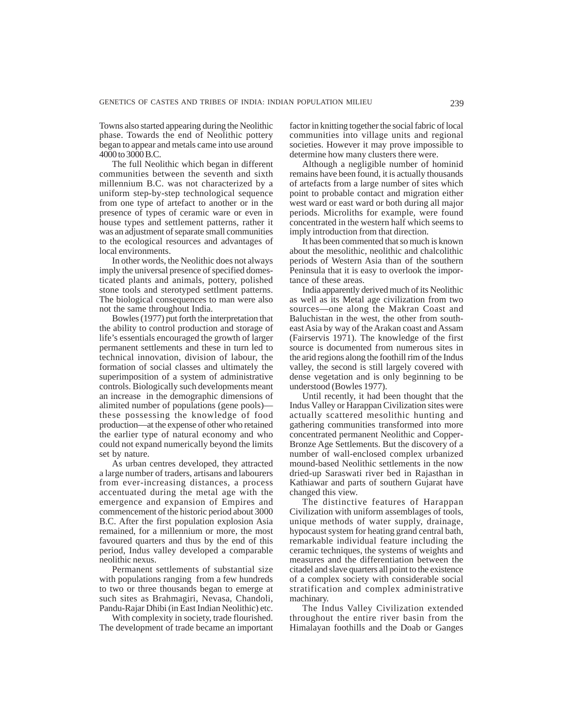Towns also started appearing during the Neolithic phase. Towards the end of Neolithic pottery began to appear and metals came into use around 4000 to 3000 B.C.

The full Neolithic which began in different communities between the seventh and sixth millennium B.C. was not characterized by a uniform step-by-step technological sequence from one type of artefact to another or in the presence of types of ceramic ware or even in house types and settlement patterns, rather it was an adjustment of separate small communities to the ecological resources and advantages of local environments.

In other words, the Neolithic does not always imply the universal presence of specified domesticated plants and animals, pottery, polished stone tools and sterotyped settlment patterns. The biological consequences to man were also not the same throughout India.

Bowles (1977) put forth the interpretation that the ability to control production and storage of life's essentials encouraged the growth of larger permanent settlements and these in turn led to technical innovation, division of labour, the formation of social classes and ultimately the superimposition of a system of administrative controls. Biologically such developments meant an increase in the demographic dimensions of alimited number of populations (gene pools)—these possessing the knowledge of food production—at the expense of other who retained the earlier type of natural economy and who could not expand numerically beyond the limits set by nature.

As urban centres developed, they attracted a large number of traders, artisans and labourers from ever-increasing distances, a process accentuated during the metal age with the emergence and expansion of Empires and commencement of the historic period about 3000 B.C. After the first population explosion Asia remained, for a millennium or more, the most favoured quarters and thus by the end of this period, Indus valley developed a comparable neolithic nexus.

Permanent settlements of substantial size with populations ranging from a few hundreds to two or three thousands began to emerge at such sites as Brahmagiri, Nevasa, Chandoli, Pandu-Rajar Dhibi (in East Indian Neolithic) etc.

With complexity in society, trade flourished. The development of trade became an important factor in knitting together the social fabric of local communities into village units and regional societies. However it may prove impossible to determine how many clusters there were.

Although a negligible number of hominid remains have been found, it is actually thousands of artefacts from a large number of sites which point to probable contact and migration either west ward or east ward or both during all major periods. Microliths for example, were found concentrated in the western half which seems to imply introduction from that direction.

It has been commented that so much is known about the mesolithic, neolithic and chalcolithic periods of Western Asia than of the southern Peninsula that it is easy to overlook the importance of these areas.

India apparently derived much of its Neolithic as well as its Metal age civilization from two sources—one along the Makran Coast and Baluchistan in the west, the other from south-east Asia by way of the Arakan coast and Assam (Fairservis 1971). The knowledge of the first source is documented from numerous sites in the arid regions along the foothill rim of the Indus valley, the second is still largely covered with dense vegetation and is only beginning to be understood (Bowles 1977).

Until recently, it had been thought that the Indus Valley or Harappan Civilization sites were actually scattered mesolithic hunting and gathering communities transformed into more concentrated permanent Neolithic and Copper-Bronze Age Settlements. But the discovery of a number of wall-enclosed complex urbanized mound-based Neolithic settlements in the now dried-up Saraswati river bed in Rajasthan in Kathiawar and parts of southern Gujarat have changed this view.

The distinctive features of Harappan Civilization with uniform assemblages of tools, unique methods of water supply, drainage, hypocaust system for heating grand central bath, remarkable individual feature including the ceramic techniques, the systems of weights and measures and the differentiation between the citadel and slave quarters all point to the existence of a complex society with considerable social stratification and complex administrative machinary.

The Indus Valley Civilization extended throughout the entire river basin from the Himalayan foothills and the Doab or Ganges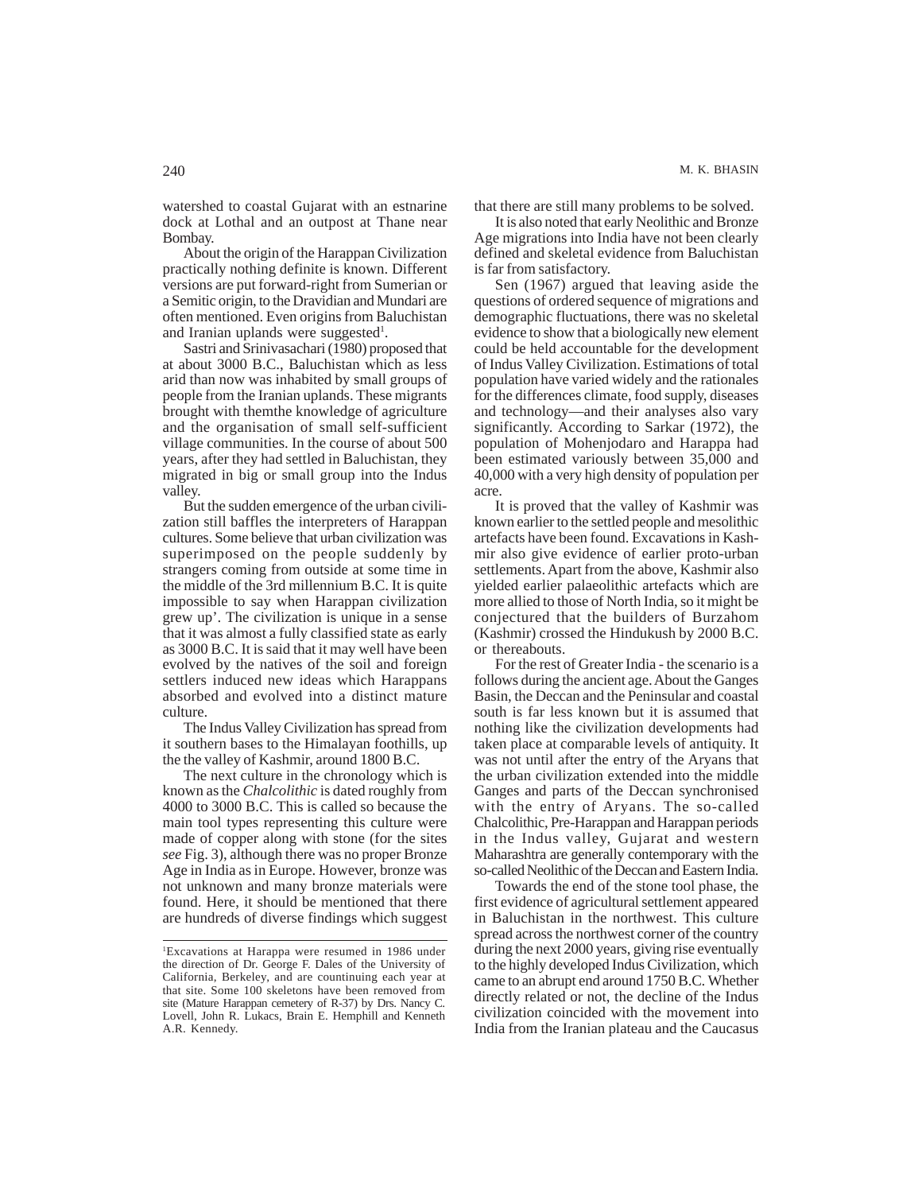watershed to coastal Gujarat with an estnarine dock at Lothal and an outpost at Thane near Bombay.

About the origin of the Harappan Civilization practically nothing definite is known. Different versions are put forward-right from Sumerian or a Semitic origin, to the Dravidian and Mundari are often mentioned. Even origins from Baluchistan and Iranian uplands were suggested[1].

Sastri and Srinivasachari (1980) proposed that at about 3000 B.C., Baluchistan which as less arid than now was inhabited by small groups of people from the Iranian uplands. These migrants brought with themthe knowledge of agriculture and the organisation of small self-sufficient village communities. In the course of about 500 years, after they had settled in Baluchistan, they migrated in big or small group into the Indus valley.

But the sudden emergence of the urban civilization still baffles the interpreters of Harappan cultures. Some believe that urban civilization was superimposed on the people suddenly by strangers coming from outside at some time in the middle of the 3rd millennium B.C. It is quite impossible to say when Harappan civilization grew up'. The civilization is unique in a sense that it was almost a fully classified state as early as 3000 B.C. It is said that it may well have been evolved by the natives of the soil and foreign settlers induced new ideas which Harappans absorbed and evolved into a distinct mature culture.

The Indus Valley Civilization has spread from it southern bases to the Himalayan foothills, up the the valley of Kashmir, around 1800 B.C.

The next culture in the chronology which is known as the *Chalcolithic* is dated roughly from 4000 to 3000 B.C. This is called so because the main tool types representing this culture were made of copper along with stone (for the sites *see* Fig. 3), although there was no proper Bronze Age in India as in Europe. However, bronze was not unknown and many bronze materials were found. Here, it should be mentioned that there are hundreds of diverse findings which suggest that there are still many problems to be solved.

It is also noted that early Neolithic and Bronze Age migrations into India have not been clearly defined and skeletal evidence from Baluchistan is far from satisfactory.

Sen (1967) argued that leaving aside the questions of ordered sequence of migrations and demographic fluctuations, there was no skeletal evidence to show that a biologically new element could be held accountable for the development of Indus Valley Civilization. Estimations of total population have varied widely and the rationales for the differences climate, food supply, diseases and technology—and their analyses also vary significantly. According to Sarkar (1972), the population of Mohenjodaro and Harappa had been estimated variously between 35,000 and 40,000 with a very high density of population per acre.

It is proved that the valley of Kashmir was known earlier to the settled people and mesolithic artefacts have been found. Excavations in Kashmir also give evidence of earlier proto-urban settlements. Apart from the above, Kashmir also yielded earlier palaeolithic artefacts which are more allied to those of North India, so it might be conjectured that the builders of Burzahom (Kashmir) crossed the Hindukush by 2000 B.C. or thereabouts.

For the rest of Greater India - the scenario is a follows during the ancient age. About the Ganges Basin, the Deccan and the Peninsular and coastal south is far less known but it is assumed that nothing like the civilization developments had taken place at comparable levels of antiquity. It was not until after the entry of the Aryans that the urban civilization extended into the middle Ganges and parts of the Deccan synchronised with the entry of Aryans. The so-called Chalcolithic, Pre-Harappan and Harappan periods in the Indus valley, Gujarat and western Maharashtra are generally contemporary with the so-called Neolithic of the Deccan and Eastern India.

Towards the end of the stone tool phase, the first evidence of agricultural settlement appeared in Baluchistan in the northwest. This culture spread across the northwest corner of the country during the next 2000 years, giving rise eventually to the highly developed Indus Civilization, which came to an abrupt end around 1750 B.C. Whether directly related or not, the decline of the Indus civilization coincided with the movement into India from the Iranian plateau and the Caucasus

---

[1]Excavations at Harappa were resumed in 1986 under the direction of Dr. George F. Dales of the University of California, Berkeley, and are countinuing each year at that site. Some 100 skeletons have been removed from site (Mature Harappan cemetery of R-37) by Drs. Nancy C. Lovell, John R. Lukacs, Brain E. Hemphill and Kenneth A.R. Kennedy.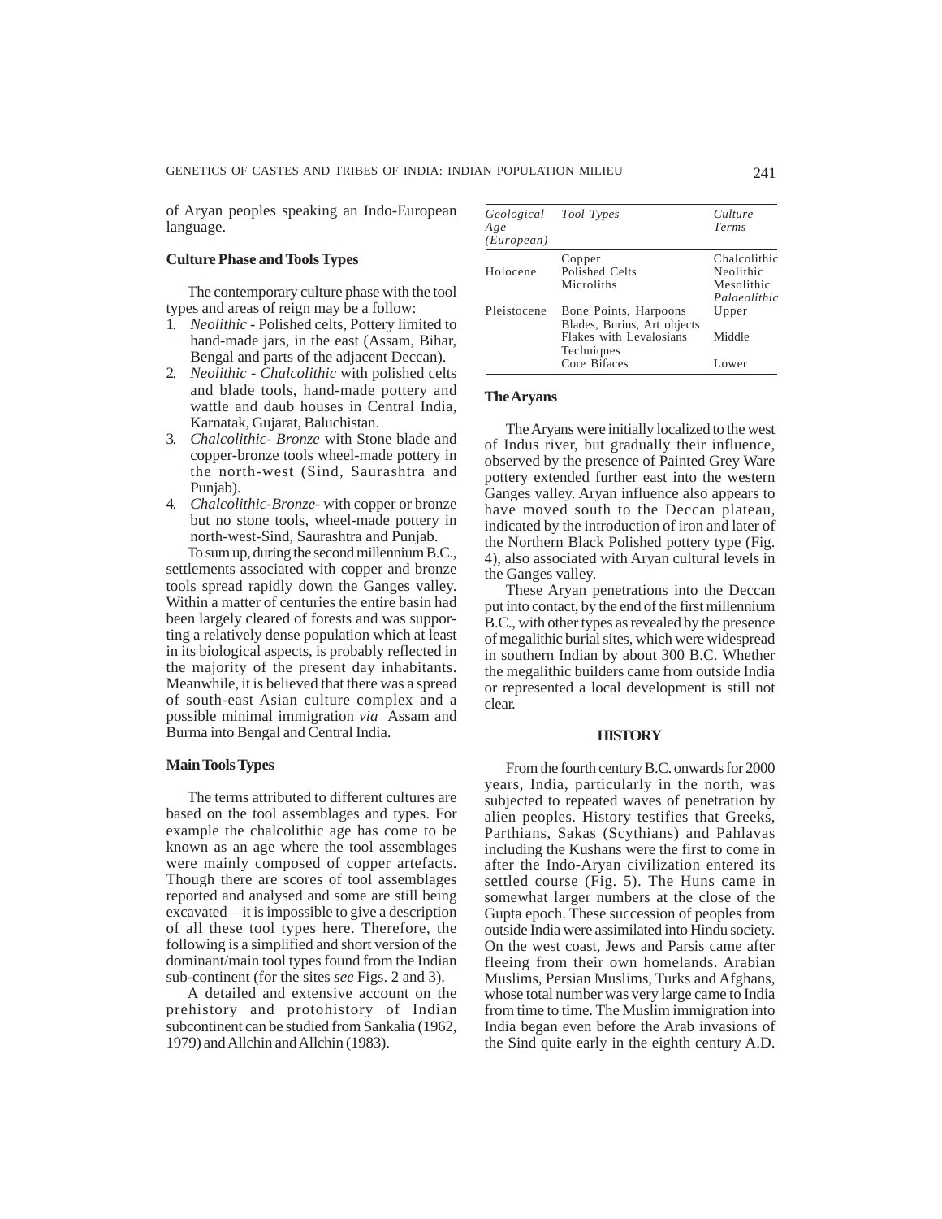of Aryan peoples speaking an Indo-European language.

### Culture Phase and Tools Types

The contemporary culture phase with the tool types and areas of reign may be a follow:

1. *Neolithic* - Polished celts, Pottery limited to hand-made jars, in the east (Assam, Bihar, Bengal and parts of the adjacent Deccan).
2. *Neolithic* - *Chalcolithic* with polished celts and blade tools, hand-made pottery and wattle and daub houses in Central India, Karnatak, Gujarat, Baluchistan.
3. *Chalcolithic- Bronze* with Stone blade and copper-bronze tools wheel-made pottery in the north-west (Sind, Saurashtra and Punjab).
4. *Chalcolithic-Bronze*- with copper or bronze but no stone tools, wheel-made pottery in north-west-Sind, Saurashtra and Punjab.

To sum up, during the second millennium B.C., settlements associated with copper and bronze tools spread rapidly down the Ganges valley. Within a matter of centuries the entire basin had been largely cleared of forests and was supporting a relatively dense population which at least in its biological aspects, is probably reflected in the majority of the present day inhabitants. Meanwhile, it is believed that there was a spread of south-east Asian culture complex and a possible minimal immigration *via* Assam and Burma into Bengal and Central India.

### Main Tools Types

The terms attributed to different cultures are based on the tool assemblages and types. For example the chalcolithic age has come to be known as an age where the tool assemblages were mainly composed of copper artefacts. Though there are scores of tool assemblages reported and analysed and some are still being excavated—it is impossible to give a description of all these tool types here. Therefore, the following is a simplified and short version of the dominant/main tool types found from the Indian sub-continent (for the sites *see* Figs. 2 and 3).

A detailed and extensive account on the prehistory and protohistory of Indian subcontinent can be studied from Sankalia (1962, 1979) and Allchin and Allchin (1983).

| *Geological Age (European)* | *Tool Types* | *Culture Terms* |
|---|---|---|
| | Copper | Chalcolithic |
| Holocene | Polished Celts | Neolithic |
| | Microliths | Mesolithic |
| | | *Palaeolithic* |
| Pleistocene | Bone Points, Harpoons Blades, Burins, Art objects | Upper |
| | Flakes with Levalosians Techniques | Middle |
| | Core Bifaces | Lower |

### The Aryans

The Aryans were initially localized to the west of Indus river, but gradually their influence, observed by the presence of Painted Grey Ware pottery extended further east into the western Ganges valley. Aryan influence also appears to have moved south to the Deccan plateau, indicated by the introduction of iron and later of the Northern Black Polished pottery type (Fig. 4), also associated with Aryan cultural levels in the Ganges valley.

These Aryan penetrations into the Deccan put into contact, by the end of the first millennium B.C., with other types as revealed by the presence of megalithic burial sites, which were widespread in southern Indian by about 300 B.C. Whether the megalithic builders came from outside India or represented a local development is still not clear.

## HISTORY

From the fourth century B.C. onwards for 2000 years, India, particularly in the north, was subjected to repeated waves of penetration by alien peoples. History testifies that Greeks, Parthians, Sakas (Scythians) and Pahlavas including the Kushans were the first to come in after the Indo-Aryan civilization entered its settled course (Fig. 5). The Huns came in somewhat larger numbers at the close of the Gupta epoch. These succession of peoples from outside India were assimilated into Hindu society. On the west coast, Jews and Parsis came after fleeing from their own homelands. Arabian Muslims, Persian Muslims, Turks and Afghans, whose total number was very large came to India from time to time. The Muslim immigration into India began even before the Arab invasions of the Sind quite early in the eighth century A.D.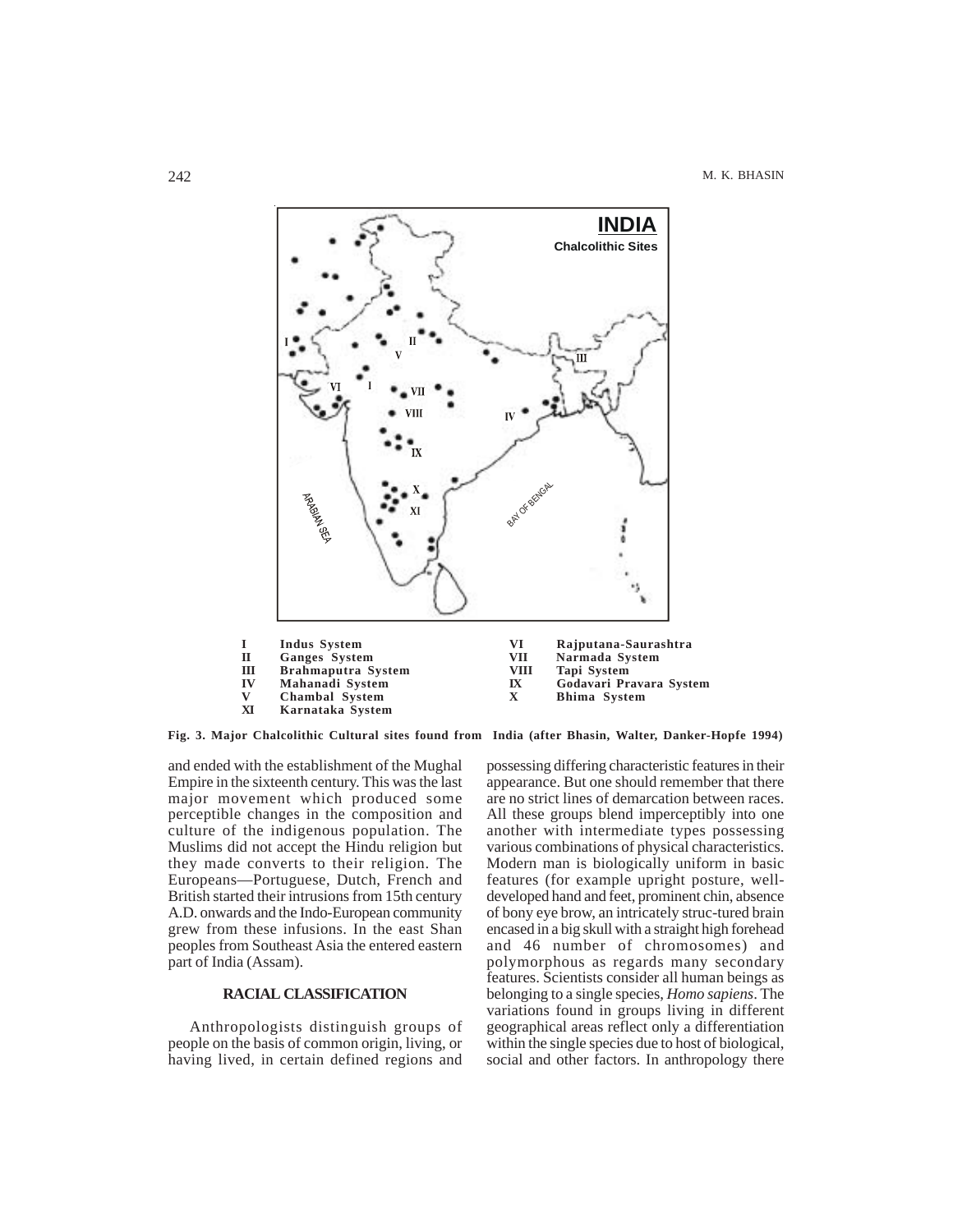| | | | |
|---|---|---|---|
| I | Indus System | VI | Rajputana-Saurashtra |
| II | Ganges System | VII | Narmada System |
| III | Brahmaputra System | VIII | Tapi System |
| IV | Mahanadi System | IX | Godavari Pravara System |
| V | Chambal System | X | Bhima System |
| XI | Karnataka System | | |

**Fig. 3. Major Chalcolithic Cultural sites found from India (after Bhasin, Walter, Danker-Hopfe 1994)**

and ended with the establishment of the Mughal Empire in the sixteenth century. This was the last major movement which produced some perceptible changes in the composition and culture of the indigenous population. The Muslims did not accept the Hindu religion but they made converts to their religion. The Europeans—Portuguese, Dutch, French and British started their intrusions from 15th century A.D. onwards and the Indo-European community grew from these infusions. In the east Shan peoples from Southeast Asia the entered eastern part of India (Assam).

## RACIAL CLASSIFICATION

Anthropologists distinguish groups of people on the basis of common origin, living, or having lived, in certain defined regions and possessing differing characteristic features in their appearance. But one should remember that there are no strict lines of demarcation between races. All these groups blend imperceptibly into one another with intermediate types possessing various combinations of physical characteristics. Modern man is biologically uniform in basic features (for example upright posture, well-developed hand and feet, prominent chin, absence of bony eye brow, an intricately struc-tured brain encased in a big skull with a straight high forehead and 46 number of chromosomes) and polymorphous as regards many secondary features. Scientists consider all human beings as belonging to a single species, *Homo sapiens*. The variations found in groups living in different geographical areas reflect only a differentiation within the single species due to host of biological, social and other factors. In anthropology there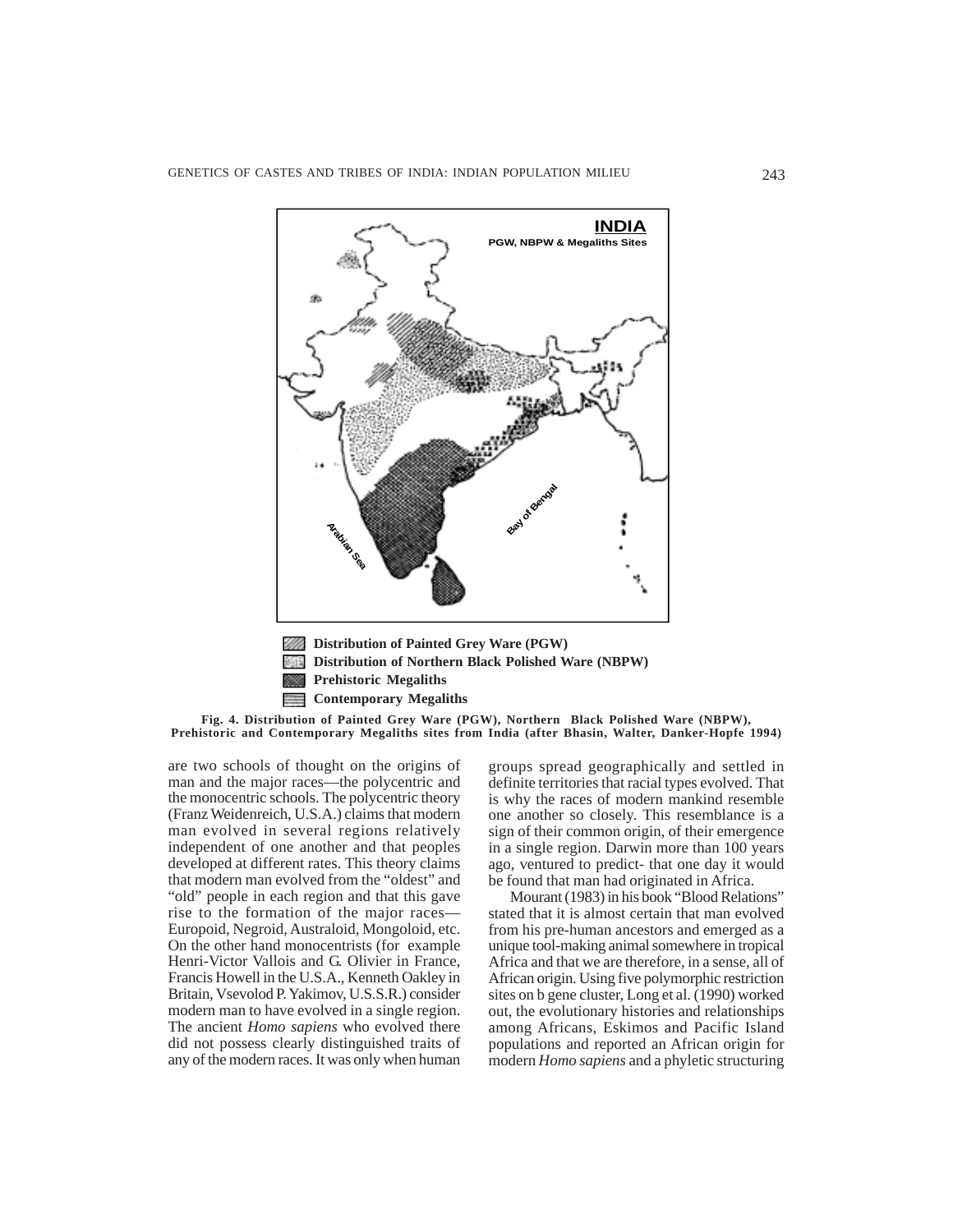**Fig. 4. Distribution of Painted Grey Ware (PGW), Northern Black Polished Ware (NBPW), Prehistoric and Contemporary Megaliths sites from India (after Bhasin, Walter, Danker-Hopfe 1994)**

are two schools of thought on the origins of man and the major races—the polycentric and the monocentric schools. The polycentric theory (Franz Weidenreich, U.S.A.) claims that modern man evolved in several regions relatively independent of one another and that peoples developed at different rates. This theory claims that modern man evolved from the "oldest" and "old" people in each region and that this gave rise to the formation of the major races—Europoid, Negroid, Australoid, Mongoloid, etc. On the other hand monocentrists (for example Henri-Victor Vallois and G. Olivier in France, Francis Howell in the U.S.A., Kenneth Oakley in Britain, Vsevolod P. Yakimov, U.S.S.R.) consider modern man to have evolved in a single region. The ancient *Homo sapiens* who evolved there did not possess clearly distinguished traits of any of the modern races. It was only when human groups spread geographically and settled in definite territories that racial types evolved. That is why the races of modern mankind resemble one another so closely. This resemblance is a sign of their common origin, of their emergence in a single region. Darwin more than 100 years ago, ventured to predict- that one day it would be found that man had originated in Africa.

Mourant (1983) in his book "Blood Relations" stated that it is almost certain that man evolved from his pre-human ancestors and emerged as a unique tool-making animal somewhere in tropical Africa and that we are therefore, in a sense, all of African origin. Using five polymorphic restriction sites on b gene cluster, Long et al. (1990) worked out, the evolutionary histories and relationships among Africans, Eskimos and Pacific Island populations and reported an African origin for modern *Homo sapiens* and a phyletic structuring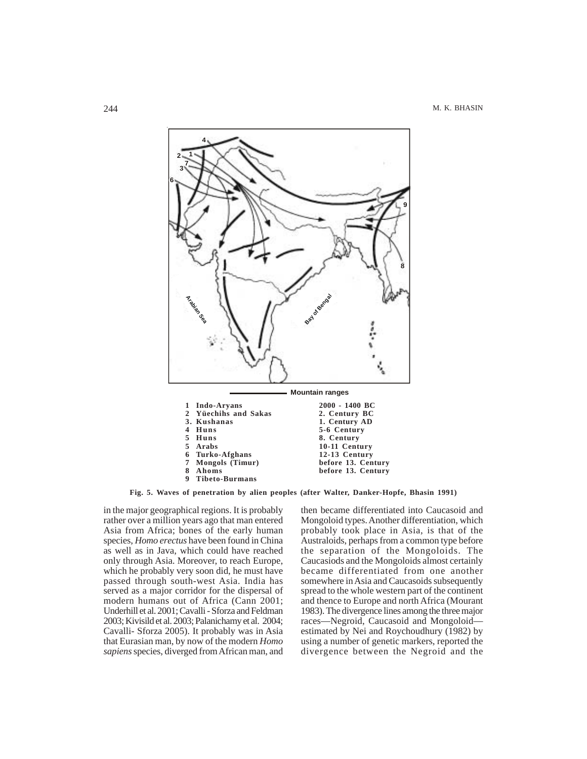Mountain ranges

| | | |
|---|---|---|
| 1 | Indo-Aryans | 2000 - 1400 BC |
| 2 | Yüechihs and Sakas | 2. Century BC |
| 3. | Kushanas | 1. Century AD |
| 4 | Huns | 5-6 Century |
| 5 | Huns | 8. Century |
| 5 | Arabs | 10-11 Century |
| 6 | Turko-Afghans | 12-13 Century |
| 7 | Mongols (Timur) | before 13. Century |
| 8 | Ahoms | before 13. Century |
| 9 | Tibeto-Burmans | |

**Fig. 5. Waves of penetration by alien peoples (after Walter, Danker-Hopfe, Bhasin 1991)**

in the major geographical regions. It is probably rather over a million years ago that man entered Asia from Africa; bones of the early human species, *Homo erectus* have been found in China as well as in Java, which could have reached only through Asia. Moreover, to reach Europe, which he probably very soon did, he must have passed through south-west Asia. India has served as a major corridor for the dispersal of modern humans out of Africa (Cann 2001; Underhill et al. 2001; Cavalli - Sforza and Feldman 2003; Kivisild et al. 2003; Palanichamy et al. 2004; Cavalli- Sforza 2005). It probably was in Asia that Eurasian man, by now of the modern *Homo sapiens* species, diverged from African man, and then became differentiated into Caucasoid and Mongoloid types. Another differentiation, which probably took place in Asia, is that of the Australoids, perhaps from a common type before the separation of the Mongoloids. The Caucasiods and the Mongoloids almost certainly became differentiated from one another somewhere in Asia and Caucasoids subsequently spread to the whole western part of the continent and thence to Europe and north Africa (Mourant 1983). The divergence lines among the three major races—Negroid, Caucasoid and Mongoloid—estimated by Nei and Roychoudhury (1982) by using a number of genetic markers, reported the divergence between the Negroid and the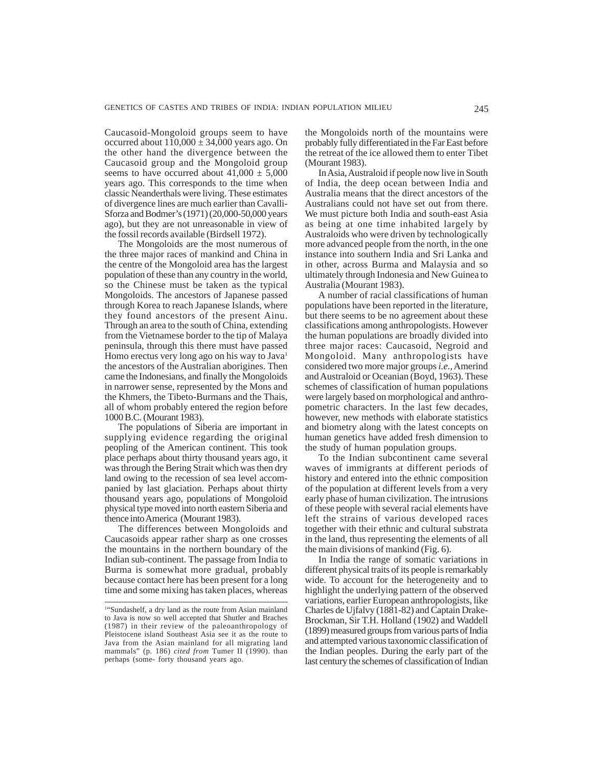Caucasoid-Mongoloid groups seem to have occurred about 110,000 ± 34,000 years ago. On the other hand the divergence between the Caucasoid group and the Mongoloid group seems to have occurred about 41,000 ± 5,000 years ago. This corresponds to the time when classic Neanderthals were living. These estimates of divergence lines are much earlier than Cavalli-Sforza and Bodmer's (1971) (20,000-50,000 years ago), but they are not unreasonable in view of the fossil records available (Birdsell 1972).

The Mongoloids are the most numerous of the three major races of mankind and China in the centre of the Mongoloid area has the largest population of these than any country in the world, so the Chinese must be taken as the typical Mongoloids. The ancestors of Japanese passed through Korea to reach Japanese Islands, where they found ancestors of the present Ainu. Through an area to the south of China, extending from the Vietnamese border to the tip of Malaya peninsula, through this there must have passed Homo erectus very long ago on his way to Java[1] the ancestors of the Australian aborigines. Then came the Indonesians, and finally the Mongoloids in narrower sense, represented by the Mons and the Khmers, the Tibeto-Burmans and the Thais, all of whom probably entered the region before 1000 B.C. (Mourant 1983).

The populations of Siberia are important in supplying evidence regarding the original peopling of the American continent. This took place perhaps about thirty thousand years ago, it was through the Bering Strait which was then dry land owing to the recession of sea level accompanied by last glaciation. Perhaps about thirty thousand years ago, populations of Mongoloid physical type moved into north eastern Siberia and thence into America (Mourant 1983).

The differences between Mongoloids and Caucasoids appear rather sharp as one crosses the mountains in the northern boundary of the Indian sub-continent. The passage from India to Burma is somewhat more gradual, probably because contact here has been present for a long time and some mixing has taken places, whereas the Mongoloids north of the mountains were probably fully differentiated in the Far East before the retreat of the ice allowed them to enter Tibet (Mourant 1983).

In Asia, Australoid if people now live in South of India, the deep ocean between India and Australia means that the direct ancestors of the Australians could not have set out from there. We must picture both India and south-east Asia as being at one time inhabited largely by Australoids who were driven by technologically more advanced people from the north, in the one instance into southern India and Sri Lanka and in other, across Burma and Malaysia and so ultimately through Indonesia and New Guinea to Australia (Mourant 1983).

A number of racial classifications of human populations have been reported in the literature, but there seems to be no agreement about these classifications among anthropologists. However the human populations are broadly divided into three major races: Caucasoid, Negroid and Mongoloid. Many anthropologists have considered two more major groups *i.e.*, Amerind and Australoid or Oceanian (Boyd, 1963). These schemes of classification of human populations were largely based on morphological and anthropometric characters. In the last few decades, however, new methods with elaborate statistics and biometry along with the latest concepts on human genetics have added fresh dimension to the study of human population groups.

To the Indian subcontinent came several waves of immigrants at different periods of history and entered into the ethnic composition of the population at different levels from a very early phase of human civilization. The intrusions of these people with several racial elements have left the strains of various developed races together with their ethnic and cultural substrata in the land, thus representing the elements of all the main divisions of mankind (Fig. 6).

In India the range of somatic variations in different physical traits of its people is remarkably wide. To account for the heterogeneity and to highlight the underlying pattern of the observed variations, earlier European anthropologists, like Charles de Ujfalvy (1881-82) and Captain Drake-Brockman, Sir T.H. Holland (1902) and Waddell (1899) measured groups from various parts of India and attempted various taxonomic classification of the Indian peoples. During the early part of the last century the schemes of classification of Indian

---

[1] "Sundashelf, a dry land as the route from Asian mainland to Java is now so well accepted that Shutler and Braches (1987) in their review of the paleoanthropology of Pleistocene island Southeast Asia see it as the route to Java from the Asian mainland for all migrating land mammals" (p. 186) *cited from* Tumer II (1990). than perhaps (some- forty thousand years ago.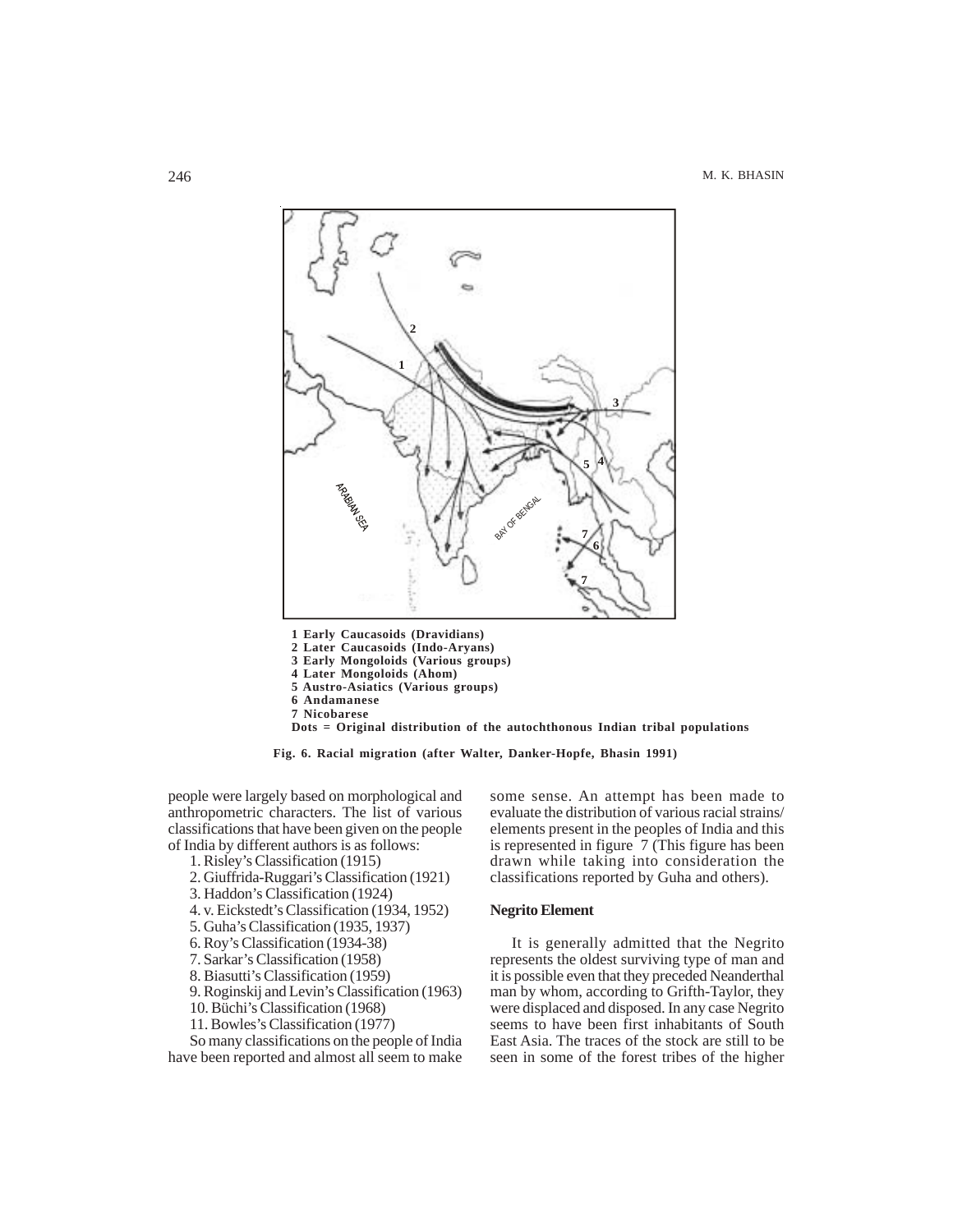1 Early Caucasoids (Dravidians)
2 Later Caucasoids (Indo-Aryans)
3 Early Mongoloids (Various groups)
4 Later Mongoloids (Ahom)
5 Austro-Asiatics (Various groups)
6 Andamanese
7 Nicobarese
Dots = Original distribution of the autochthonous Indian tribal populations

**Fig. 6. Racial migration (after Walter, Danker-Hopfe, Bhasin 1991)**

people were largely based on morphological and anthropometric characters. The list of various classifications that have been given on the people of India by different authors is as follows:

1. Risley's Classification (1915)
2. Giuffrida-Ruggari's Classification (1921)
3. Haddon's Classification (1924)
4. v. Eickstedt's Classification (1934, 1952)
5. Guha's Classification (1935, 1937)
6. Roy's Classification (1934-38)
7. Sarkar's Classification (1958)
8. Biasutti's Classification (1959)
9. Roginskij and Levin's Classification (1963)
10. Büchi's Classification (1968)
11. Bowles's Classification (1977)

So many classifications on the people of India have been reported and almost all seem to make some sense. An attempt has been made to evaluate the distribution of various racial strains/ elements present in the peoples of India and this is represented in figure 7 (This figure has been drawn while taking into consideration the classifications reported by Guha and others).

### Negrito Element

It is generally admitted that the Negrito represents the oldest surviving type of man and it is possible even that they preceded Neanderthal man by whom, according to Grifth-Taylor, they were displaced and disposed. In any case Negrito seems to have been first inhabitants of South East Asia. The traces of the stock are still to be seen in some of the forest tribes of the higher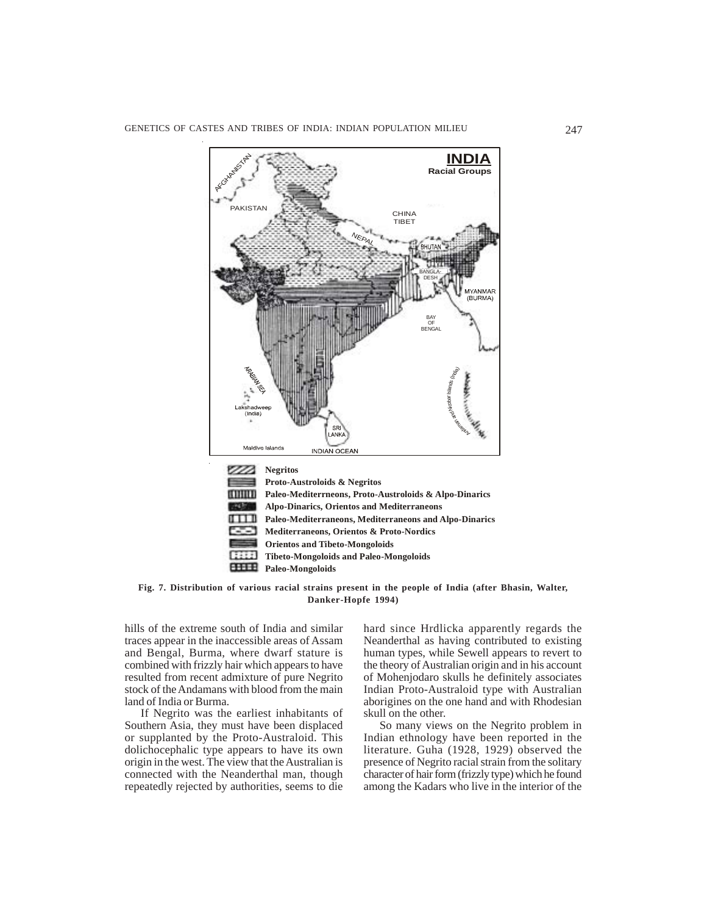Negritos
Proto-Austroloids & Negritos
Paleo-Mediterrneons, Proto-Austroloids & Alpo-Dinarics
Alpo-Dinarics, Orientos and Mediterraneons
Paleo-Mediterraneons, Mediterraneons and Alpo-Dinarics
Mediterraneons, Orientos & Proto-Nordics
Orientos and Tibeto-Mongoloids
Tibeto-Mongoloids and Paleo-Mongoloids
Paleo-Mongoloids

**Fig. 7. Distribution of various racial strains present in the people of India (after Bhasin, Walter, Danker-Hopfe 1994)**

hills of the extreme south of India and similar traces appear in the inaccessible areas of Assam and Bengal, Burma, where dwarf stature is combined with frizzly hair which appears to have resulted from recent admixture of pure Negrito stock of the Andamans with blood from the main land of India or Burma.

If Negrito was the earliest inhabitants of Southern Asia, they must have been displaced or supplanted by the Proto-Australoid. This dolichocephalic type appears to have its own origin in the west. The view that the Australian is connected with the Neanderthal man, though repeatedly rejected by authorities, seems to die hard since Hrdlicka apparently regards the Neanderthal as having contributed to existing human types, while Sewell appears to revert to the theory of Australian origin and in his account of Mohenjodaro skulls he definitely associates Indian Proto-Australoid type with Australian aborigines on the one hand and with Rhodesian skull on the other.

So many views on the Negrito problem in Indian ethnology have been reported in the literature. Guha (1928, 1929) observed the presence of Negrito racial strain from the solitary character of hair form (frizzly type) which he found among the Kadars who live in the interior of the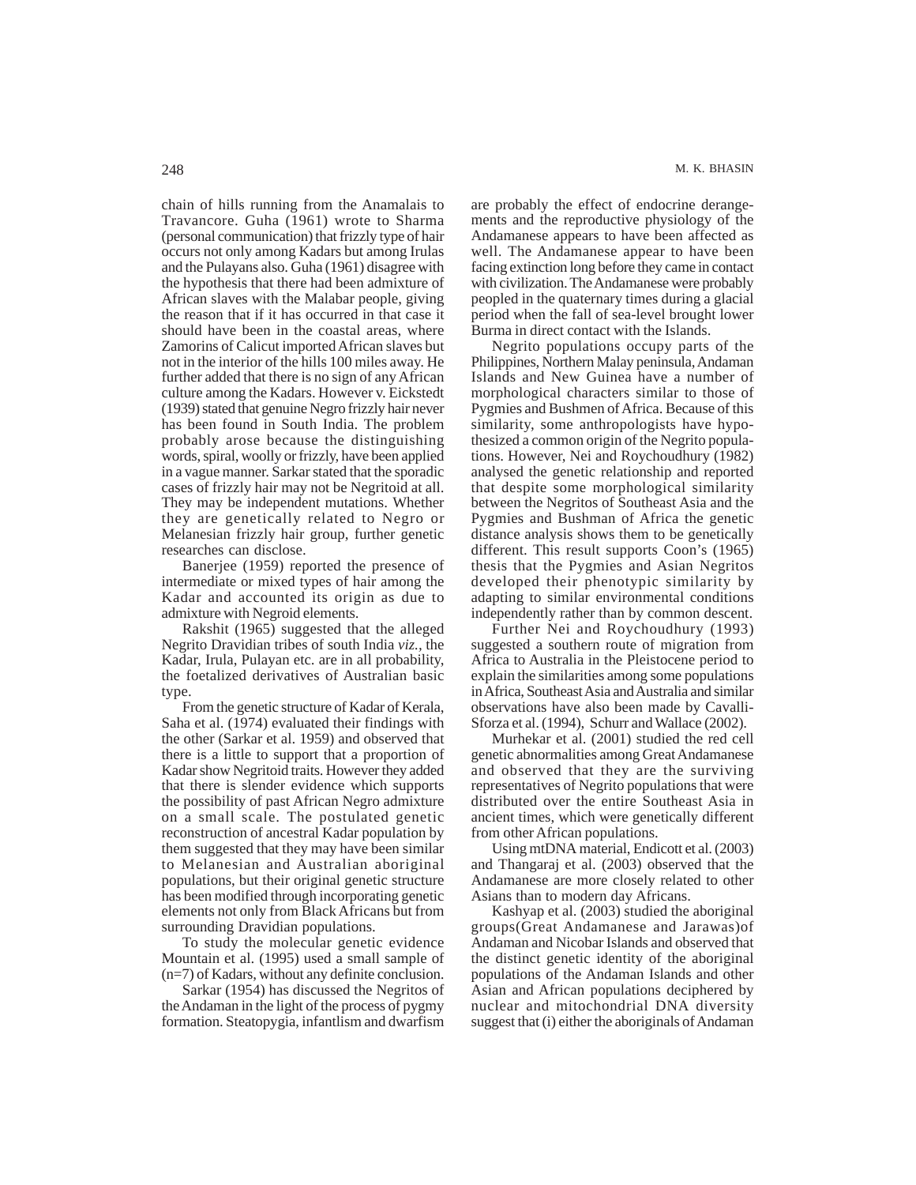chain of hills running from the Anamalais to Travancore. Guha (1961) wrote to Sharma (personal communication) that frizzly type of hair occurs not only among Kadars but among Irulas and the Pulayans also. Guha (1961) disagree with the hypothesis that there had been admixture of African slaves with the Malabar people, giving the reason that if it has occurred in that case it should have been in the coastal areas, where Zamorins of Calicut imported African slaves but not in the interior of the hills 100 miles away. He further added that there is no sign of any African culture among the Kadars. However v. Eickstedt (1939) stated that genuine Negro frizzly hair never has been found in South India. The problem probably arose because the distinguishing words, spiral, woolly or frizzly, have been applied in a vague manner. Sarkar stated that the sporadic cases of frizzly hair may not be Negritoid at all. They may be independent mutations. Whether they are genetically related to Negro or Melanesian frizzly hair group, further genetic researches can disclose.

Banerjee (1959) reported the presence of intermediate or mixed types of hair among the Kadar and accounted its origin as due to admixture with Negroid elements.

Rakshit (1965) suggested that the alleged Negrito Dravidian tribes of south India *viz.*, the Kadar, Irula, Pulayan etc. are in all probability, the foetalized derivatives of Australian basic type.

From the genetic structure of Kadar of Kerala, Saha et al. (1974) evaluated their findings with the other (Sarkar et al. 1959) and observed that there is a little to support that a proportion of Kadar show Negritoid traits. However they added that there is slender evidence which supports the possibility of past African Negro admixture on a small scale. The postulated genetic reconstruction of ancestral Kadar population by them suggested that they may have been similar to Melanesian and Australian aboriginal populations, but their original genetic structure has been modified through incorporating genetic elements not only from Black Africans but from surrounding Dravidian populations.

To study the molecular genetic evidence Mountain et al. (1995) used a small sample of (n=7) of Kadars, without any definite conclusion.

Sarkar (1954) has discussed the Negritos of the Andaman in the light of the process of pygmy formation. Steatopygia, infantlism and dwarfism are probably the effect of endocrine derangements and the reproductive physiology of the Andamanese appears to have been affected as well. The Andamanese appear to have been facing extinction long before they came in contact with civilization. The Andamanese were probably peopled in the quaternary times during a glacial period when the fall of sea-level brought lower Burma in direct contact with the Islands.

Negrito populations occupy parts of the Philippines, Northern Malay peninsula, Andaman Islands and New Guinea have a number of morphological characters similar to those of Pygmies and Bushmen of Africa. Because of this similarity, some anthropologists have hypothesized a common origin of the Negrito populations. However, Nei and Roychoudhury (1982) analysed the genetic relationship and reported that despite some morphological similarity between the Negritos of Southeast Asia and the Pygmies and Bushman of Africa the genetic distance analysis shows them to be genetically different. This result supports Coon's (1965) thesis that the Pygmies and Asian Negritos developed their phenotypic similarity by adapting to similar environmental conditions independently rather than by common descent.

Further Nei and Roychoudhury (1993) suggested a southern route of migration from Africa to Australia in the Pleistocene period to explain the similarities among some populations in Africa, Southeast Asia and Australia and similar observations have also been made by Cavalli-Sforza et al. (1994), Schurr and Wallace (2002).

Murhekar et al. (2001) studied the red cell genetic abnormalities among Great Andamanese and observed that they are the surviving representatives of Negrito populations that were distributed over the entire Southeast Asia in ancient times, which were genetically different from other African populations.

Using mtDNA material, Endicott et al. (2003) and Thangaraj et al. (2003) observed that the Andamanese are more closely related to other Asians than to modern day Africans.

Kashyap et al. (2003) studied the aboriginal groups(Great Andamanese and Jarawas)of Andaman and Nicobar Islands and observed that the distinct genetic identity of the aboriginal populations of the Andaman Islands and other Asian and African populations deciphered by nuclear and mitochondrial DNA diversity suggest that (i) either the aboriginals of Andaman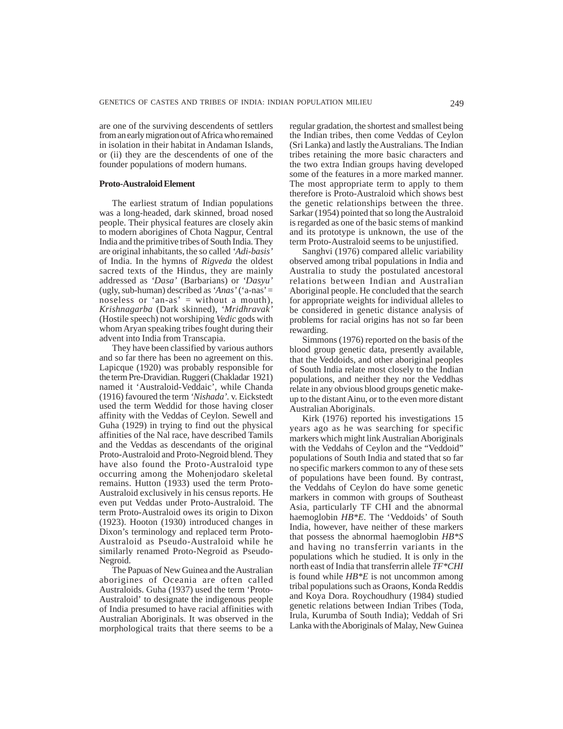are one of the surviving descendents of settlers from an early migration out of Africa who remained in isolation in their habitat in Andaman Islands, or (ii) they are the descendents of one of the founder populations of modern humans.

**Proto-Australoid Element**

The earliest stratum of Indian populations was a long-headed, dark skinned, broad nosed people. Their physical features are closely akin to modern aborigines of Chota Nagpur, Central India and the primitive tribes of South India. They are original inhabitants, the so called *'Adi-basis'* of India. In the hymns of *Rigveda* the oldest sacred texts of the Hindus, they are mainly addressed as *'Dasa'* (Barbarians) or *'Dasyu'* (ugly, sub-human) described as *'Anas'* ('a-nas' = noseless or 'an-as' = without a mouth), *Krishnagarba* (Dark skinned), *'Mridhravak'* (Hostile speech) not worshiping *Vedic* gods with whom Aryan speaking tribes fought during their advent into India from Transcapia.

They have been classified by various authors and so far there has been no agreement on this. Lapicque (1920) was probably responsible for the term Pre-Dravidian. Ruggeri (Chakladar 1921) named it 'Australoid-Veddaic', while Chanda (1916) favoured the term *'Nishada'*. v. Eickstedt used the term Weddid for those having closer affinity with the Veddas of Ceylon. Sewell and Guha (1929) in trying to find out the physical affinities of the Nal race, have described Tamils and the Veddas as descendants of the original Proto-Australoid and Proto-Negroid blend. They have also found the Proto-Australoid type occurring among the Mohenjodaro skeletal remains. Hutton (1933) used the term Proto-Australoid exclusively in his census reports. He even put Veddas under Proto-Australoid. The term Proto-Australoid owes its origin to Dixon (1923). Hooton (1930) introduced changes in Dixon's terminology and replaced term Proto-Australoid as Pseudo-Australoid while he similarly renamed Proto-Negroid as Pseudo-Negroid.

The Papuas of New Guinea and the Australian aborigines of Oceania are often called Australoids. Guha (1937) used the term 'Proto-Australoid' to designate the indigenous people of India presumed to have racial affinities with Australian Aboriginals. It was observed in the morphological traits that there seems to be a regular gradation, the shortest and smallest being the Indian tribes, then come Veddas of Ceylon (Sri Lanka) and lastly the Australians. The Indian tribes retaining the more basic characters and the two extra Indian groups having developed some of the features in a more marked manner. The most appropriate term to apply to them therefore is Proto-Australoid which shows best the genetic relationships between the three. Sarkar (1954) pointed that so long the Australoid is regarded as one of the basic stems of mankind and its prototype is unknown, the use of the term Proto-Australoid seems to be unjustified.

Sanghvi (1976) compared allelic variability observed among tribal populations in India and Australia to study the postulated ancestoral relations between Indian and Australian Aboriginal people. He concluded that the search for appropriate weights for individual alleles to be considered in genetic distance analysis of problems for racial origins has not so far been rewarding.

Simmons (1976) reported on the basis of the blood group genetic data, presently available, that the Veddoids, and other aboriginal peoples of South India relate most closely to the Indian populations, and neither they nor the Veddhas relate in any obvious blood groups genetic make-up to the distant Ainu, or to the even more distant Australian Aboriginals.

Kirk (1976) reported his investigations 15 years ago as he was searching for specific markers which might link Australian Aboriginals with the Veddahs of Ceylon and the "Veddoid" populations of South India and stated that so far no specific markers common to any of these sets of populations have been found. By contrast, the Veddahs of Ceylon do have some genetic markers in common with groups of Southeast Asia, particularly TF CHI and the abnormal haemoglobin *HB\*E*. The 'Veddoids' of South India, however, have neither of these markers that possess the abnormal haemoglobin *HB\*S* and having no transferrin variants in the populations which he studied. It is only in the north east of India that transferrin allele *TF\*CHI* is found while *HB\*E* is not uncommon among tribal populations such as Oraons, Konda Reddis and Koya Dora. Roychoudhury (1984) studied genetic relations between Indian Tribes (Toda, Irula, Kurumba of South India); Veddah of Sri Lanka with the Aboriginals of Malay, New Guinea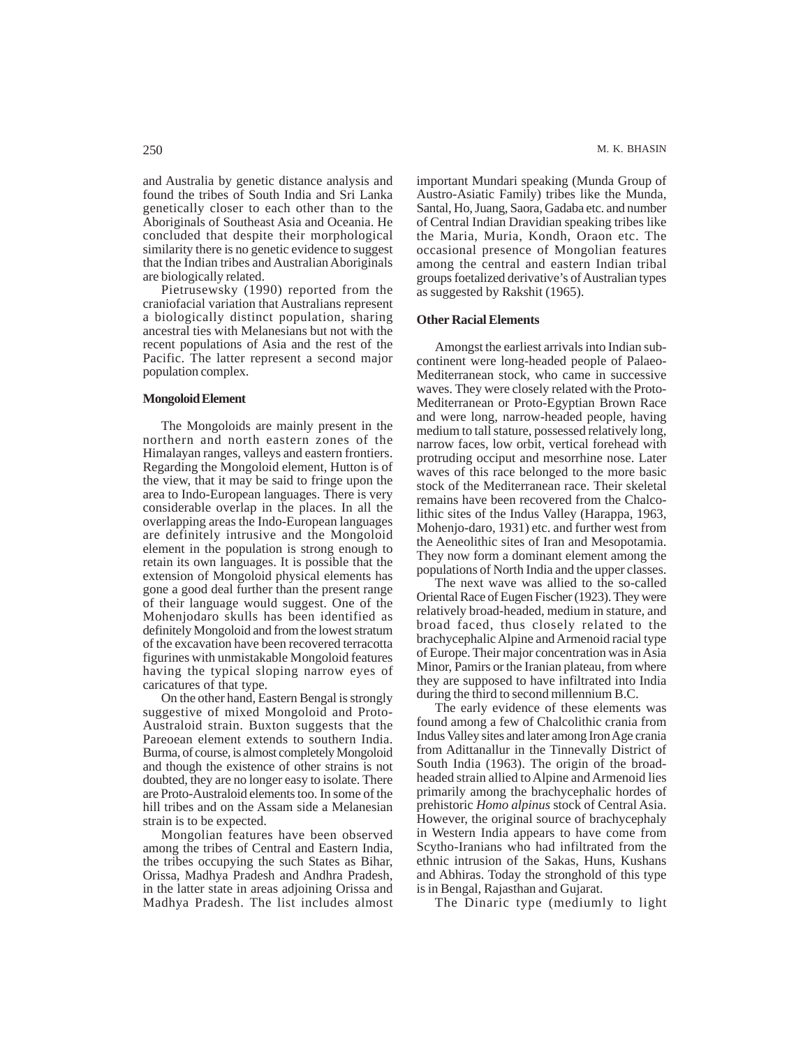and Australia by genetic distance analysis and found the tribes of South India and Sri Lanka genetically closer to each other than to the Aboriginals of Southeast Asia and Oceania. He concluded that despite their morphological similarity there is no genetic evidence to suggest that the Indian tribes and Australian Aboriginals are biologically related.

Pietrusewsky (1990) reported from the craniofacial variation that Australians represent a biologically distinct population, sharing ancestral ties with Melanesians but not with the recent populations of Asia and the rest of the Pacific. The latter represent a second major population complex.

### Mongoloid Element

The Mongoloids are mainly present in the northern and north eastern zones of the Himalayan ranges, valleys and eastern frontiers. Regarding the Mongoloid element, Hutton is of the view, that it may be said to fringe upon the area to Indo-European languages. There is very considerable overlap in the places. In all the overlapping areas the Indo-European languages are definitely intrusive and the Mongoloid element in the population is strong enough to retain its own languages. It is possible that the extension of Mongoloid physical elements has gone a good deal further than the present range of their language would suggest. One of the Mohenjodaro skulls has been identified as definitely Mongoloid and from the lowest stratum of the excavation have been recovered terracotta figurines with unmistakable Mongoloid features having the typical sloping narrow eyes of caricatures of that type.

On the other hand, Eastern Bengal is strongly suggestive of mixed Mongoloid and Proto-Australoid strain. Buxton suggests that the Pareoean element extends to southern India. Burma, of course, is almost completely Mongoloid and though the existence of other strains is not doubted, they are no longer easy to isolate. There are Proto-Australoid elements too. In some of the hill tribes and on the Assam side a Melanesian strain is to be expected.

Mongolian features have been observed among the tribes of Central and Eastern India, the tribes occupying the such States as Bihar, Orissa, Madhya Pradesh and Andhra Pradesh, in the latter state in areas adjoining Orissa and Madhya Pradesh. The list includes almost important Mundari speaking (Munda Group of Austro-Asiatic Family) tribes like the Munda, Santal, Ho, Juang, Saora, Gadaba etc. and number of Central Indian Dravidian speaking tribes like the Maria, Muria, Kondh, Oraon etc. The occasional presence of Mongolian features among the central and eastern Indian tribal groups foetalized derivative's of Australian types as suggested by Rakshit (1965).

### Other Racial Elements

Amongst the earliest arrivals into Indian sub-continent were long-headed people of Palaeo-Mediterranean stock, who came in successive waves. They were closely related with the Proto-Mediterranean or Proto-Egyptian Brown Race and were long, narrow-headed people, having medium to tall stature, possessed relatively long, narrow faces, low orbit, vertical forehead with protruding occiput and mesorrhine nose. Later waves of this race belonged to the more basic stock of the Mediterranean race. Their skeletal remains have been recovered from the Chalcolithic sites of the Indus Valley (Harappa, 1963, Mohenjo-daro, 1931) etc. and further west from the Aeneolithic sites of Iran and Mesopotamia. They now form a dominant element among the populations of North India and the upper classes.

The next wave was allied to the so-called Oriental Race of Eugen Fischer (1923). They were relatively broad-headed, medium in stature, and broad faced, thus closely related to the brachycephalic Alpine and Armenoid racial type of Europe. Their major concentration was in Asia Minor, Pamirs or the Iranian plateau, from where they are supposed to have infiltrated into India during the third to second millennium B.C.

The early evidence of these elements was found among a few of Chalcolithic crania from Indus Valley sites and later among Iron Age crania from Adittanallur in the Tinnevally District of South India (1963). The origin of the broad-headed strain allied to Alpine and Armenoid lies primarily among the brachycephalic hordes of prehistoric *Homo alpinus* stock of Central Asia. However, the original source of brachycephaly in Western India appears to have come from Scytho-Iranians who had infiltrated from the ethnic intrusion of the Sakas, Huns, Kushans and Abhiras. Today the stronghold of this type is in Bengal, Rajasthan and Gujarat.

The Dinaric type (mediumly to light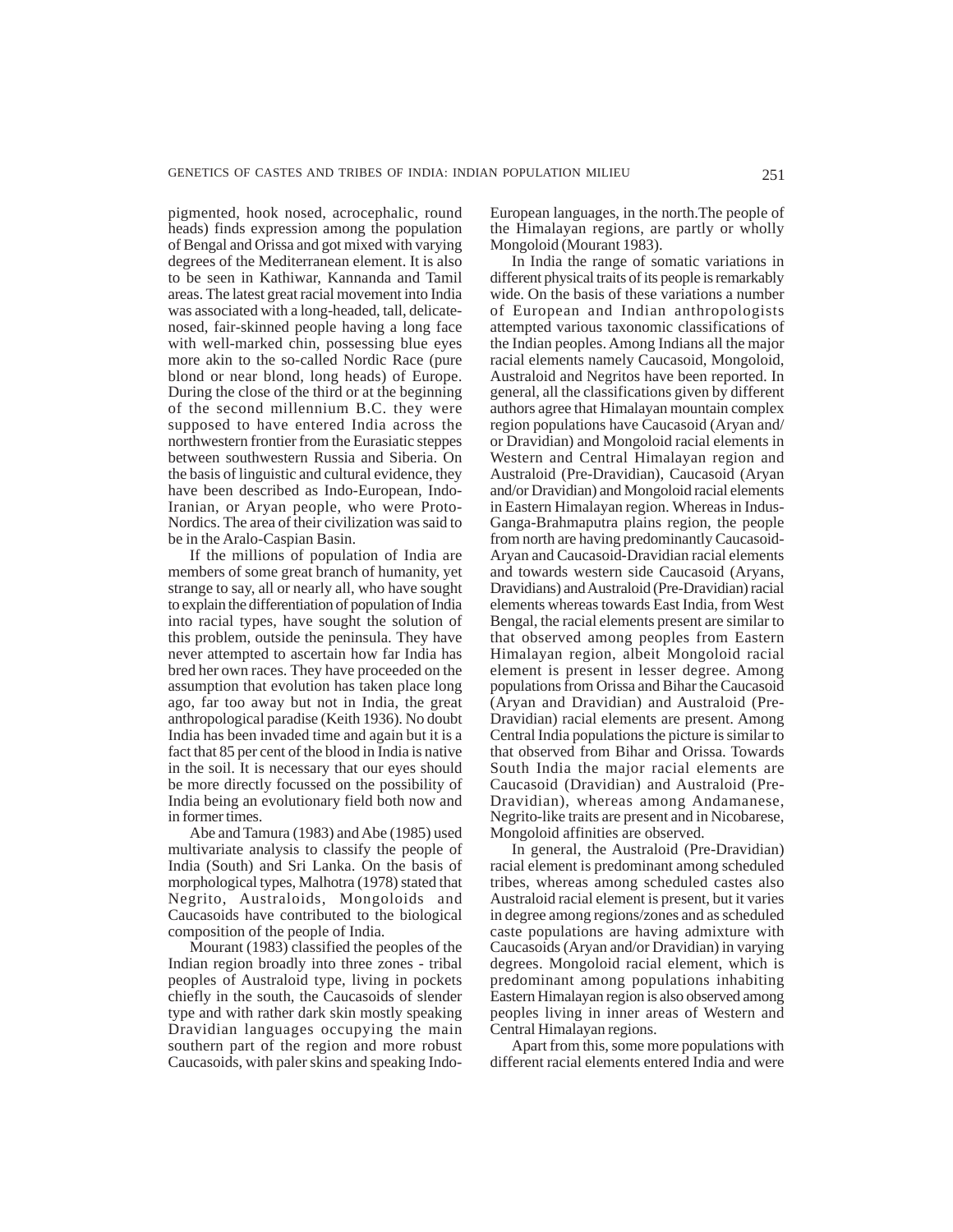pigmented, hook nosed, acrocephalic, round heads) finds expression among the population of Bengal and Orissa and got mixed with varying degrees of the Mediterranean element. It is also to be seen in Kathiwar, Kannanda and Tamil areas. The latest great racial movement into India was associated with a long-headed, tall, delicate-nosed, fair-skinned people having a long face with well-marked chin, possessing blue eyes more akin to the so-called Nordic Race (pure blond or near blond, long heads) of Europe. During the close of the third or at the beginning of the second millennium B.C. they were supposed to have entered India across the northwestern frontier from the Eurasiatic steppes between southwestern Russia and Siberia. On the basis of linguistic and cultural evidence, they have been described as Indo-European, Indo-Iranian, or Aryan people, who were Proto-Nordics. The area of their civilization was said to be in the Aralo-Caspian Basin.

If the millions of population of India are members of some great branch of humanity, yet strange to say, all or nearly all, who have sought to explain the differentiation of population of India into racial types, have sought the solution of this problem, outside the peninsula. They have never attempted to ascertain how far India has bred her own races. They have proceeded on the assumption that evolution has taken place long ago, far too away but not in India, the great anthropological paradise (Keith 1936). No doubt India has been invaded time and again but it is a fact that 85 per cent of the blood in India is native in the soil. It is necessary that our eyes should be more directly focussed on the possibility of India being an evolutionary field both now and in former times.

Abe and Tamura (1983) and Abe (1985) used multivariate analysis to classify the people of India (South) and Sri Lanka. On the basis of morphological types, Malhotra (1978) stated that Negrito, Australoids, Mongoloids and Caucasoids have contributed to the biological composition of the people of India.

Mourant (1983) classified the peoples of the Indian region broadly into three zones - tribal peoples of Australoid type, living in pockets chiefly in the south, the Caucasoids of slender type and with rather dark skin mostly speaking Dravidian languages occupying the main southern part of the region and more robust Caucasoids, with paler skins and speaking Indo-European languages, in the north.The people of the Himalayan regions, are partly or wholly Mongoloid (Mourant 1983).

In India the range of somatic variations in different physical traits of its people is remarkably wide. On the basis of these variations a number of European and Indian anthropologists attempted various taxonomic classifications of the Indian peoples. Among Indians all the major racial elements namely Caucasoid, Mongoloid, Australoid and Negritos have been reported. In general, all the classifications given by different authors agree that Himalayan mountain complex region populations have Caucasoid (Aryan and/ or Dravidian) and Mongoloid racial elements in Western and Central Himalayan region and Australoid (Pre-Dravidian), Caucasoid (Aryan and/or Dravidian) and Mongoloid racial elements in Eastern Himalayan region. Whereas in Indus-Ganga-Brahmaputra plains region, the people from north are having predominantly Caucasoid-Aryan and Caucasoid-Dravidian racial elements and towards western side Caucasoid (Aryans, Dravidians) and Australoid (Pre-Dravidian) racial elements whereas towards East India, from West Bengal, the racial elements present are similar to that observed among peoples from Eastern Himalayan region, albeit Mongoloid racial element is present in lesser degree. Among populations from Orissa and Bihar the Caucasoid (Aryan and Dravidian) and Australoid (Pre-Dravidian) racial elements are present. Among Central India populations the picture is similar to that observed from Bihar and Orissa. Towards South India the major racial elements are Caucasoid (Dravidian) and Australoid (Pre-Dravidian), whereas among Andamanese, Negrito-like traits are present and in Nicobarese, Mongoloid affinities are observed.

In general, the Australoid (Pre-Dravidian) racial element is predominant among scheduled tribes, whereas among scheduled castes also Australoid racial element is present, but it varies in degree among regions/zones and as scheduled caste populations are having admixture with Caucasoids (Aryan and/or Dravidian) in varying degrees. Mongoloid racial element, which is predominant among populations inhabiting Eastern Himalayan region is also observed among peoples living in inner areas of Western and Central Himalayan regions.

Apart from this, some more populations with different racial elements entered India and were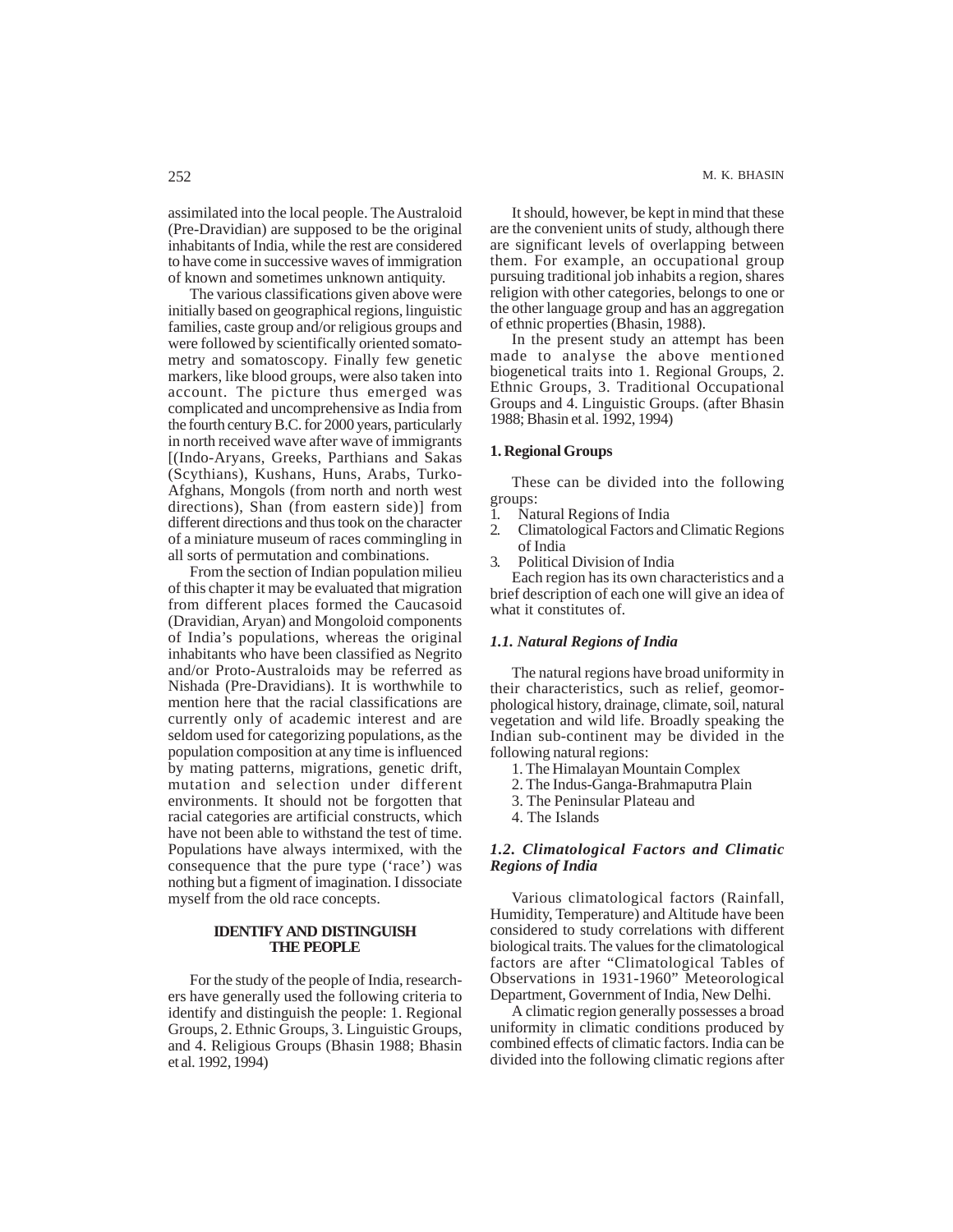assimilated into the local people. The Australoid (Pre-Dravidian) are supposed to be the original inhabitants of India, while the rest are considered to have come in successive waves of immigration of known and sometimes unknown antiquity.

The various classifications given above were initially based on geographical regions, linguistic families, caste group and/or religious groups and were followed by scientifically oriented somatometry and somatoscopy. Finally few genetic markers, like blood groups, were also taken into account. The picture thus emerged was complicated and uncomprehensive as India from the fourth century B.C. for 2000 years, particularly in north received wave after wave of immigrants [(Indo-Aryans, Greeks, Parthians and Sakas (Scythians), Kushans, Huns, Arabs, Turko-Afghans, Mongols (from north and north west directions), Shan (from eastern side)] from different directions and thus took on the character of a miniature museum of races commingling in all sorts of permutation and combinations.

From the section of Indian population milieu of this chapter it may be evaluated that migration from different places formed the Caucasoid (Dravidian, Aryan) and Mongoloid components of India's populations, whereas the original inhabitants who have been classified as Negrito and/or Proto-Australoids may be referred as Nishada (Pre-Dravidians). It is worthwhile to mention here that the racial classifications are currently only of academic interest and are seldom used for categorizing populations, as the population composition at any time is influenced by mating patterns, migrations, genetic drift, mutation and selection under different environments. It should not be forgotten that racial categories are artificial constructs, which have not been able to withstand the test of time. Populations have always intermixed, with the consequence that the pure type ('race') was nothing but a figment of imagination. I dissociate myself from the old race concepts.

## IDENTIFY AND DISTINGUISH THE PEOPLE

For the study of the people of India, researchers have generally used the following criteria to identify and distinguish the people: 1. Regional Groups, 2. Ethnic Groups, 3. Linguistic Groups, and 4. Religious Groups (Bhasin 1988; Bhasin et al. 1992, 1994)

It should, however, be kept in mind that these are the convenient units of study, although there are significant levels of overlapping between them. For example, an occupational group pursuing traditional job inhabits a region, shares religion with other categories, belongs to one or the other language group and has an aggregation of ethnic properties (Bhasin, 1988).

In the present study an attempt has been made to analyse the above mentioned biogenetical traits into 1. Regional Groups, 2. Ethnic Groups, 3. Traditional Occupational Groups and 4. Linguistic Groups. (after Bhasin 1988; Bhasin et al. 1992, 1994)

### 1. Regional Groups

These can be divided into the following groups:

1. Natural Regions of India
2. Climatological Factors and Climatic Regions of India
3. Political Division of India

Each region has its own characteristics and a brief description of each one will give an idea of what it constitutes of.

### *1.1. Natural Regions of India*

The natural regions have broad uniformity in their characteristics, such as relief, geomorphological history, drainage, climate, soil, natural vegetation and wild life. Broadly speaking the Indian sub-continent may be divided in the following natural regions:

1. The Himalayan Mountain Complex
2. The Indus-Ganga-Brahmaputra Plain
3. The Peninsular Plateau and
4. The Islands

### *1.2. Climatological Factors and Climatic Regions of India*

Various climatological factors (Rainfall, Humidity, Temperature) and Altitude have been considered to study correlations with different biological traits. The values for the climatological factors are after "Climatological Tables of Observations in 1931-1960" Meteorological Department, Government of India, New Delhi.

A climatic region generally possesses a broad uniformity in climatic conditions produced by combined effects of climatic factors. India can be divided into the following climatic regions after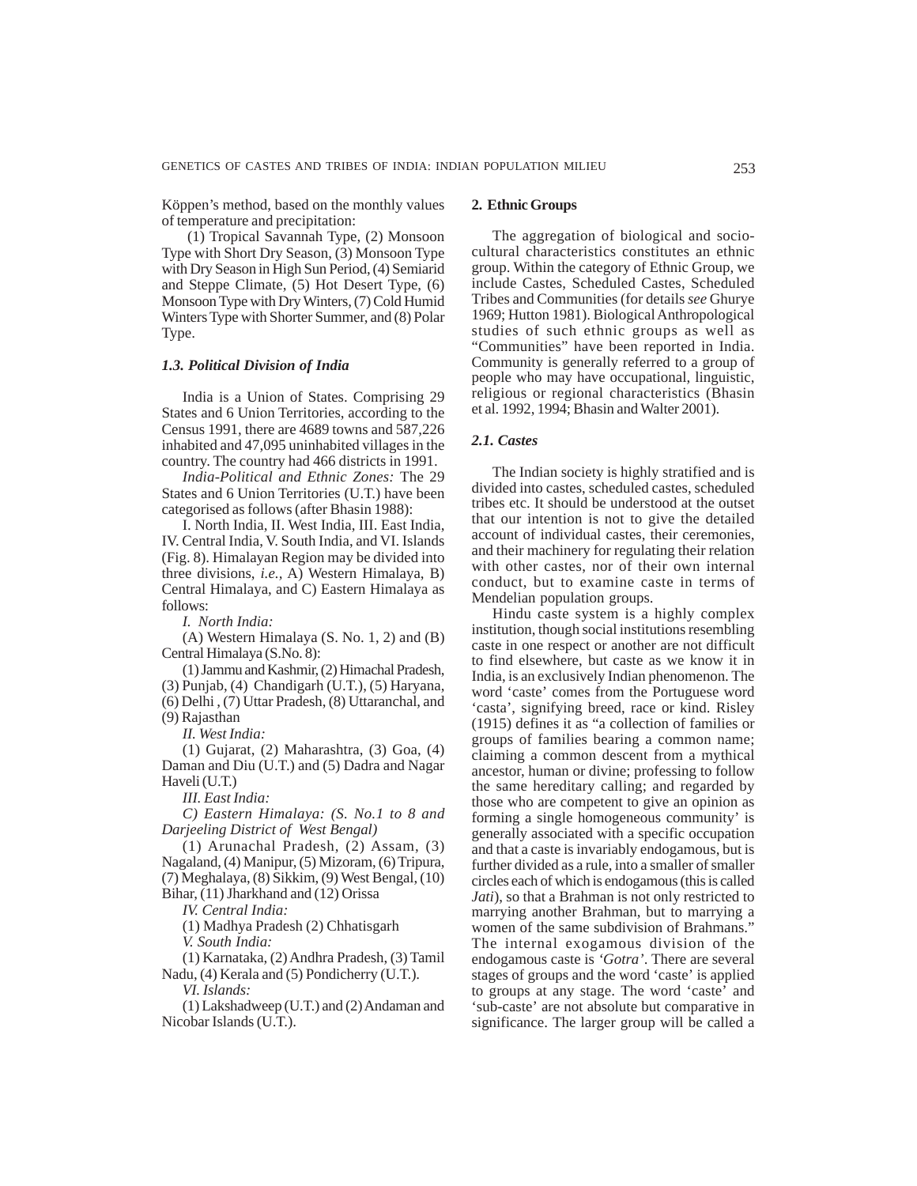Köppen's method, based on the monthly values of temperature and precipitation:

(1) Tropical Savannah Type, (2) Monsoon Type with Short Dry Season, (3) Monsoon Type with Dry Season in High Sun Period, (4) Semiarid and Steppe Climate, (5) Hot Desert Type, (6) Monsoon Type with Dry Winters, (7) Cold Humid Winters Type with Shorter Summer, and (8) Polar Type.

### *1.3. Political Division of India*

India is a Union of States. Comprising 29 States and 6 Union Territories, according to the Census 1991, there are 4689 towns and 587,226 inhabited and 47,095 uninhabited villages in the country. The country had 466 districts in 1991.

*India-Political and Ethnic Zones:* The 29 States and 6 Union Territories (U.T.) have been categorised as follows (after Bhasin 1988):

I. North India, II. West India, III. East India, IV. Central India, V. South India, and VI. Islands (Fig. 8). Himalayan Region may be divided into three divisions, *i.e.*, A) Western Himalaya, B) Central Himalaya, and C) Eastern Himalaya as follows:

*I. North India:*

(A) Western Himalaya (S. No. 1, 2) and (B) Central Himalaya (S.No. 8):

(1) Jammu and Kashmir, (2) Himachal Pradesh, (3) Punjab, (4) Chandigarh (U.T.), (5) Haryana, (6) Delhi , (7) Uttar Pradesh, (8) Uttaranchal, and (9) Rajasthan

*II. West India:*

(1) Gujarat, (2) Maharashtra, (3) Goa, (4) Daman and Diu (U.T.) and (5) Dadra and Nagar Haveli (U.T.)

*III. East India:*

*C) Eastern Himalaya: (S. No.1 to 8 and Darjeeling District of West Bengal)*

(1) Arunachal Pradesh, (2) Assam, (3) Nagaland, (4) Manipur, (5) Mizoram, (6) Tripura, (7) Meghalaya, (8) Sikkim, (9) West Bengal, (10) Bihar, (11) Jharkhand and (12) Orissa

*IV. Central India:*

(1) Madhya Pradesh (2) Chhatisgarh

*V. South India:*

(1) Karnataka, (2) Andhra Pradesh, (3) Tamil Nadu, (4) Kerala and (5) Pondicherry (U.T.).

*VI. Islands:*

(1) Lakshadweep (U.T.) and (2) Andaman and Nicobar Islands (U.T.).

## 2. Ethnic Groups

The aggregation of biological and socio-cultural characteristics constitutes an ethnic group. Within the category of Ethnic Group, we include Castes, Scheduled Castes, Scheduled Tribes and Communities (for details *see* Ghurye 1969; Hutton 1981). Biological Anthropological studies of such ethnic groups as well as "Communities" have been reported in India. Community is generally referred to a group of people who may have occupational, linguistic, religious or regional characteristics (Bhasin et al. 1992, 1994; Bhasin and Walter 2001).

### *2.1. Castes*

The Indian society is highly stratified and is divided into castes, scheduled castes, scheduled tribes etc. It should be understood at the outset that our intention is not to give the detailed account of individual castes, their ceremonies, and their machinery for regulating their relation with other castes, nor of their own internal conduct, but to examine caste in terms of Mendelian population groups.

Hindu caste system is a highly complex institution, though social institutions resembling caste in one respect or another are not difficult to find elsewhere, but caste as we know it in India, is an exclusively Indian phenomenon. The word 'caste' comes from the Portuguese word 'casta', signifying breed, race or kind. Risley (1915) defines it as "a collection of families or groups of families bearing a common name; claiming a common descent from a mythical ancestor, human or divine; professing to follow the same hereditary calling; and regarded by those who are competent to give an opinion as forming a single homogeneous community' is generally associated with a specific occupation and that a caste is invariably endogamous, but is further divided as a rule, into a smaller of smaller circles each of which is endogamous (this is called *Jati*), so that a Brahman is not only restricted to marrying another Brahman, but to marrying a women of the same subdivision of Brahmans." The internal exogamous division of the endogamous caste is *'Gotra'*. There are several stages of groups and the word 'caste' is applied to groups at any stage. The word 'caste' and 'sub-caste' are not absolute but comparative in significance. The larger group will be called a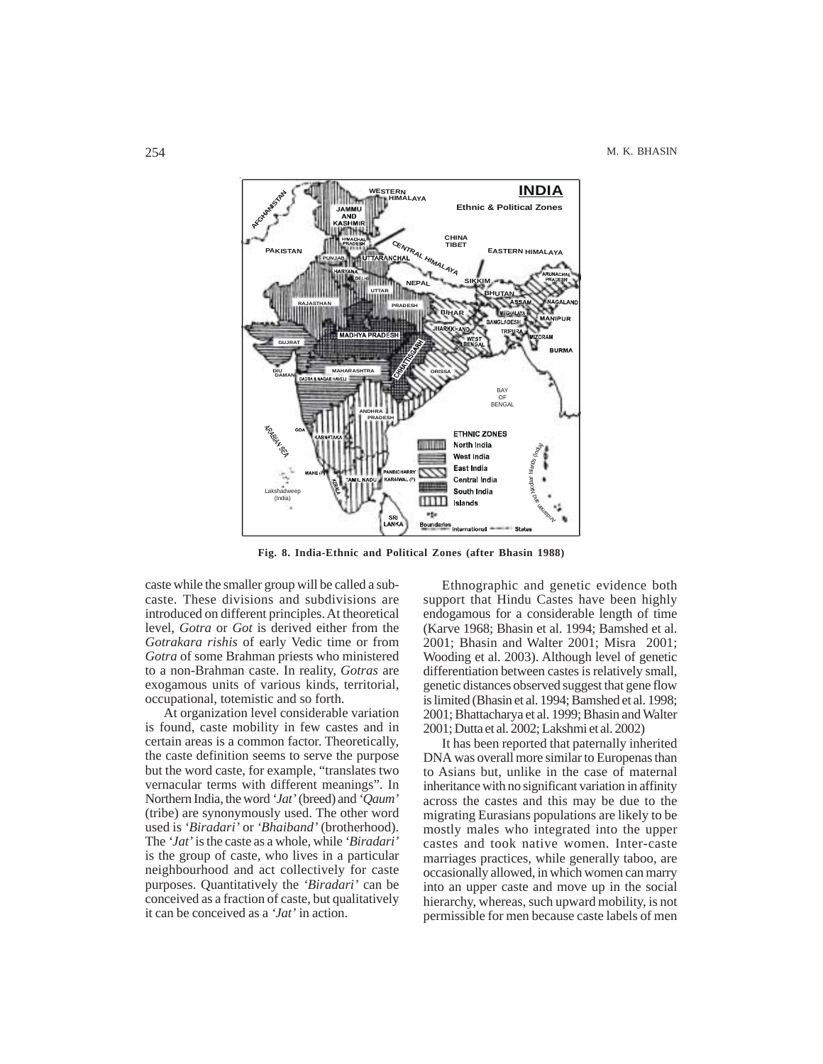Fig. 8. India-Ethnic and Political Zones (after Bhasin 1988)

caste while the smaller group will be called a sub-caste. These divisions and subdivisions are introduced on different principles. At theoretical level, *Gotra* or *Got* is derived either from the *Gotrakara rishis* of early Vedic time or from *Gotra* of some Brahman priests who ministered to a non-Brahman caste. In reality, *Gotras* are exogamous units of various kinds, territorial, occupational, totemistic and so forth.

At organization level considerable variation is found, caste mobility in few castes and in certain areas is a common factor. Theoretically, the caste definition seems to serve the purpose but the word caste, for example, "translates two vernacular terms with different meanings". In Northern India, the word *'Jat'* (breed) and *'Qaum'* (tribe) are synonymously used. The other word used is *'Biradari'* or *'Bhaiband'* (brotherhood). The *'Jat'* is the caste as a whole, while *'Biradari'* is the group of caste, who lives in a particular neighbourhood and act collectively for caste purposes. Quantitatively the *'Biradari'* can be conceived as a fraction of caste, but qualitatively it can be conceived as a *'Jat'* in action.

Ethnographic and genetic evidence both support that Hindu Castes have been highly endogamous for a considerable length of time (Karve 1968; Bhasin et al. 1994; Bamshed et al. 2001; Bhasin and Walter 2001; Misra 2001; Wooding et al. 2003). Although level of genetic differentiation between castes is relatively small, genetic distances observed suggest that gene flow is limited (Bhasin et al. 1994; Bamshed et al. 1998; 2001; Bhattacharya et al. 1999; Bhasin and Walter 2001; Dutta et al. 2002; Lakshmi et al. 2002)

It has been reported that paternally inherited DNA was overall more similar to Europenas than to Asians but, unlike in the case of maternal inheritance with no significant variation in affinity across the castes and this may be due to the migrating Eurasians populations are likely to be mostly males who integrated into the upper castes and took native women. Inter-caste marriages practices, while generally taboo, are occasionally allowed, in which women can marry into an upper caste and move up in the social hierarchy, whereas, such upward mobility, is not permissible for men because caste labels of men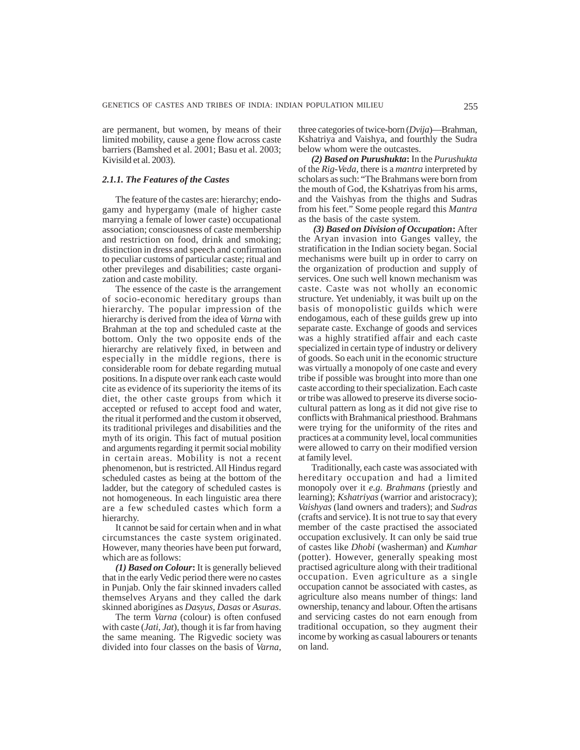are permanent, but women, by means of their limited mobility, cause a gene flow across caste barriers (Bamshed et al. 2001; Basu et al. 2003; Kivisild et al. 2003).

### *2.1.1. The Features of the Castes*

The feature of the castes are: hierarchy; endogamy and hypergamy (male of higher caste marrying a female of lower caste) occupational association; consciousness of caste membership and restriction on food, drink and smoking; distinction in dress and speech and confirmation to peculiar customs of particular caste; ritual and other previleges and disabilities; caste organization and caste mobility.

The essence of the caste is the arrangement of socio-economic hereditary groups than hierarchy. The popular impression of the hierarchy is derived from the idea of *Varna* with Brahman at the top and scheduled caste at the bottom. Only the two opposite ends of the hierarchy are relatively fixed, in between and especially in the middle regions, there is considerable room for debate regarding mutual positions. In a dispute over rank each caste would cite as evidence of its superiority the items of its diet, the other caste groups from which it accepted or refused to accept food and water, the ritual it performed and the custom it observed, its traditional privileges and disabilities and the myth of its origin. This fact of mutual position and arguments regarding it permit social mobility in certain areas. Mobility is not a recent phenomenon, but is restricted. All Hindus regard scheduled castes as being at the bottom of the ladder, but the category of scheduled castes is not homogeneous. In each linguistic area there are a few scheduled castes which form a hierarchy.

It cannot be said for certain when and in what circumstances the caste system originated. However, many theories have been put forward, which are as follows:

***(1) Based on Colour*:** It is generally believed that in the early Vedic period there were no castes in Punjab. Only the fair skinned invaders called themselves Aryans and they called the dark skinned aborigines as *Dasyus, Dasas* or *Asuras*.

The term *Varna* (colour) is often confused with caste (*Jati, Jat*), though it is far from having the same meaning. The Rigvedic society was divided into four classes on the basis of *Varna*, three categories of twice-born (*Dvija*)—Brahman, Kshatriya and Vaishya, and fourthly the Sudra below whom were the outcastes.

***(2) Based on Purushukta*:** In the *Purushukta* of the *Rig-Veda*, there is a *mantra* interpreted by scholars as such: "The Brahmans were born from the mouth of God, the Kshatriyas from his arms, and the Vaishyas from the thighs and Sudras from his feet." Some people regard this *Mantra* as the basis of the caste system.

***(3) Based on Division of Occupation*:** After the Aryan invasion into Ganges valley, the stratification in the Indian society began. Social mechanisms were built up in order to carry on the organization of production and supply of services. One such well known mechanism was caste. Caste was not wholly an economic structure. Yet undeniably, it was built up on the basis of monopolistic guilds which were endogamous, each of these guilds grew up into separate caste. Exchange of goods and services was a highly stratified affair and each caste specialized in certain type of industry or delivery of goods. So each unit in the economic structure was virtually a monopoly of one caste and every tribe if possible was brought into more than one caste according to their specialization. Each caste or tribe was allowed to preserve its diverse socio-cultural pattern as long as it did not give rise to conflicts with Brahmanical priesthood. Brahmans were trying for the uniformity of the rites and practices at a community level, local communities were allowed to carry on their modified version at family level.

Traditionally, each caste was associated with hereditary occupation and had a limited monopoly over it *e.g. Brahmans* (priestly and learning); *Kshatriyas* (warrior and aristocracy); *Vaishyas* (land owners and traders); and *Sudras* (crafts and service). It is not true to say that every member of the caste practised the associated occupation exclusively. It can only be said true of castes like *Dhobi* (washerman) and *Kumhar* (potter). However, generally speaking most practised agriculture along with their traditional occupation. Even agriculture as a single occupation cannot be associated with castes, as agriculture also means number of things: land ownership, tenancy and labour. Often the artisans and servicing castes do not earn enough from traditional occupation, so they augment their income by working as casual labourers or tenants on land.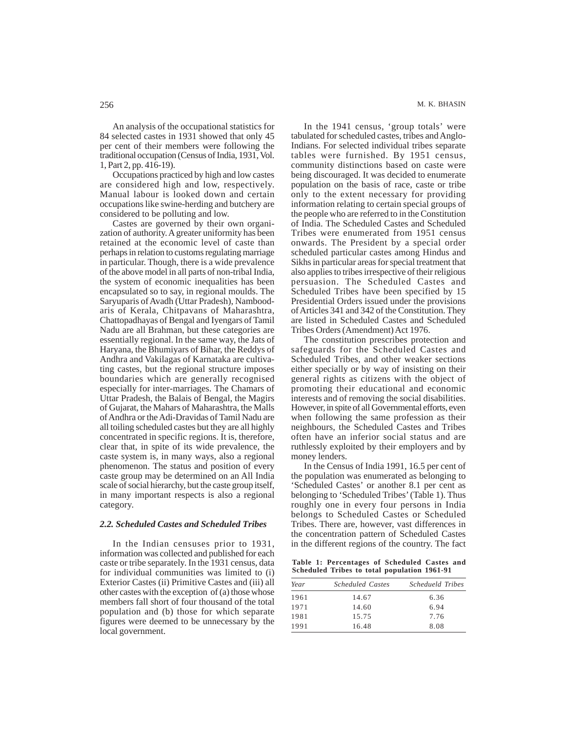An analysis of the occupational statistics for 84 selected castes in 1931 showed that only 45 per cent of their members were following the traditional occupation (Census of India, 1931, Vol. 1, Part 2, pp. 416-19).

Occupations practiced by high and low castes are considered high and low, respectively. Manual labour is looked down and certain occupations like swine-herding and butchery are considered to be polluting and low.

Castes are governed by their own organization of authority. A greater uniformity has been retained at the economic level of caste than perhaps in relation to customs regulating marriage in particular. Though, there is a wide prevalence of the above model in all parts of non-tribal India, the system of economic inequalities has been encapsulated so to say, in regional moulds. The Saryuparis of Avadh (Uttar Pradesh), Namboodaris of Kerala, Chitpavans of Maharashtra, Chattopadhayas of Bengal and Iyengars of Tamil Nadu are all Brahman, but these categories are essentially regional. In the same way, the Jats of Haryana, the Bhumiyars of Bihar, the Reddys of Andhra and Vakilagas of Karnataka are cultivating castes, but the regional structure imposes boundaries which are generally recognised especially for inter-marriages. The Chamars of Uttar Pradesh, the Balais of Bengal, the Magirs of Gujarat, the Mahars of Maharashtra, the Malls of Andhra or the Adi-Dravidas of Tamil Nadu are all toiling scheduled castes but they are all highly concentrated in specific regions. It is, therefore, clear that, in spite of its wide prevalence, the caste system is, in many ways, also a regional phenomenon. The status and position of every caste group may be determined on an All India scale of social hierarchy, but the caste group itself, in many important respects is also a regional category.

### *2.2. Scheduled Castes and Scheduled Tribes*

In the Indian censuses prior to 1931, information was collected and published for each caste or tribe separately. In the 1931 census, data for individual communities was limited to (i) Exterior Castes (ii) Primitive Castes and (iii) all other castes with the exception of (a) those whose members fall short of four thousand of the total population and (b) those for which separate figures were deemed to be unnecessary by the local government.

In the 1941 census, 'group totals' were tabulated for scheduled castes, tribes and Anglo-Indians. For selected individual tribes separate tables were furnished. By 1951 census, community distinctions based on caste were being discouraged. It was decided to enumerate population on the basis of race, caste or tribe only to the extent necessary for providing information relating to certain special groups of the people who are referred to in the Constitution of India. The Scheduled Castes and Scheduled Tribes were enumerated from 1951 census onwards. The President by a special order scheduled particular castes among Hindus and Sikhs in particular areas for special treatment that also applies to tribes irrespective of their religious persuasion. The Scheduled Castes and Scheduled Tribes have been specified by 15 Presidential Orders issued under the provisions of Articles 341 and 342 of the Constitution. They are listed in Scheduled Castes and Scheduled Tribes Orders (Amendment) Act 1976.

The constitution prescribes protection and safeguards for the Scheduled Castes and Scheduled Tribes, and other weaker sections either specially or by way of insisting on their general rights as citizens with the object of promoting their educational and economic interests and of removing the social disabilities. However, in spite of all Governmental efforts, even when following the same profession as their neighbours, the Scheduled Castes and Tribes often have an inferior social status and are ruthlessly exploited by their employers and by money lenders.

In the Census of India 1991, 16.5 per cent of the population was enumerated as belonging to 'Scheduled Castes' or another 8.1 per cent as belonging to 'Scheduled Tribes' (Table 1). Thus roughly one in every four persons in India belongs to Scheduled Castes or Scheduled Tribes. There are, however, vast differences in the concentration pattern of Scheduled Castes in the different regions of the country. The fact

**Table 1: Percentages of Scheduled Castes and Scheduled Tribes to total population 1961-91**

| *Year* | *Scheduled Castes* | *Schedueld Tribes* |
|---|---|---|
| 1961 | 14.67 | 6.36 |
| 1971 | 14.60 | 6.94 |
| 1981 | 15.75 | 7.76 |
| 1991 | 16.48 | 8.08 |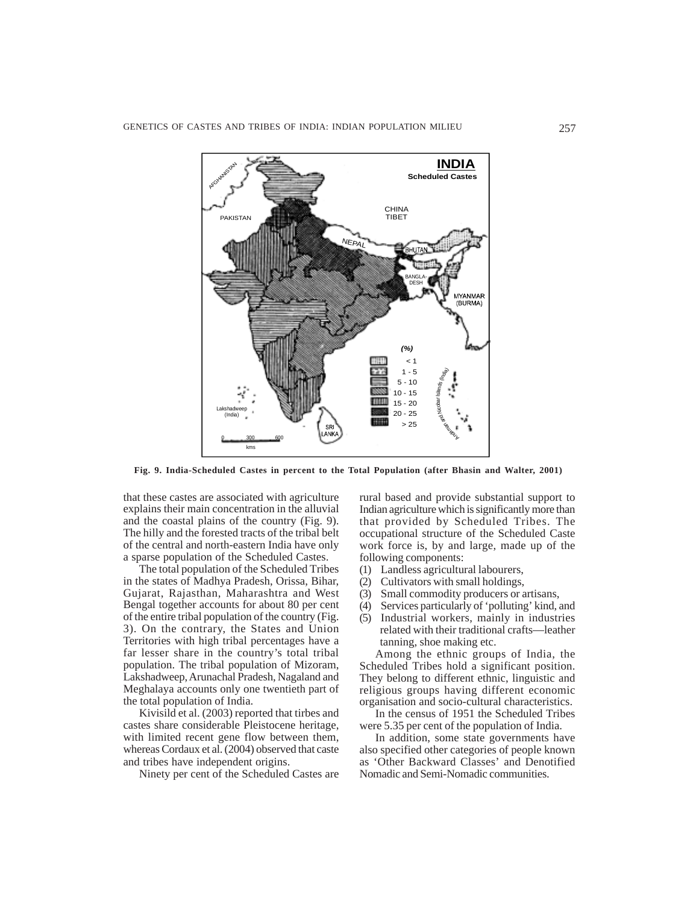**Fig. 9. India-Scheduled Castes in percent to the Total Population (after Bhasin and Walter, 2001)**

that these castes are associated with agriculture explains their main concentration in the alluvial and the coastal plains of the country (Fig. 9). The hilly and the forested tracts of the tribal belt of the central and north-eastern India have only a sparse population of the Scheduled Castes.

The total population of the Scheduled Tribes in the states of Madhya Pradesh, Orissa, Bihar, Gujarat, Rajasthan, Maharashtra and West Bengal together accounts for about 80 per cent of the entire tribal population of the country (Fig. 3). On the contrary, the States and Union Territories with high tribal percentages have a far lesser share in the country's total tribal population. The tribal population of Mizoram, Lakshadweep, Arunachal Pradesh, Nagaland and Meghalaya accounts only one twentieth part of the total population of India.

Kivisild et al. (2003) reported that tirbes and castes share considerable Pleistocene heritage, with limited recent gene flow between them, whereas Cordaux et al. (2004) observed that caste and tribes have independent origins.

Ninety per cent of the Scheduled Castes are rural based and provide substantial support to Indian agriculture which is significantly more than that provided by Scheduled Tribes. The occupational structure of the Scheduled Caste work force is, by and large, made up of the following components:

(1) Landless agricultural labourers,
(2) Cultivators with small holdings,
(3) Small commodity producers or artisans,
(4) Services particularly of 'polluting' kind, and
(5) Industrial workers, mainly in industries related with their traditional crafts—leather tanning, shoe making etc.

Among the ethnic groups of India, the Scheduled Tribes hold a significant position. They belong to different ethnic, linguistic and religious groups having different economic organisation and socio-cultural characteristics.

In the census of 1951 the Scheduled Tribes were 5.35 per cent of the population of India.

In addition, some state governments have also specified other categories of people known as 'Other Backward Classes' and Denotified Nomadic and Semi-Nomadic communities.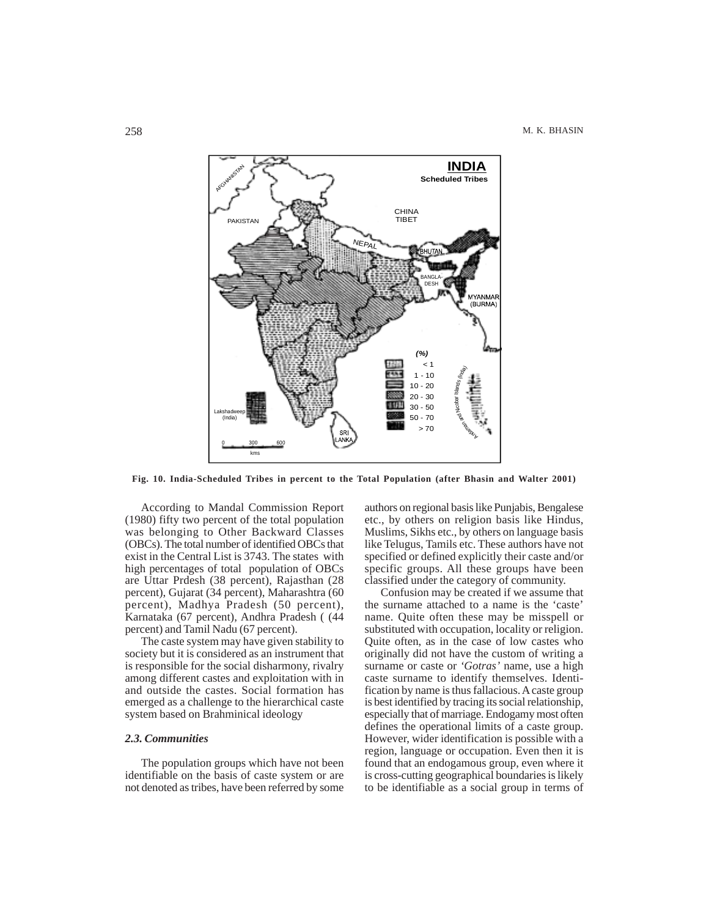Fig. 10. India-Scheduled Tribes in percent to the Total Population (after Bhasin and Walter 2001)

According to Mandal Commission Report (1980) fifty two percent of the total population was belonging to Other Backward Classes (OBCs). The total number of identified OBCs that exist in the Central List is 3743. The states with high percentages of total population of OBCs are Uttar Prdesh (38 percent), Rajasthan (28 percent), Gujarat (34 percent), Maharashtra (60 percent), Madhya Pradesh (50 percent), Karnataka (67 percent), Andhra Pradesh ( (44 percent) and Tamil Nadu (67 percent).

The caste system may have given stability to society but it is considered as an instrument that is responsible for the social disharmony, rivalry among different castes and exploitation with in and outside the castes. Social formation has emerged as a challenge to the hierarchical caste system based on Brahminical ideology

### *2.3. Communities*

The population groups which have not been identifiable on the basis of caste system or are not denoted as tribes, have been referred by some authors on regional basis like Punjabis, Bengalese etc., by others on religion basis like Hindus, Muslims, Sikhs etc., by others on language basis like Telugus, Tamils etc. These authors have not specified or defined explicitly their caste and/or specific groups. All these groups have been classified under the category of community.

Confusion may be created if we assume that the surname attached to a name is the 'caste' name. Quite often these may be misspell or substituted with occupation, locality or religion. Quite often, as in the case of low castes who originally did not have the custom of writing a surname or caste or *'Gotras'* name, use a high caste surname to identify themselves. Identification by name is thus fallacious. A caste group is best identified by tracing its social relationship, especially that of marriage. Endogamy most often defines the operational limits of a caste group. However, wider identification is possible with a region, language or occupation. Even then it is found that an endogamous group, even where it is cross-cutting geographical boundaries is likely to be identifiable as a social group in terms of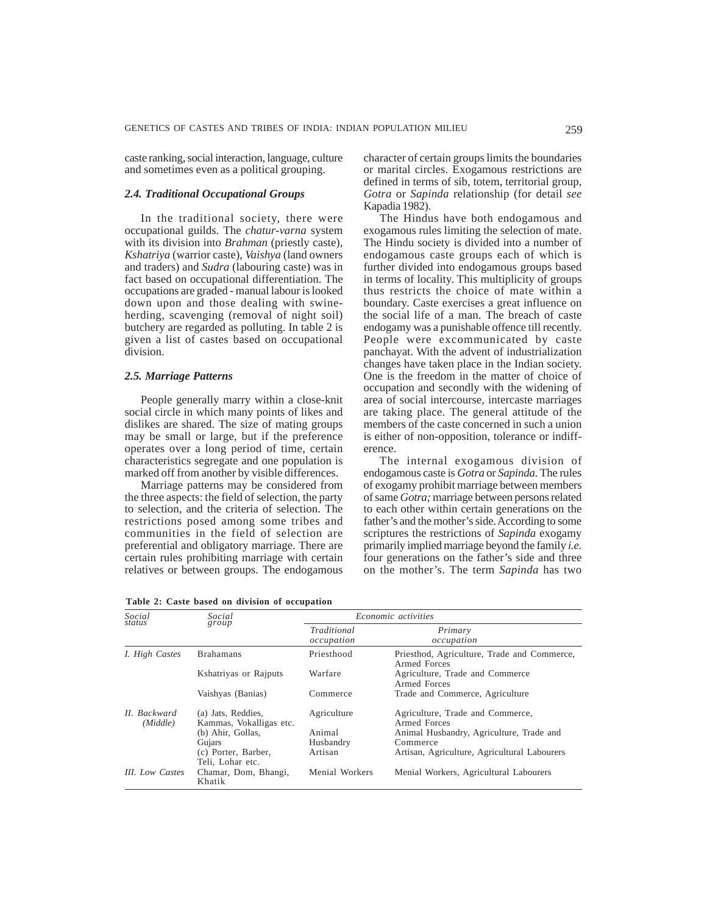caste ranking, social interaction, language, culture and sometimes even as a political grouping.

### 2.4. Traditional Occupational Groups

In the traditional society, there were occupational guilds. The *chatur-varna* system with its division into *Brahman* (priestly caste), *Kshatriya* (warrior caste), *Vaishya* (land owners and traders) and *Sudra* (labouring caste) was in fact based on occupational differentiation. The occupations are graded - manual labour is looked down upon and those dealing with swine-herding, scavenging (removal of night soil) butchery are regarded as polluting. In table 2 is given a list of castes based on occupational division.

### 2.5. Marriage Patterns

People generally marry within a close-knit social circle in which many points of likes and dislikes are shared. The size of mating groups may be small or large, but if the preference operates over a long period of time, certain characteristics segregate and one population is marked off from another by visible differences.

Marriage patterns may be considered from the three aspects: the field of selection, the party to selection, and the criteria of selection. The restrictions posed among some tribes and communities in the field of selection are preferential and obligatory marriage. There are certain rules prohibiting marriage with certain relatives or between groups. The endogamous character of certain groups limits the boundaries or marital circles. Exogamous restrictions are defined in terms of sib, totem, territorial group, *Gotra* or *Sapinda* relationship (for detail *see* Kapadia 1982).

The Hindus have both endogamous and exogamous rules limiting the selection of mate. The Hindu society is divided into a number of endogamous caste groups each of which is further divided into endogamous groups based in terms of locality. This multiplicity of groups thus restricts the choice of mate within a boundary. Caste exercises a great influence on the social life of a man. The breach of caste endogamy was a punishable offence till recently. People were excommunicated by caste panchayat. With the advent of industrialization changes have taken place in the Indian society. One is the freedom in the matter of choice of occupation and secondly with the widening of area of social intercourse, intercaste marriages are taking place. The general attitude of the members of the caste concerned in such a union is either of non-opposition, tolerance or indifference.

The internal exogamous division of endogamous caste is *Gotra* or *Sapinda*. The rules of exogamy prohibit marriage between members of same *Gotra;* marriage between persons related to each other within certain generations on the father's and the mother's side. According to some scriptures the restrictions of *Sapinda* exogamy primarily implied marriage beyond the family *i.e.* four generations on the father's side and three on the mother's. The term *Sapinda* has two

**Table 2: Caste based on division of occupation**

| *Social status* | *Social group* | *Economic activities* | |
|---|---|---|---|
| | | *Traditional occupation* | *Primary occupation* |
| *I. High Castes* | Brahamans | Priesthood | Priesthod, Agriculture, Trade and Commerce, Armed Forces |
| | Kshatriyas or Rajputs | Warfare | Agriculture, Trade and Commerce Armed Forces |
| | Vaishyas (Banias) | Commerce | Trade and Commerce, Agriculture |
| *II. Backward (Middle)* | (a) Jats, Reddies, Kammas, Vokalligas etc. | Agriculture | Agriculture, Trade and Commerce, Armed Forces |
| | (b) Ahir, Gollas, Gujars | Animal Husbandry | Animal Husbandry, Agriculture, Trade and Commerce |
| | (c) Porter, Barber, Teli, Lohar etc. | Artisan | Artisan, Agriculture, Agricultural Labourers |
| *III. Low Castes* | Chamar, Dom, Bhangi, Khatik | Menial Workers | Menial Workers, Agricultural Labourers |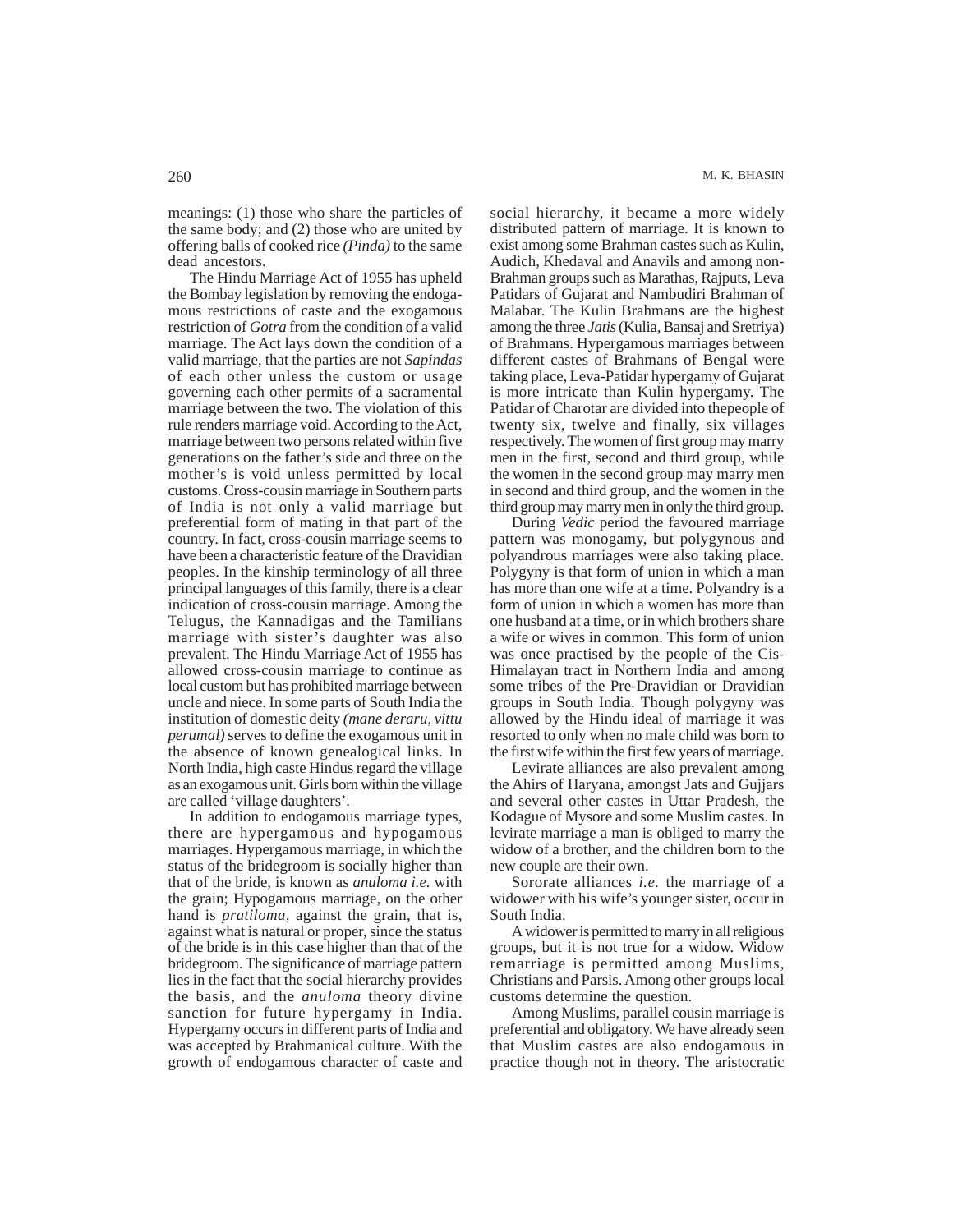meanings: (1) those who share the particles of the same body; and (2) those who are united by offering balls of cooked rice *(Pinda)* to the same dead ancestors.

The Hindu Marriage Act of 1955 has upheld the Bombay legislation by removing the endogamous restrictions of caste and the exogamous restriction of *Gotra* from the condition of a valid marriage. The Act lays down the condition of a valid marriage, that the parties are not *Sapindas* of each other unless the custom or usage governing each other permits of a sacramental marriage between the two. The violation of this rule renders marriage void. According to the Act, marriage between two persons related within five generations on the father's side and three on the mother's is void unless permitted by local customs. Cross-cousin marriage in Southern parts of India is not only a valid marriage but preferential form of mating in that part of the country. In fact, cross-cousin marriage seems to have been a characteristic feature of the Dravidian peoples. In the kinship terminology of all three principal languages of this family, there is a clear indication of cross-cousin marriage. Among the Telugus, the Kannadigas and the Tamilians marriage with sister's daughter was also prevalent. The Hindu Marriage Act of 1955 has allowed cross-cousin marriage to continue as local custom but has prohibited marriage between uncle and niece. In some parts of South India the institution of domestic deity *(mane deraru, vittu perumal)* serves to define the exogamous unit in the absence of known genealogical links. In North India, high caste Hindus regard the village as an exogamous unit. Girls born within the village are called 'village daughters'.

In addition to endogamous marriage types, there are hypergamous and hypogamous marriages. Hypergamous marriage, in which the status of the bridegroom is socially higher than that of the bride, is known as *anuloma i.e.* with the grain; Hypogamous marriage, on the other hand is *pratiloma*, against the grain, that is, against what is natural or proper, since the status of the bride is in this case higher than that of the bridegroom. The significance of marriage pattern lies in the fact that the social hierarchy provides the basis, and the *anuloma* theory divine sanction for future hypergamy in India. Hypergamy occurs in different parts of India and was accepted by Brahmanical culture. With the growth of endogamous character of caste and social hierarchy, it became a more widely distributed pattern of marriage. It is known to exist among some Brahman castes such as Kulin, Audich, Khedaval and Anavils and among non-Brahman groups such as Marathas, Rajputs, Leva Patidars of Gujarat and Nambudiri Brahman of Malabar. The Kulin Brahmans are the highest among the three *Jatis* (Kulia, Bansaj and Sretriya) of Brahmans. Hypergamous marriages between different castes of Brahmans of Bengal were taking place, Leva-Patidar hypergamy of Gujarat is more intricate than Kulin hypergamy. The Patidar of Charotar are divided into thepeople of twenty six, twelve and finally, six villages respectively. The women of first group may marry men in the first, second and third group, while the women in the second group may marry men in second and third group, and the women in the third group may marry men in only the third group.

During *Vedic* period the favoured marriage pattern was monogamy, but polygynous and polyandrous marriages were also taking place. Polygyny is that form of union in which a man has more than one wife at a time. Polyandry is a form of union in which a women has more than one husband at a time, or in which brothers share a wife or wives in common. This form of union was once practised by the people of the Cis-Himalayan tract in Northern India and among some tribes of the Pre-Dravidian or Dravidian groups in South India. Though polygyny was allowed by the Hindu ideal of marriage it was resorted to only when no male child was born to the first wife within the first few years of marriage.

Levirate alliances are also prevalent among the Ahirs of Haryana, amongst Jats and Gujjars and several other castes in Uttar Pradesh, the Kodague of Mysore and some Muslim castes. In levirate marriage a man is obliged to marry the widow of a brother, and the children born to the new couple are their own.

Sororate alliances *i.e.* the marriage of a widower with his wife's younger sister, occur in South India.

A widower is permitted to marry in all religious groups, but it is not true for a widow. Widow remarriage is permitted among Muslims, Christians and Parsis. Among other groups local customs determine the question.

Among Muslims, parallel cousin marriage is preferential and obligatory. We have already seen that Muslim castes are also endogamous in practice though not in theory. The aristocratic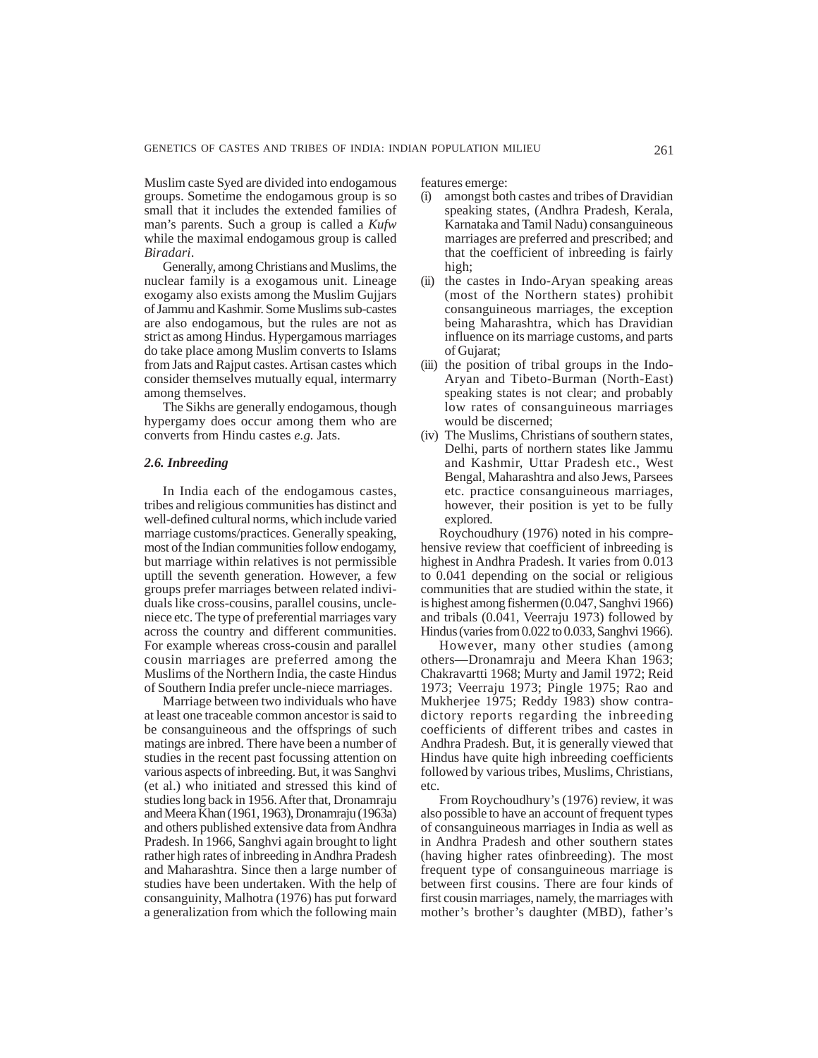Muslim caste Syed are divided into endogamous groups. Sometime the endogamous group is so small that it includes the extended families of man's parents. Such a group is called a *Kufw* while the maximal endogamous group is called *Biradari*.

Generally, among Christians and Muslims, the nuclear family is a exogamous unit. Lineage exogamy also exists among the Muslim Gujjars of Jammu and Kashmir. Some Muslims sub-castes are also endogamous, but the rules are not as strict as among Hindus. Hypergamous marriages do take place among Muslim converts to Islams from Jats and Rajput castes. Artisan castes which consider themselves mutually equal, intermarry among themselves.

The Sikhs are generally endogamous, though hypergamy does occur among them who are converts from Hindu castes *e.g.* Jats.

### *2.6. Inbreeding*

In India each of the endogamous castes, tribes and religious communities has distinct and well-defined cultural norms, which include varied marriage customs/practices. Generally speaking, most of the Indian communities follow endogamy, but marriage within relatives is not permissible uptill the seventh generation. However, a few groups prefer marriages between related individuals like cross-cousins, parallel cousins, uncle-niece etc. The type of preferential marriages vary across the country and different communities. For example whereas cross-cousin and parallel cousin marriages are preferred among the Muslims of the Northern India, the caste Hindus of Southern India prefer uncle-niece marriages.

Marriage between two individuals who have at least one traceable common ancestor is said to be consanguineous and the offsprings of such matings are inbred. There have been a number of studies in the recent past focussing attention on various aspects of inbreeding. But, it was Sanghvi (et al.) who initiated and stressed this kind of studies long back in 1956. After that, Dronamraju and Meera Khan (1961, 1963), Dronamraju (1963a) and others published extensive data from Andhra Pradesh. In 1966, Sanghvi again brought to light rather high rates of inbreeding in Andhra Pradesh and Maharashtra. Since then a large number of studies have been undertaken. With the help of consanguinity, Malhotra (1976) has put forward a generalization from which the following main features emerge:

(i) amongst both castes and tribes of Dravidian speaking states, (Andhra Pradesh, Kerala, Karnataka and Tamil Nadu) consanguineous marriages are preferred and prescribed; and that the coefficient of inbreeding is fairly high;
(ii) the castes in Indo-Aryan speaking areas (most of the Northern states) prohibit consanguineous marriages, the exception being Maharashtra, which has Dravidian influence on its marriage customs, and parts of Gujarat;
(iii) the position of tribal groups in the Indo-Aryan and Tibeto-Burman (North-East) speaking states is not clear; and probably low rates of consanguineous marriages would be discerned;
(iv) The Muslims, Christians of southern states, Delhi, parts of northern states like Jammu and Kashmir, Uttar Pradesh etc., West Bengal, Maharashtra and also Jews, Parsees etc. practice consanguineous marriages, however, their position is yet to be fully explored.

Roychoudhury (1976) noted in his comprehensive review that coefficient of inbreeding is highest in Andhra Pradesh. It varies from 0.013 to 0.041 depending on the social or religious communities that are studied within the state, it is highest among fishermen (0.047, Sanghvi 1966) and tribals (0.041, Veerraju 1973) followed by Hindus (varies from 0.022 to 0.033, Sanghvi 1966).

However, many other studies (among others—Dronamraju and Meera Khan 1963; Chakravartti 1968; Murty and Jamil 1972; Reid 1973; Veerraju 1973; Pingle 1975; Rao and Mukherjee 1975; Reddy 1983) show contradictory reports regarding the inbreeding coefficients of different tribes and castes in Andhra Pradesh. But, it is generally viewed that Hindus have quite high inbreeding coefficients followed by various tribes, Muslims, Christians, etc.

From Roychoudhury's (1976) review, it was also possible to have an account of frequent types of consanguineous marriages in India as well as in Andhra Pradesh and other southern states (having higher rates ofinbreeding). The most frequent type of consanguineous marriage is between first cousins. There are four kinds of first cousin marriages, namely, the marriages with mother's brother's daughter (MBD), father's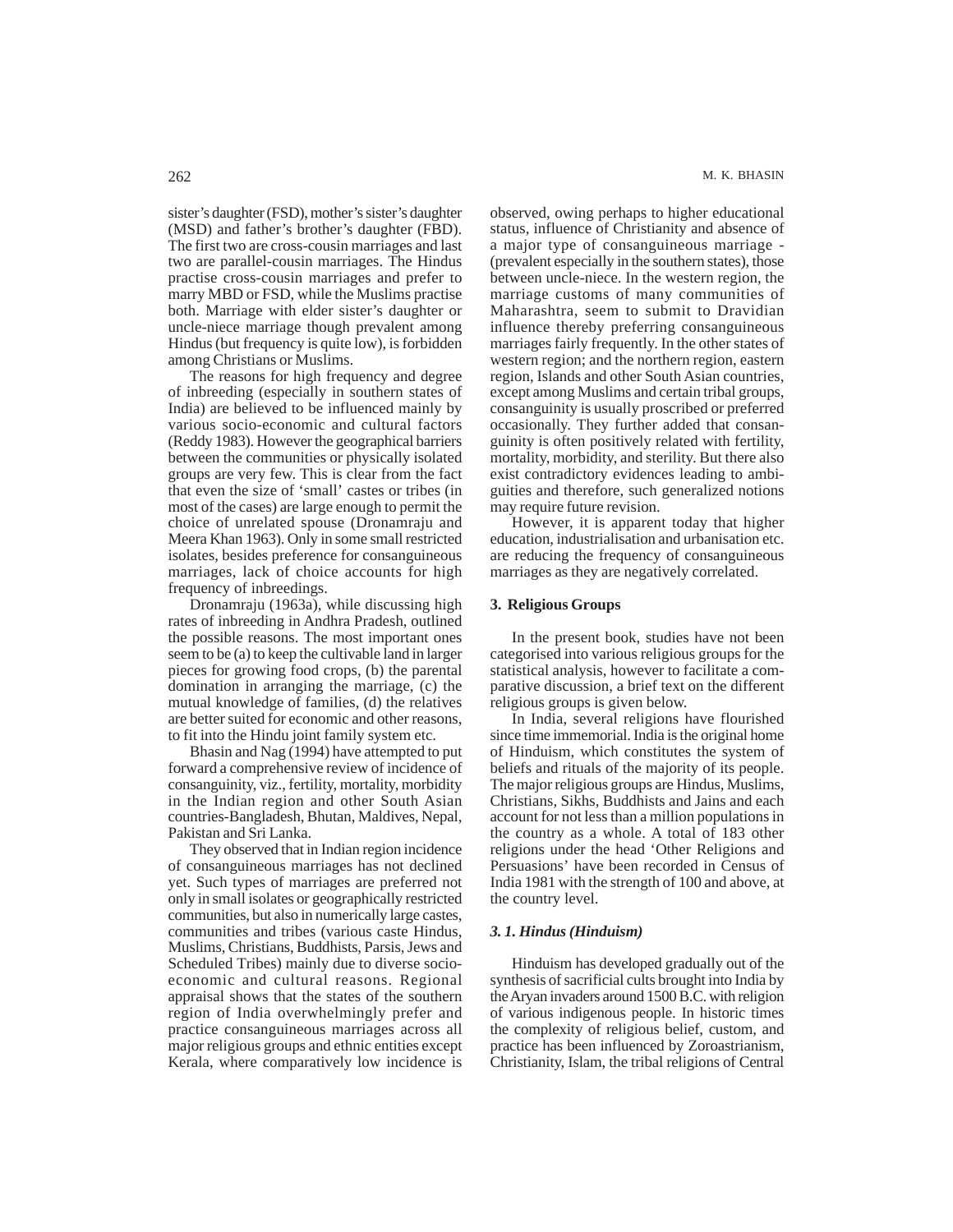sister's daughter (FSD), mother's sister's daughter (MSD) and father's brother's daughter (FBD). The first two are cross-cousin marriages and last two are parallel-cousin marriages. The Hindus practise cross-cousin marriages and prefer to marry MBD or FSD, while the Muslims practise both. Marriage with elder sister's daughter or uncle-niece marriage though prevalent among Hindus (but frequency is quite low), is forbidden among Christians or Muslims.

The reasons for high frequency and degree of inbreeding (especially in southern states of India) are believed to be influenced mainly by various socio-economic and cultural factors (Reddy 1983). However the geographical barriers between the communities or physically isolated groups are very few. This is clear from the fact that even the size of 'small' castes or tribes (in most of the cases) are large enough to permit the choice of unrelated spouse (Dronamraju and Meera Khan 1963). Only in some small restricted isolates, besides preference for consanguineous marriages, lack of choice accounts for high frequency of inbreedings.

Dronamraju (1963a), while discussing high rates of inbreeding in Andhra Pradesh, outlined the possible reasons. The most important ones seem to be (a) to keep the cultivable land in larger pieces for growing food crops, (b) the parental domination in arranging the marriage, (c) the mutual knowledge of families, (d) the relatives are better suited for economic and other reasons, to fit into the Hindu joint family system etc.

Bhasin and Nag (1994) have attempted to put forward a comprehensive review of incidence of consanguinity, viz., fertility, mortality, morbidity in the Indian region and other South Asian countries-Bangladesh, Bhutan, Maldives, Nepal, Pakistan and Sri Lanka.

They observed that in Indian region incidence of consanguineous marriages has not declined yet. Such types of marriages are preferred not only in small isolates or geographically restricted communities, but also in numerically large castes, communities and tribes (various caste Hindus, Muslims, Christians, Buddhists, Parsis, Jews and Scheduled Tribes) mainly due to diverse socio-economic and cultural reasons. Regional appraisal shows that the states of the southern region of India overwhelmingly prefer and practice consanguineous marriages across all major religious groups and ethnic entities except Kerala, where comparatively low incidence is observed, owing perhaps to higher educational status, influence of Christianity and absence of a major type of consanguineous marriage - (prevalent especially in the southern states), those between uncle-niece. In the western region, the marriage customs of many communities of Maharashtra, seem to submit to Dravidian influence thereby preferring consanguineous marriages fairly frequently. In the other states of western region; and the northern region, eastern region, Islands and other South Asian countries, except among Muslims and certain tribal groups, consanguinity is usually proscribed or preferred occasionally. They further added that consanguinity is often positively related with fertility, mortality, morbidity, and sterility. But there also exist contradictory evidences leading to ambiguities and therefore, such generalized notions may require future revision.

However, it is apparent today that higher education, industrialisation and urbanisation etc. are reducing the frequency of consanguineous marriages as they are negatively correlated.

## 3. Religious Groups

In the present book, studies have not been categorised into various religious groups for the statistical analysis, however to facilitate a comparative discussion, a brief text on the different religious groups is given below.

In India, several religions have flourished since time immemorial. India is the original home of Hinduism, which constitutes the system of beliefs and rituals of the majority of its people. The major religious groups are Hindus, Muslims, Christians, Sikhs, Buddhists and Jains and each account for not less than a million populations in the country as a whole. A total of 183 other religions under the head 'Other Religions and Persuasions' have been recorded in Census of India 1981 with the strength of 100 and above, at the country level.

### *3. 1. Hindus (Hinduism)*

Hinduism has developed gradually out of the synthesis of sacrificial cults brought into India by the Aryan invaders around 1500 B.C. with religion of various indigenous people. In historic times the complexity of religious belief, custom, and practice has been influenced by Zoroastrianism, Christianity, Islam, the tribal religions of Central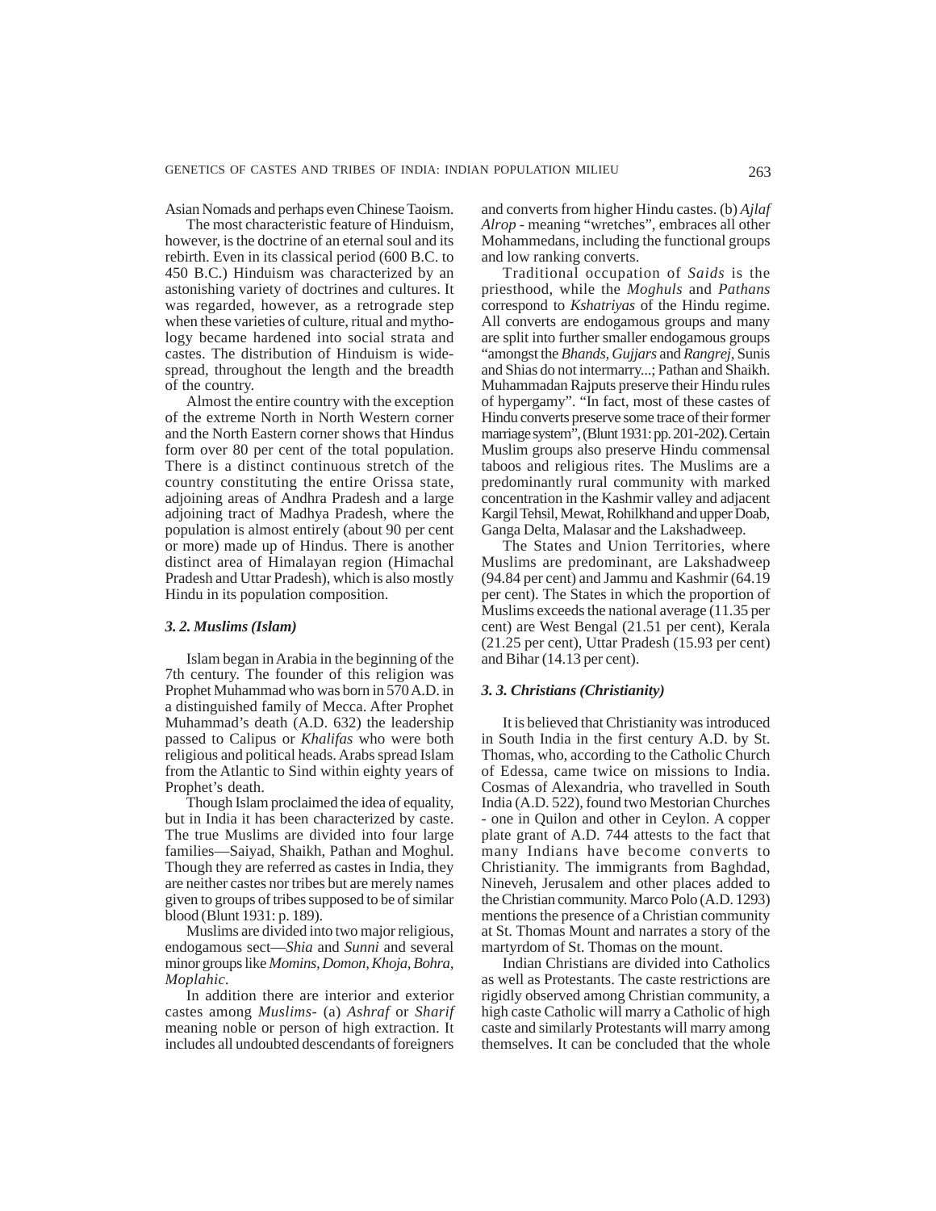Asian Nomads and perhaps even Chinese Taoism.

The most characteristic feature of Hinduism, however, is the doctrine of an eternal soul and its rebirth. Even in its classical period (600 B.C. to 450 B.C.) Hinduism was characterized by an astonishing variety of doctrines and cultures. It was regarded, however, as a retrograde step when these varieties of culture, ritual and mythology became hardened into social strata and castes. The distribution of Hinduism is widespread, throughout the length and the breadth of the country.

Almost the entire country with the exception of the extreme North in North Western corner and the North Eastern corner shows that Hindus form over 80 per cent of the total population. There is a distinct continuous stretch of the country constituting the entire Orissa state, adjoining areas of Andhra Pradesh and a large adjoining tract of Madhya Pradesh, where the population is almost entirely (about 90 per cent or more) made up of Hindus. There is another distinct area of Himalayan region (Himachal Pradesh and Uttar Pradesh), which is also mostly Hindu in its population composition.

### *3. 2. Muslims (Islam)*

Islam began in Arabia in the beginning of the 7th century. The founder of this religion was Prophet Muhammad who was born in 570 A.D. in a distinguished family of Mecca. After Prophet Muhammad's death (A.D. 632) the leadership passed to Calipus or *Khalifas* who were both religious and political heads. Arabs spread Islam from the Atlantic to Sind within eighty years of Prophet's death.

Though Islam proclaimed the idea of equality, but in India it has been characterized by caste. The true Muslims are divided into four large families—Saiyad, Shaikh, Pathan and Moghul. Though they are referred as castes in India, they are neither castes nor tribes but are merely names given to groups of tribes supposed to be of similar blood (Blunt 1931: p. 189).

Muslims are divided into two major religious, endogamous sect—*Shia* and *Sunni* and several minor groups like *Momins, Domon, Khoja, Bohra, Moplahic*.

In addition there are interior and exterior castes among *Muslims*- (a) *Ashraf* or *Sharif* meaning noble or person of high extraction. It includes all undoubted descendants of foreigners and converts from higher Hindu castes. (b) *Ajlaf Alrop* - meaning "wretches", embraces all other Mohammedans, including the functional groups and low ranking converts.

Traditional occupation of *Saids* is the priesthood, while the *Moghuls* and *Pathans* correspond to *Kshatriyas* of the Hindu regime. All converts are endogamous groups and many are split into further smaller endogamous groups "amongst the *Bhands, Gujjars* and *Rangrej*, Sunis and Shias do not intermarry...; Pathan and Shaikh. Muhammadan Rajputs preserve their Hindu rules of hypergamy". "In fact, most of these castes of Hindu converts preserve some trace of their former marriage system", (Blunt 1931: pp. 201-202). Certain Muslim groups also preserve Hindu commensal taboos and religious rites. The Muslims are a predominantly rural community with marked concentration in the Kashmir valley and adjacent Kargil Tehsil, Mewat, Rohilkhand and upper Doab, Ganga Delta, Malasar and the Lakshadweep.

The States and Union Territories, where Muslims are predominant, are Lakshadweep (94.84 per cent) and Jammu and Kashmir (64.19 per cent). The States in which the proportion of Muslims exceeds the national average (11.35 per cent) are West Bengal (21.51 per cent), Kerala (21.25 per cent), Uttar Pradesh (15.93 per cent) and Bihar (14.13 per cent).

### *3. 3. Christians (Christianity)*

It is believed that Christianity was introduced in South India in the first century A.D. by St. Thomas, who, according to the Catholic Church of Edessa, came twice on missions to India. Cosmas of Alexandria, who travelled in South India (A.D. 522), found two Mestorian Churches - one in Quilon and other in Ceylon. A copper plate grant of A.D. 744 attests to the fact that many Indians have become converts to Christianity. The immigrants from Baghdad, Nineveh, Jerusalem and other places added to the Christian community. Marco Polo (A.D. 1293) mentions the presence of a Christian community at St. Thomas Mount and narrates a story of the martyrdom of St. Thomas on the mount.

Indian Christians are divided into Catholics as well as Protestants. The caste restrictions are rigidly observed among Christian community, a high caste Catholic will marry a Catholic of high caste and similarly Protestants will marry among themselves. It can be concluded that the whole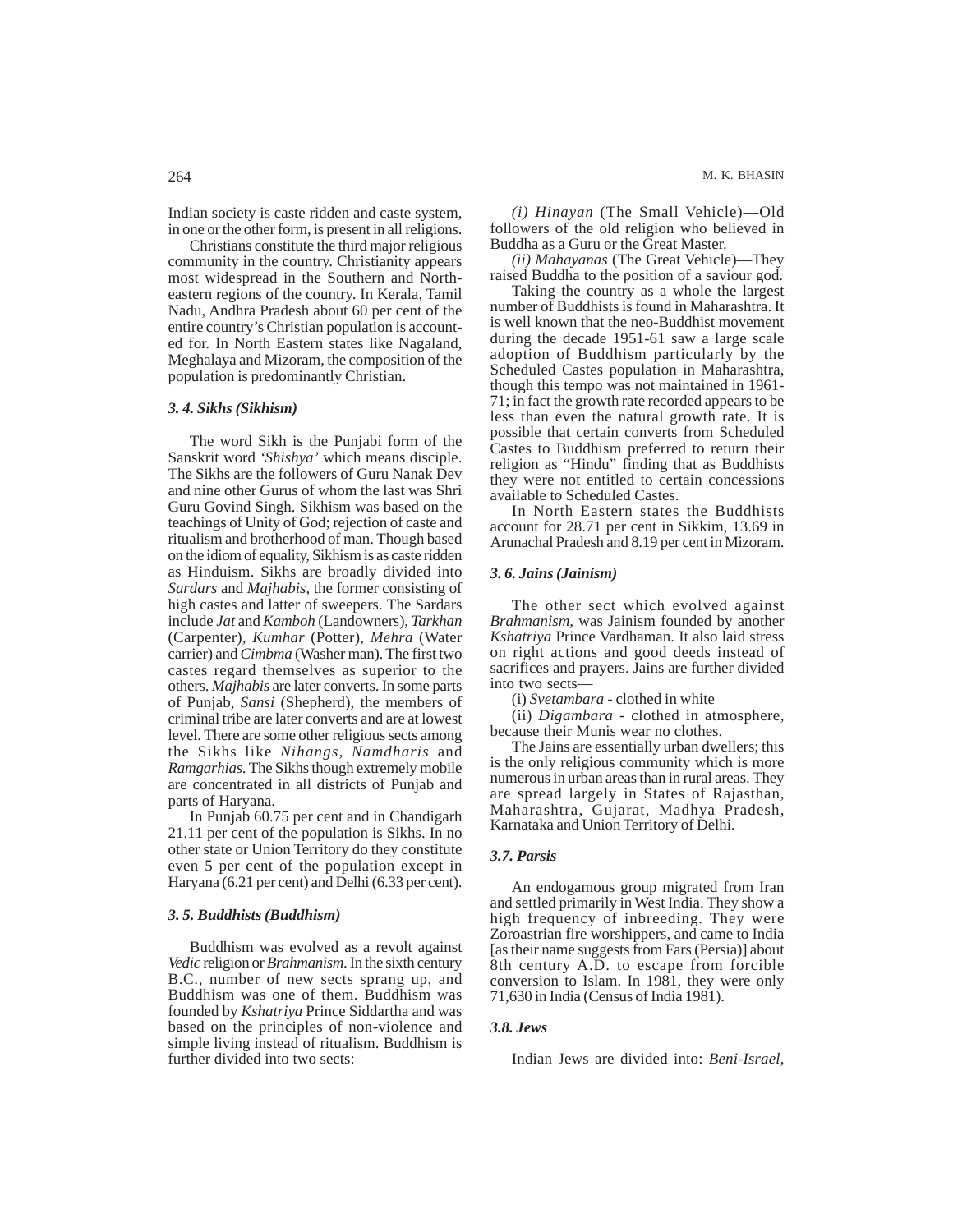Indian society is caste ridden and caste system, in one or the other form, is present in all religions.

Christians constitute the third major religious community in the country. Christianity appears most widespread in the Southern and North-eastern regions of the country. In Kerala, Tamil Nadu, Andhra Pradesh about 60 per cent of the entire country's Christian population is accounted for. In North Eastern states like Nagaland, Meghalaya and Mizoram, the composition of the population is predominantly Christian.

### *3. 4. Sikhs (Sikhism)*

The word Sikh is the Punjabi form of the Sanskrit word *'Shishya'* which means disciple. The Sikhs are the followers of Guru Nanak Dev and nine other Gurus of whom the last was Shri Guru Govind Singh. Sikhism was based on the teachings of Unity of God; rejection of caste and ritualism and brotherhood of man. Though based on the idiom of equality, Sikhism is as caste ridden as Hinduism. Sikhs are broadly divided into *Sardars* and *Majhabis*, the former consisting of high castes and latter of sweepers. The Sardars include *Jat* and *Kamboh* (Landowners), *Tarkhan* (Carpenter), *Kumhar* (Potter), *Mehra* (Water carrier) and *Cimbma* (Washer man). The first two castes regard themselves as superior to the others. *Majhabis* are later converts. In some parts of Punjab, *Sansi* (Shepherd), the members of criminal tribe are later converts and are at lowest level. There are some other religious sects among the Sikhs like *Nihangs, Namdharis* and *Ramgarhias*. The Sikhs though extremely mobile are concentrated in all districts of Punjab and parts of Haryana.

In Punjab 60.75 per cent and in Chandigarh 21.11 per cent of the population is Sikhs. In no other state or Union Territory do they constitute even 5 per cent of the population except in Haryana (6.21 per cent) and Delhi (6.33 per cent).

### *3. 5. Buddhists (Buddhism)*

Buddhism was evolved as a revolt against *Vedic* religion or *Brahmanism*. In the sixth century B.C., number of new sects sprang up, and Buddhism was one of them. Buddhism was founded by *Kshatriya* Prince Siddartha and was based on the principles of non-violence and simple living instead of ritualism. Buddhism is further divided into two sects:

*(i) Hinayan* (The Small Vehicle)—Old followers of the old religion who believed in Buddha as a Guru or the Great Master.

*(ii) Mahayanas* (The Great Vehicle)—They raised Buddha to the position of a saviour god.

Taking the country as a whole the largest number of Buddhists is found in Maharashtra. It is well known that the neo-Buddhist movement during the decade 1951-61 saw a large scale adoption of Buddhism particularly by the Scheduled Castes population in Maharashtra, though this tempo was not maintained in 1961-71; in fact the growth rate recorded appears to be less than even the natural growth rate. It is possible that certain converts from Scheduled Castes to Buddhism preferred to return their religion as "Hindu" finding that as Buddhists they were not entitled to certain concessions available to Scheduled Castes.

In North Eastern states the Buddhists account for 28.71 per cent in Sikkim, 13.69 in Arunachal Pradesh and 8.19 per cent in Mizoram.

### *3. 6. Jains (Jainism)*

The other sect which evolved against *Brahmanism*, was Jainism founded by another *Kshatriya* Prince Vardhaman. It also laid stress on right actions and good deeds instead of sacrifices and prayers. Jains are further divided into two sects—

(i) *Svetambara* - clothed in white

(ii) *Digambara* - clothed in atmosphere, because their Munis wear no clothes.

The Jains are essentially urban dwellers; this is the only religious community which is more numerous in urban areas than in rural areas. They are spread largely in States of Rajasthan, Maharashtra, Gujarat, Madhya Pradesh, Karnataka and Union Territory of Delhi.

### *3.7. Parsis*

An endogamous group migrated from Iran and settled primarily in West India. They show a high frequency of inbreeding. They were Zoroastrian fire worshippers, and came to India [as their name suggests from Fars (Persia)] about 8th century A.D. to escape from forcible conversion to Islam. In 1981, they were only 71,630 in India (Census of India 1981).

### *3.8. Jews*

Indian Jews are divided into: *Beni-Israel*,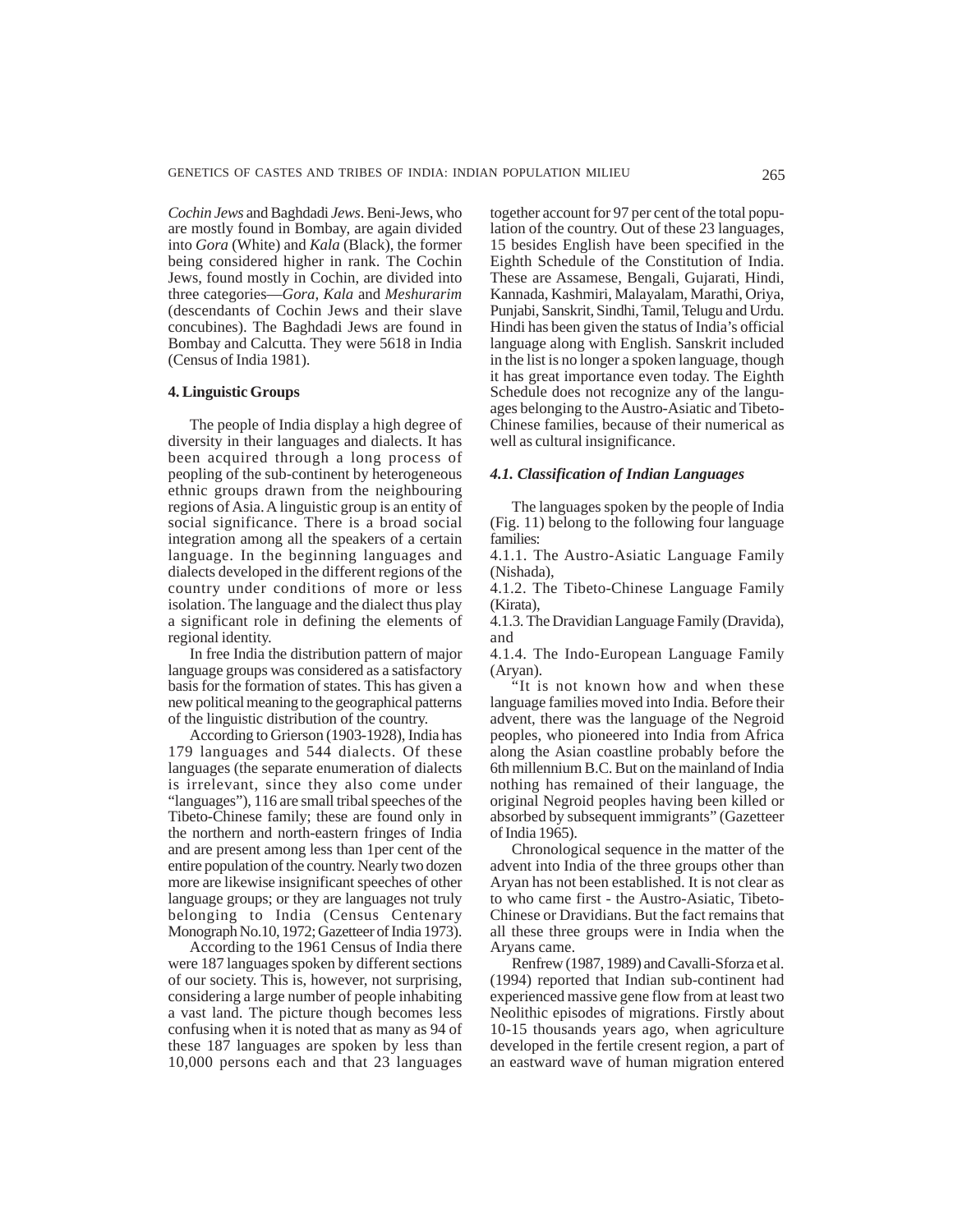*Cochin Jews* and Baghdadi *Jews*. Beni-Jews, who are mostly found in Bombay, are again divided into *Gora* (White) and *Kala* (Black), the former being considered higher in rank. The Cochin Jews, found mostly in Cochin, are divided into three categories—*Gora, Kala* and *Meshurarim* (descendants of Cochin Jews and their slave concubines). The Baghdadi Jews are found in Bombay and Calcutta. They were 5618 in India (Census of India 1981).

## 4. Linguistic Groups

The people of India display a high degree of diversity in their languages and dialects. It has been acquired through a long process of peopling of the sub-continent by heterogeneous ethnic groups drawn from the neighbouring regions of Asia. A linguistic group is an entity of social significance. There is a broad social integration among all the speakers of a certain language. In the beginning languages and dialects developed in the different regions of the country under conditions of more or less isolation. The language and the dialect thus play a significant role in defining the elements of regional identity.

In free India the distribution pattern of major language groups was considered as a satisfactory basis for the formation of states. This has given a new political meaning to the geographical patterns of the linguistic distribution of the country.

According to Grierson (1903-1928), India has 179 languages and 544 dialects. Of these languages (the separate enumeration of dialects is irrelevant, since they also come under "languages"), 116 are small tribal speeches of the Tibeto-Chinese family; these are found only in the northern and north-eastern fringes of India and are present among less than 1per cent of the entire population of the country. Nearly two dozen more are likewise insignificant speeches of other language groups; or they are languages not truly belonging to India (Census Centenary Monograph No.10, 1972; Gazetteer of India 1973).

According to the 1961 Census of India there were 187 languages spoken by different sections of our society. This is, however, not surprising, considering a large number of people inhabiting a vast land. The picture though becomes less confusing when it is noted that as many as 94 of these 187 languages are spoken by less than 10,000 persons each and that 23 languages together account for 97 per cent of the total population of the country. Out of these 23 languages, 15 besides English have been specified in the Eighth Schedule of the Constitution of India. These are Assamese, Bengali, Gujarati, Hindi, Kannada, Kashmiri, Malayalam, Marathi, Oriya, Punjabi, Sanskrit, Sindhi, Tamil, Telugu and Urdu. Hindi has been given the status of India's official language along with English. Sanskrit included in the list is no longer a spoken language, though it has great importance even today. The Eighth Schedule does not recognize any of the languages belonging to the Austro-Asiatic and Tibeto-Chinese families, because of their numerical as well as cultural insignificance.

### *4.1. Classification of Indian Languages*

The languages spoken by the people of India (Fig. 11) belong to the following four language families:

4.1.1. The Austro-Asiatic Language Family (Nishada),

4.1.2. The Tibeto-Chinese Language Family (Kirata),

4.1.3. The Dravidian Language Family (Dravida), and

4.1.4. The Indo-European Language Family (Aryan).

"It is not known how and when these language families moved into India. Before their advent, there was the language of the Negroid peoples, who pioneered into India from Africa along the Asian coastline probably before the 6th millennium B.C. But on the mainland of India nothing has remained of their language, the original Negroid peoples having been killed or absorbed by subsequent immigrants" (Gazetteer of India 1965).

Chronological sequence in the matter of the advent into India of the three groups other than Aryan has not been established. It is not clear as to who came first - the Austro-Asiatic, Tibeto-Chinese or Dravidians. But the fact remains that all these three groups were in India when the Aryans came.

Renfrew (1987, 1989) and Cavalli-Sforza et al. (1994) reported that Indian sub-continent had experienced massive gene flow from at least two Neolithic episodes of migrations. Firstly about 10-15 thousands years ago, when agriculture developed in the fertile cresent region, a part of an eastward wave of human migration entered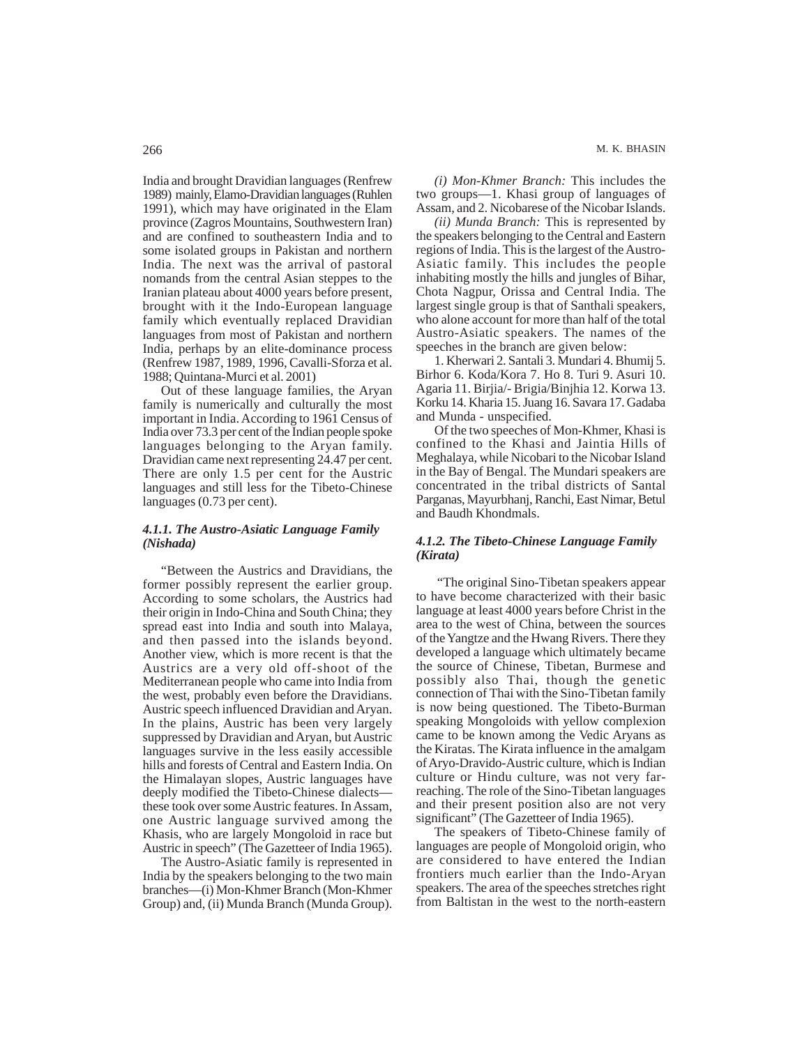India and brought Dravidian languages (Renfrew 1989) mainly, Elamo-Dravidian languages (Ruhlen 1991), which may have originated in the Elam province (Zagros Mountains, Southwestern Iran) and are confined to southeastern India and to some isolated groups in Pakistan and northern India. The next was the arrival of pastoral nomands from the central Asian steppes to the Iranian plateau about 4000 years before present, brought with it the Indo-European language family which eventually replaced Dravidian languages from most of Pakistan and northern India, perhaps by an elite-dominance process (Renfrew 1987, 1989, 1996, Cavalli-Sforza et al. 1988; Quintana-Murci et al. 2001)

Out of these language families, the Aryan family is numerically and culturally the most important in India. According to 1961 Census of India over 73.3 per cent of the Indian people spoke languages belonging to the Aryan family. Dravidian came next representing 24.47 per cent. There are only 1.5 per cent for the Austric languages and still less for the Tibeto-Chinese languages (0.73 per cent).

### *4.1.1. The Austro-Asiatic Language Family (Nishada)*

"Between the Austrics and Dravidians, the former possibly represent the earlier group. According to some scholars, the Austrics had their origin in Indo-China and South China; they spread east into India and south into Malaya, and then passed into the islands beyond. Another view, which is more recent is that the Austrics are a very old off-shoot of the Mediterranean people who came into India from the west, probably even before the Dravidians. Austric speech influenced Dravidian and Aryan. In the plains, Austric has been very largely suppressed by Dravidian and Aryan, but Austric languages survive in the less easily accessible hills and forests of Central and Eastern India. On the Himalayan slopes, Austric languages have deeply modified the Tibeto-Chinese dialects—these took over some Austric features. In Assam, one Austric language survived among the Khasis, who are largely Mongoloid in race but Austric in speech" (The Gazetteer of India 1965).

The Austro-Asiatic family is represented in India by the speakers belonging to the two main branches—(i) Mon-Khmer Branch (Mon-Khmer Group) and, (ii) Munda Branch (Munda Group).

*(i) Mon-Khmer Branch:* This includes the two groups—1. Khasi group of languages of Assam, and 2. Nicobarese of the Nicobar Islands.

*(ii) Munda Branch:* This is represented by the speakers belonging to the Central and Eastern regions of India. This is the largest of the Austro-Asiatic family. This includes the people inhabiting mostly the hills and jungles of Bihar, Chota Nagpur, Orissa and Central India. The largest single group is that of Santhali speakers, who alone account for more than half of the total Austro-Asiatic speakers. The names of the speeches in the branch are given below:

1. Kherwari 2. Santali 3. Mundari 4. Bhumij 5. Birhor 6. Koda/Kora 7. Ho 8. Turi 9. Asuri 10. Agaria 11. Birjia/- Brigia/Binjhia 12. Korwa 13. Korku 14. Kharia 15. Juang 16. Savara 17. Gadaba and Munda - unspecified.

Of the two speeches of Mon-Khmer, Khasi is confined to the Khasi and Jaintia Hills of Meghalaya, while Nicobari to the Nicobar Island in the Bay of Bengal. The Mundari speakers are concentrated in the tribal districts of Santal Parganas, Mayurbhanj, Ranchi, East Nimar, Betul and Baudh Khondmals.

### *4.1.2. The Tibeto-Chinese Language Family (Kirata)*

"The original Sino-Tibetan speakers appear to have become characterized with their basic language at least 4000 years before Christ in the area to the west of China, between the sources of the Yangtze and the Hwang Rivers. There they developed a language which ultimately became the source of Chinese, Tibetan, Burmese and possibly also Thai, though the genetic connection of Thai with the Sino-Tibetan family is now being questioned. The Tibeto-Burman speaking Mongoloids with yellow complexion came to be known among the Vedic Aryans as the Kiratas. The Kirata influence in the amalgam of Aryo-Dravido-Austric culture, which is Indian culture or Hindu culture, was not very far-reaching. The role of the Sino-Tibetan languages and their present position also are not very significant" (The Gazetteer of India 1965).

The speakers of Tibeto-Chinese family of languages are people of Mongoloid origin, who are considered to have entered the Indian frontiers much earlier than the Indo-Aryan speakers. The area of the speeches stretches right from Baltistan in the west to the north-eastern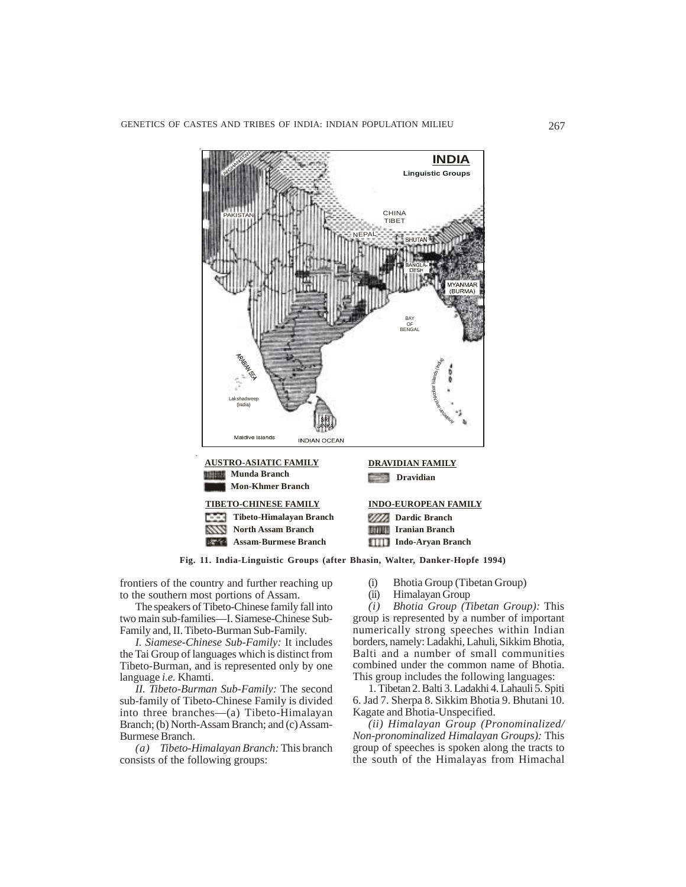INDIA

Linguistic Groups

AUSTRO-ASIATIC FAMILY

- Munda Branch
- Mon-Khmer Branch

DRAVIDIAN FAMILY

- Dravidian

TIBETO-CHINESE FAMILY

- Tibeto-Himalayan Branch
- North Assam Branch
- Assam-Burmese Branch

INDO-EUROPEAN FAMILY

- Dardic Branch
- Iranian Branch
- Indo-Aryan Branch

**Fig. 11. India-Linguistic Groups (after Bhasin, Walter, Danker-Hopfe 1994)**

frontiers of the country and further reaching up to the southern most portions of Assam.

The speakers of Tibeto-Chinese family fall into two main sub-families—I. Siamese-Chinese Sub-Family and, II. Tibeto-Burman Sub-Family.

*I. Siamese-Chinese Sub-Family:* It includes the Tai Group of languages which is distinct from Tibeto-Burman, and is represented only by one language *i.e.* Khamti.

*II. Tibeto-Burman Sub-Family:* The second sub-family of Tibeto-Chinese Family is divided into three branches—(a) Tibeto-Himalayan Branch; (b) North-Assam Branch; and (c) Assam-Burmese Branch.

*(a) Tibeto-Himalayan Branch:* This branch consists of the following groups:

(i) Bhotia Group (Tibetan Group)

(ii) Himalayan Group

*(i) Bhotia Group (Tibetan Group):* This group is represented by a number of important numerically strong speeches within Indian borders, namely: Ladakhi, Lahuli, Sikkim Bhotia, Balti and a number of small communities combined under the common name of Bhotia. This group includes the following languages:

1. Tibetan 2. Balti 3. Ladakhi 4. Lahauli 5. Spiti 6. Jad 7. Sherpa 8. Sikkim Bhotia 9. Bhutani 10. Kagate and Bhotia-Unspecified.

*(ii) Himalayan Group (Pronominalized/ Non-pronominalized Himalayan Groups):* This group of speeches is spoken along the tracts to the south of the Himalayas from Himachal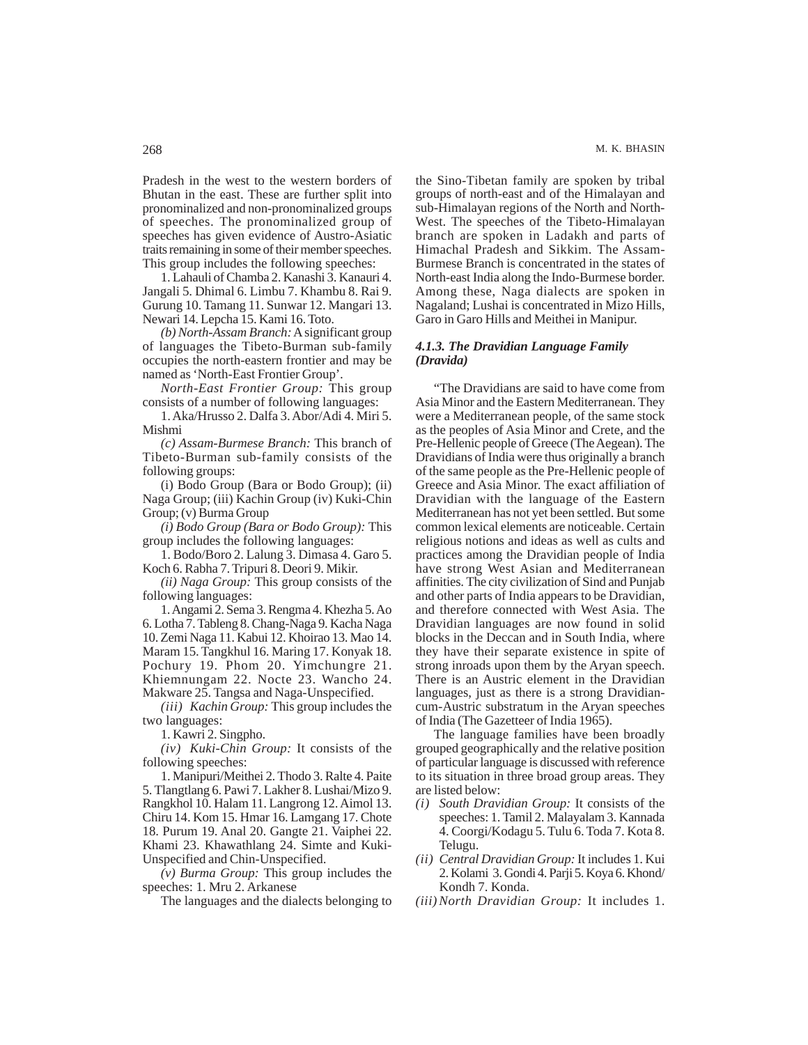Pradesh in the west to the western borders of Bhutan in the east. These are further split into pronominalized and non-pronominalized groups of speeches. The pronominalized group of speeches has given evidence of Austro-Asiatic traits remaining in some of their member speeches. This group includes the following speeches:

1. Lahauli of Chamba 2. Kanashi 3. Kanauri 4. Jangali 5. Dhimal 6. Limbu 7. Khambu 8. Rai 9. Gurung 10. Tamang 11. Sunwar 12. Mangari 13. Newari 14. Lepcha 15. Kami 16. Toto.

*(b) North-Assam Branch:* A significant group of languages the Tibeto-Burman sub-family occupies the north-eastern frontier and may be named as 'North-East Frontier Group'.

*North-East Frontier Group:* This group consists of a number of following languages:

1. Aka/Hrusso 2. Dalfa 3. Abor/Adi 4. Miri 5. Mishmi

*(c) Assam-Burmese Branch:* This branch of Tibeto-Burman sub-family consists of the following groups:

(i) Bodo Group (Bara or Bodo Group); (ii) Naga Group; (iii) Kachin Group (iv) Kuki-Chin Group; (v) Burma Group

*(i) Bodo Group (Bara or Bodo Group):* This group includes the following languages:

1. Bodo/Boro 2. Lalung 3. Dimasa 4. Garo 5. Koch 6. Rabha 7. Tripuri 8. Deori 9. Mikir.

*(ii) Naga Group:* This group consists of the following languages:

1. Angami 2. Sema 3. Rengma 4. Khezha 5. Ao 6. Lotha 7. Tableng 8. Chang-Naga 9. Kacha Naga 10. Zemi Naga 11. Kabui 12. Khoirao 13. Mao 14. Maram 15. Tangkhul 16. Maring 17. Konyak 18. Pochury 19. Phom 20. Yimchungre 21. Khiemnungam 22. Nocte 23. Wancho 24. Makware 25. Tangsa and Naga-Unspecified.

*(iii) Kachin Group:* This group includes the two languages:

1. Kawri 2. Singpho.

*(iv) Kuki-Chin Group:* It consists of the following speeches:

1. Manipuri/Meithei 2. Thodo 3. Ralte 4. Paite 5. Tlangtlang 6. Pawi 7. Lakher 8. Lushai/Mizo 9. Rangkhol 10. Halam 11. Langrong 12. Aimol 13. Chiru 14. Kom 15. Hmar 16. Lamgang 17. Chote 18. Purum 19. Anal 20. Gangte 21. Vaiphei 22. Khami 23. Khawathlang 24. Simte and Kuki-Unspecified and Chin-Unspecified.

*(v) Burma Group:* This group includes the speeches: 1. Mru 2. Arkanese

The languages and the dialects belonging to the Sino-Tibetan family are spoken by tribal groups of north-east and of the Himalayan and sub-Himalayan regions of the North and North-West. The speeches of the Tibeto-Himalayan branch are spoken in Ladakh and parts of Himachal Pradesh and Sikkim. The Assam-Burmese Branch is concentrated in the states of North-east India along the Indo-Burmese border. Among these, Naga dialects are spoken in Nagaland; Lushai is concentrated in Mizo Hills, Garo in Garo Hills and Meithei in Manipur.

### *4.1.3. The Dravidian Language Family (Dravida)*

"The Dravidians are said to have come from Asia Minor and the Eastern Mediterranean. They were a Mediterranean people, of the same stock as the peoples of Asia Minor and Crete, and the Pre-Hellenic people of Greece (The Aegean). The Dravidians of India were thus originally a branch of the same people as the Pre-Hellenic people of Greece and Asia Minor. The exact affiliation of Dravidian with the language of the Eastern Mediterranean has not yet been settled. But some common lexical elements are noticeable. Certain religious notions and ideas as well as cults and practices among the Dravidian people of India have strong West Asian and Mediterranean affinities. The city civilization of Sind and Punjab and other parts of India appears to be Dravidian, and therefore connected with West Asia. The Dravidian languages are now found in solid blocks in the Deccan and in South India, where they have their separate existence in spite of strong inroads upon them by the Aryan speech. There is an Austric element in the Dravidian languages, just as there is a strong Dravidian-cum-Austric substratum in the Aryan speeches of India (The Gazetteer of India 1965).

The language families have been broadly grouped geographically and the relative position of particular language is discussed with reference to its situation in three broad group areas. They are listed below:

*(i) South Dravidian Group:* It consists of the speeches: 1. Tamil 2. Malayalam 3. Kannada 4. Coorgi/Kodagu 5. Tulu 6. Toda 7. Kota 8. Telugu.

*(ii) Central Dravidian Group:* It includes 1. Kui 2. Kolami 3. Gondi 4. Parji 5. Koya 6. Khond/Kondh 7. Konda.

*(iii) North Dravidian Group:* It includes 1.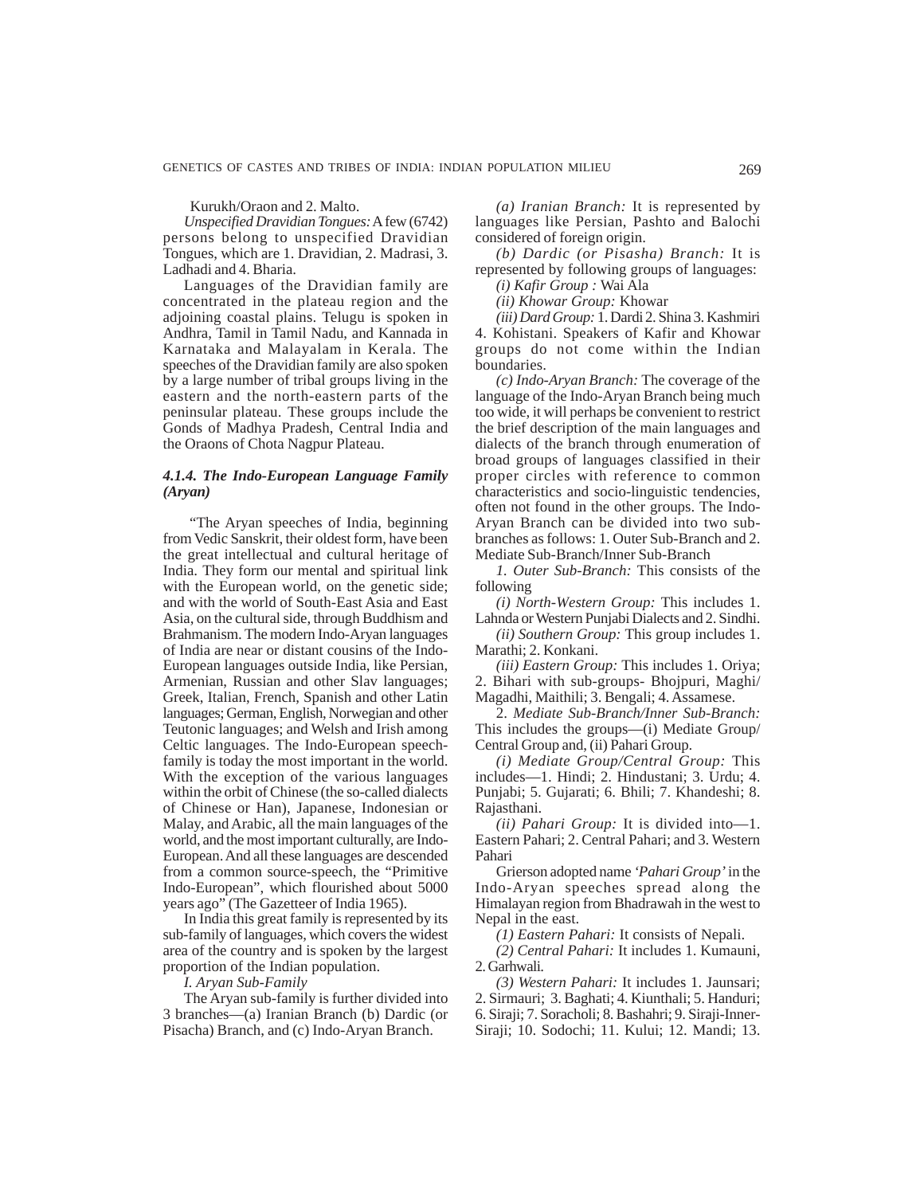Kurukh/Oraon and 2. Malto.

*Unspecified Dravidian Tongues:* A few (6742) persons belong to unspecified Dravidian Tongues, which are 1. Dravidian, 2. Madrasi, 3. Ladhadi and 4. Bharia.

Languages of the Dravidian family are concentrated in the plateau region and the adjoining coastal plains. Telugu is spoken in Andhra, Tamil in Tamil Nadu, and Kannada in Karnataka and Malayalam in Kerala. The speeches of the Dravidian family are also spoken by a large number of tribal groups living in the eastern and the north-eastern parts of the peninsular plateau. These groups include the Gonds of Madhya Pradesh, Central India and the Oraons of Chota Nagpur Plateau.

### *4.1.4. The Indo-European Language Family (Aryan)*

"The Aryan speeches of India, beginning from Vedic Sanskrit, their oldest form, have been the great intellectual and cultural heritage of India. They form our mental and spiritual link with the European world, on the genetic side; and with the world of South-East Asia and East Asia, on the cultural side, through Buddhism and Brahmanism. The modern Indo-Aryan languages of India are near or distant cousins of the Indo-European languages outside India, like Persian, Armenian, Russian and other Slav languages; Greek, Italian, French, Spanish and other Latin languages; German, English, Norwegian and other Teutonic languages; and Welsh and Irish among Celtic languages. The Indo-European speech-family is today the most important in the world. With the exception of the various languages within the orbit of Chinese (the so-called dialects of Chinese or Han), Japanese, Indonesian or Malay, and Arabic, all the main languages of the world, and the most important culturally, are Indo-European. And all these languages are descended from a common source-speech, the "Primitive Indo-European", which flourished about 5000 years ago" (The Gazetteer of India 1965).

In India this great family is represented by its sub-family of languages, which covers the widest area of the country and is spoken by the largest proportion of the Indian population.

*I. Aryan Sub-Family*

The Aryan sub-family is further divided into 3 branches—(a) Iranian Branch (b) Dardic (or Pisacha) Branch, and (c) Indo-Aryan Branch.

*(a) Iranian Branch:* It is represented by languages like Persian, Pashto and Balochi considered of foreign origin.

*(b) Dardic (or Pisasha) Branch:* It is represented by following groups of languages:

*(i) Kafir Group :* Wai Ala

*(ii) Khowar Group:* Khowar

*(iii) Dard Group:* 1. Dardi 2. Shina 3. Kashmiri 4. Kohistani. Speakers of Kafir and Khowar groups do not come within the Indian boundaries.

*(c) Indo-Aryan Branch:* The coverage of the language of the Indo-Aryan Branch being much too wide, it will perhaps be convenient to restrict the brief description of the main languages and dialects of the branch through enumeration of broad groups of languages classified in their proper circles with reference to common characteristics and socio-linguistic tendencies, often not found in the other groups. The Indo-Aryan Branch can be divided into two sub-branches as follows: 1. Outer Sub-Branch and 2. Mediate Sub-Branch/Inner Sub-Branch

*1. Outer Sub-Branch:* This consists of the following

*(i) North-Western Group:* This includes 1. Lahnda or Western Punjabi Dialects and 2. Sindhi.

*(ii) Southern Group:* This group includes 1. Marathi; 2. Konkani.

*(iii) Eastern Group:* This includes 1. Oriya; 2. Bihari with sub-groups- Bhojpuri, Maghi/ Magadhi, Maithili; 3. Bengali; 4. Assamese.

2. *Mediate Sub-Branch/Inner Sub-Branch:* This includes the groups—(i) Mediate Group/ Central Group and, (ii) Pahari Group.

*(i) Mediate Group/Central Group:* This includes—1. Hindi; 2. Hindustani; 3. Urdu; 4. Punjabi; 5. Gujarati; 6. Bhili; 7. Khandeshi; 8. Rajasthani.

*(ii) Pahari Group:* It is divided into—1. Eastern Pahari; 2. Central Pahari; and 3. Western Pahari

Grierson adopted name *'Pahari Group'* in the Indo-Aryan speeches spread along the Himalayan region from Bhadrawah in the west to Nepal in the east.

*(1) Eastern Pahari:* It consists of Nepali.

*(2) Central Pahari:* It includes 1. Kumauni, 2. Garhwali.

*(3) Western Pahari:* It includes 1. Jaunsari; 2. Sirmauri; 3. Baghati; 4. Kiunthali; 5. Handuri; 6. Siraji; 7. Soracholi; 8. Bashahri; 9. Siraji-Inner-Siraji; 10. Sodochi; 11. Kului; 12. Mandi; 13.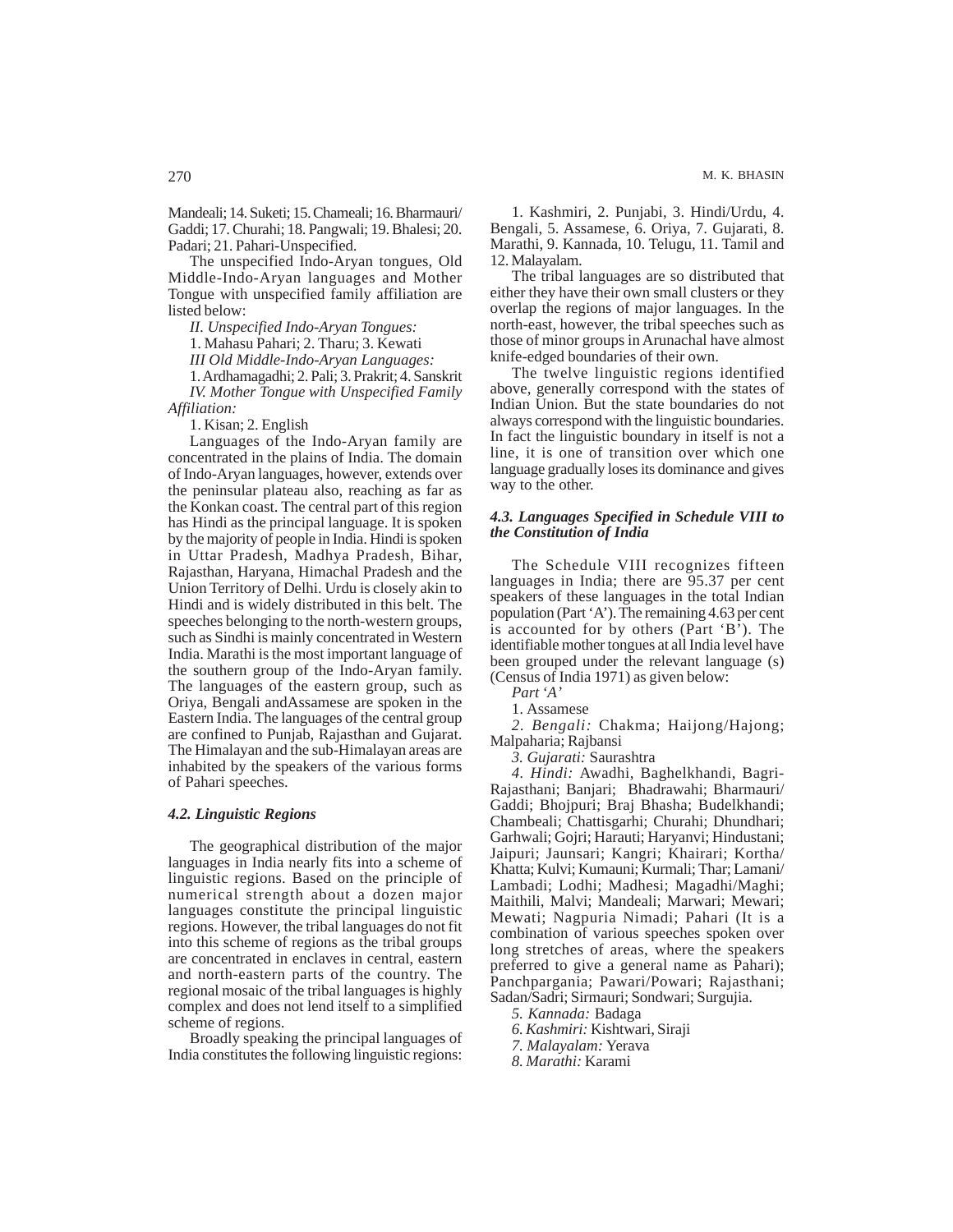Mandeali; 14. Suketi; 15. Chameali; 16. Bharmauri/ Gaddi; 17. Churahi; 18. Pangwali; 19. Bhalesi; 20. Padari; 21. Pahari-Unspecified.

The unspecified Indo-Aryan tongues, Old Middle-Indo-Aryan languages and Mother Tongue with unspecified family affiliation are listed below:

*II. Unspecified Indo-Aryan Tongues:*

1. Mahasu Pahari; 2. Tharu; 3. Kewati

*III Old Middle-Indo-Aryan Languages:*

1. Ardhamagadhi; 2. Pali; 3. Prakrit; 4. Sanskrit

*IV. Mother Tongue with Unspecified Family Affiliation:*

1. Kisan; 2. English

Languages of the Indo-Aryan family are concentrated in the plains of India. The domain of Indo-Aryan languages, however, extends over the peninsular plateau also, reaching as far as the Konkan coast. The central part of this region has Hindi as the principal language. It is spoken by the majority of people in India. Hindi is spoken in Uttar Pradesh, Madhya Pradesh, Bihar, Rajasthan, Haryana, Himachal Pradesh and the Union Territory of Delhi. Urdu is closely akin to Hindi and is widely distributed in this belt. The speeches belonging to the north-western groups, such as Sindhi is mainly concentrated in Western India. Marathi is the most important language of the southern group of the Indo-Aryan family. The languages of the eastern group, such as Oriya, Bengali andAssamese are spoken in the Eastern India. The languages of the central group are confined to Punjab, Rajasthan and Gujarat. The Himalayan and the sub-Himalayan areas are inhabited by the speakers of the various forms of Pahari speeches.

### *4.2. Linguistic Regions*

The geographical distribution of the major languages in India nearly fits into a scheme of linguistic regions. Based on the principle of numerical strength about a dozen major languages constitute the principal linguistic regions. However, the tribal languages do not fit into this scheme of regions as the tribal groups are concentrated in enclaves in central, eastern and north-eastern parts of the country. The regional mosaic of the tribal languages is highly complex and does not lend itself to a simplified scheme of regions.

Broadly speaking the principal languages of India constitutes the following linguistic regions:

1. Kashmiri, 2. Punjabi, 3. Hindi/Urdu, 4. Bengali, 5. Assamese, 6. Oriya, 7. Gujarati, 8. Marathi, 9. Kannada, 10. Telugu, 11. Tamil and 12. Malayalam.

The tribal languages are so distributed that either they have their own small clusters or they overlap the regions of major languages. In the north-east, however, the tribal speeches such as those of minor groups in Arunachal have almost knife-edged boundaries of their own.

The twelve linguistic regions identified above, generally correspond with the states of Indian Union. But the state boundaries do not always correspond with the linguistic boundaries. In fact the linguistic boundary in itself is not a line, it is one of transition over which one language gradually loses its dominance and gives way to the other.

### *4.3. Languages Specified in Schedule VIII to the Constitution of India*

The Schedule VIII recognizes fifteen languages in India; there are 95.37 per cent speakers of these languages in the total Indian population (Part 'A'). The remaining 4.63 per cent is accounted for by others (Part 'B'). The identifiable mother tongues at all India level have been grouped under the relevant language (s) (Census of India 1971) as given below:

*Part 'A'*

1. Assamese

*2. Bengali:* Chakma; Haijong/Hajong; Malpaharia; Rajbansi

*3. Gujarati:* Saurashtra

*4. Hindi:* Awadhi, Baghelkhandi, Bagri-Rajasthani; Banjari; Bhadrawahi; Bharmauri/ Gaddi; Bhojpuri; Braj Bhasha; Budelkhandi; Chambeali; Chattisgarhi; Churahi; Dhundhari; Garhwali; Gojri; Harauti; Haryanvi; Hindustani; Jaipuri; Jaunsari; Kangri; Khairari; Kortha/ Khatta; Kulvi; Kumauni; Kurmali; Thar; Lamani/ Lambadi; Lodhi; Madhesi; Magadhi/Maghi; Maithili, Malvi; Mandeali; Marwari; Mewari; Mewati; Nagpuria Nimadi; Pahari (It is a combination of various speeches spoken over long stretches of areas, where the speakers preferred to give a general name as Pahari); Panchpargania; Pawari/Powari; Rajasthani; Sadan/Sadri; Sirmauri; Sondwari; Surgujia.

*5. Kannada:* Badaga

*6. Kashmiri:* Kishtwari, Siraji

*7. Malayalam:* Yerava

*8. Marathi:* Karami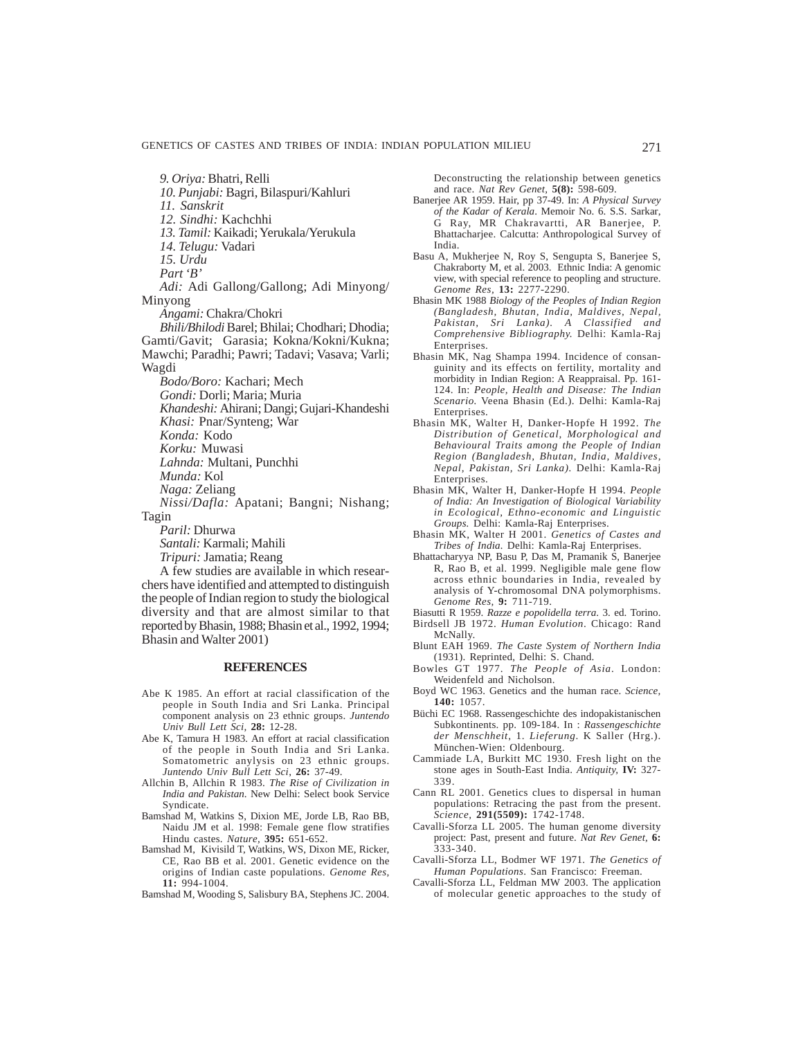*9. Oriya:* Bhatri, Relli

*10. Punjabi:* Bagri, Bilaspuri/Kahluri

*11. Sanskrit*

*12. Sindhi:* Kachchhi

*13. Tamil:* Kaikadi; Yerukala/Yerukula

*14. Telugu:* Vadari

*15. Urdu*

*Part 'B'*

*Adi:* Adi Gallong/Gallong; Adi Minyong/Minyong

*Angami:* Chakra/Chokri

*Bhili/Bhilodi* Barel; Bhilai; Chodhari; Dhodia; Gamti/Gavit; Garasia; Kokna/Kokni/Kukna; Mawchi; Paradhi; Pawri; Tadavi; Vasava; Varli; Wagdi

*Bodo/Boro:* Kachari; Mech

*Gondi:* Dorli; Maria; Muria

*Khandeshi:* Ahirani; Dangi; Gujari-Khandeshi

*Khasi:* Pnar/Synteng; War

*Konda:* Kodo

*Korku:* Muwasi

*Lahnda:* Multani, Punchhi

*Munda:* Kol

*Naga:* Zeliang

*Nissi/Dafla:* Apatani; Bangni; Nishang; Tagin

*Paril:* Dhurwa

*Santali:* Karmali; Mahili

*Tripuri:* Jamatia; Reang

A few studies are available in which researchers have identified and attempted to distinguish the people of Indian region to study the biological diversity and that are almost similar to that reported by Bhasin, 1988; Bhasin et al., 1992, 1994; Bhasin and Walter 2001)

## REFERENCES

Abe K 1985. An effort at racial classification of the people in South India and Sri Lanka. Principal component analysis on 23 ethnic groups. *Juntendo Univ Bull Lett Sci,* **28:** 12-28.

Abe K, Tamura H 1983. An effort at racial classification of the people in South India and Sri Lanka. Somatometric anylysis on 23 ethnic groups. *Juntendo Univ Bull Lett Sci,* **26:** 37-49.

Allchin B, Allchin R 1983. *The Rise of Civilization in India and Pakistan.* New Delhi: Select book Service Syndicate.

Bamshad M, Watkins S, Dixion ME, Jorde LB, Rao BB, Naidu JM et al. 1998: Female gene flow stratifies Hindu castes. *Nature,* **395:** 651-652.

Bamshad M, Kivisild T, Watkins, WS, Dixon ME, Ricker, CE, Rao BB et al. 2001. Genetic evidence on the origins of Indian caste populations. *Genome Res,* **11:** 994-1004.

Bamshad M, Wooding S, Salisbury BA, Stephens JC. 2004. Deconstructing the relationship between genetics and race. *Nat Rev Genet,* **5(8):** 598-609.

Banerjee AR 1959. Hair, pp 37-49. In: *A Physical Survey of the Kadar of Kerala.* Memoir No. 6. S.S. Sarkar, G Ray, MR Chakravartti, AR Banerjee, P. Bhattacharjee. Calcutta: Anthropological Survey of India.

Basu A, Mukherjee N, Roy S, Sengupta S, Banerjee S, Chakraborty M, et al. 2003. Ethnic India: A genomic view, with special reference to peopling and structure. *Genome Res,* **13:** 2277-2290.

Bhasin MK 1988 *Biology of the Peoples of Indian Region (Bangladesh, Bhutan, India, Maldives, Nepal, Pakistan, Sri Lanka). A Classified and Comprehensive Bibliography.* Delhi: Kamla-Raj Enterprises.

Bhasin MK, Nag Shampa 1994. Incidence of consanguinity and its effects on fertility, mortality and morbidity in Indian Region: A Reappraisal. Pp. 161-124. In: *People, Health and Disease: The Indian Scenario.* Veena Bhasin (Ed.). Delhi: Kamla-Raj Enterprises.

Bhasin MK, Walter H, Danker-Hopfe H 1992. *The Distribution of Genetical, Morphological and Behavioural Traits among the People of Indian Region (Bangladesh, Bhutan, India, Maldives, Nepal, Pakistan, Sri Lanka).* Delhi: Kamla-Raj Enterprises.

Bhasin MK, Walter H, Danker-Hopfe H 1994. *People of India: An Investigation of Biological Variability in Ecological, Ethno-economic and Linguistic Groups.* Delhi: Kamla-Raj Enterprises.

Bhasin MK, Walter H 2001. *Genetics of Castes and Tribes of India.* Delhi: Kamla-Raj Enterprises.

Bhattacharyya NP, Basu P, Das M, Pramanik S, Banerjee R, Rao B, et al. 1999. Negligible male gene flow across ethnic boundaries in India, revealed by analysis of Y-chromosomal DNA polymorphisms. *Genome Res,* **9:** 711-719.

Biasutti R 1959. *Razze e popolidella terra.* 3. ed. Torino.

Birdsell JB 1972. *Human Evolution.* Chicago: Rand McNally.

Blunt EAH 1969. *The Caste System of Northern India* (1931). Reprinted, Delhi: S. Chand.

Bowles GT 1977. *The People of Asia.* London: Weidenfeld and Nicholson.

Boyd WC 1963. Genetics and the human race. *Science,* **140:** 1057.

Büchi EC 1968. Rassengeschichte des indopakistanischen Subkontinents. pp. 109-184. In : *Rassengeschichte der Menschheit,* 1. *Lieferung.* K Saller (Hrg.). München-Wien: Oldenbourg.

Cammiade LA, Burkitt MC 1930. Fresh light on the stone ages in South-East India. *Antiquity,* **IV:** 327-339.

Cann RL 2001. Genetics clues to dispersal in human populations: Retracing the past from the present. *Science,* **291(5509):** 1742-1748.

Cavalli-Sforza LL 2005. The human genome diversity project: Past, present and future. *Nat Rev Genet,* **6:** 333-340.

Cavalli-Sforza LL, Bodmer WF 1971. *The Genetics of Human Populations.* San Francisco: Freeman.

Cavalli-Sforza LL, Feldman MW 2003. The application of molecular genetic approaches to the study of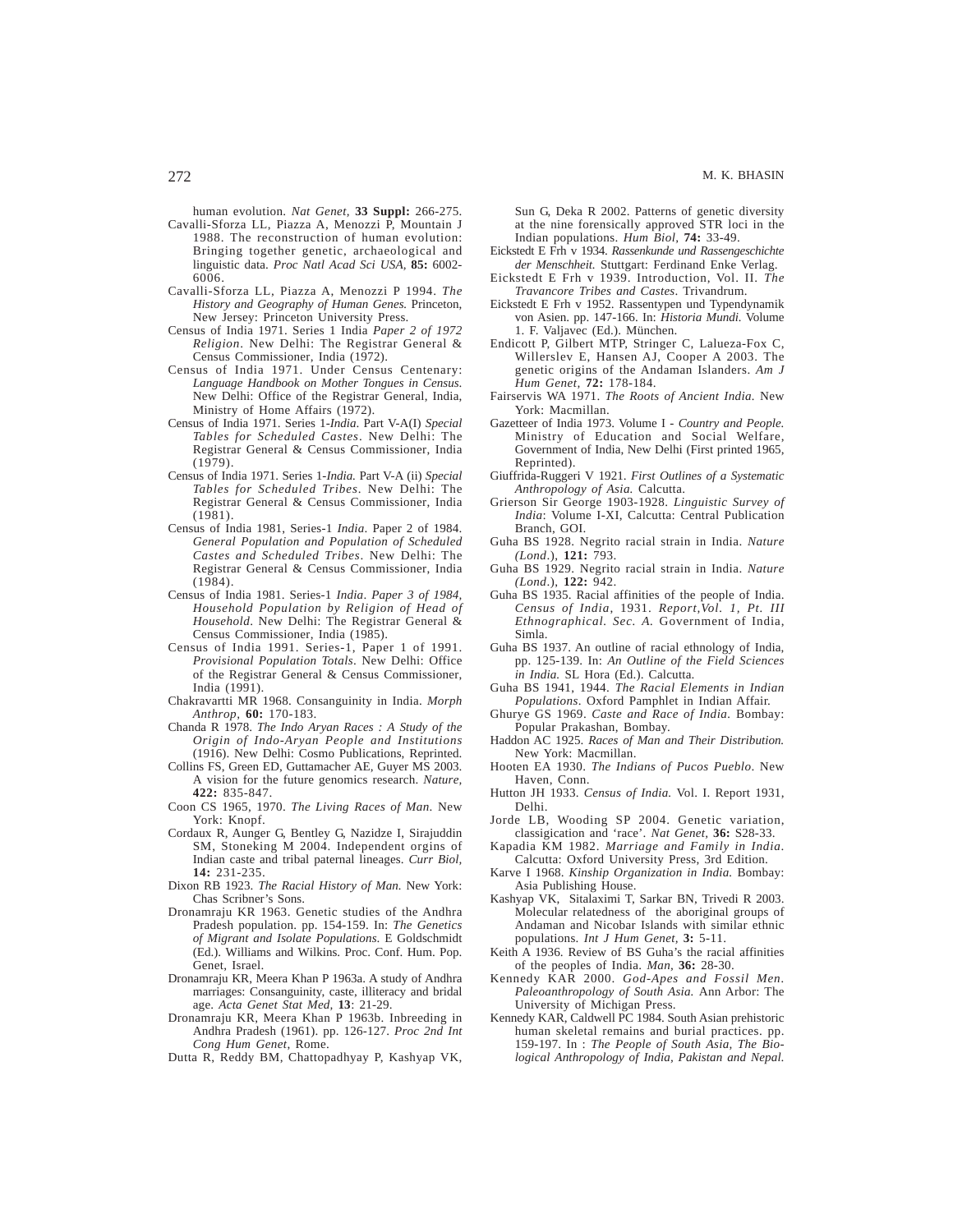human evolution. *Nat Genet,* **33 Suppl:** 266-275.

Cavalli-Sforza LL, Piazza A, Menozzi P, Mountain J 1988. The reconstruction of human evolution: Bringing together genetic, archaeological and linguistic data. *Proc Natl Acad Sci USA,* **85:** 6002-6006.

Cavalli-Sforza LL, Piazza A, Menozzi P 1994. *The History and Geography of Human Genes.* Princeton, New Jersey: Princeton University Press.

Census of India 1971. Series 1 India *Paper 2 of 1972 Religion.* New Delhi: The Registrar General & Census Commissioner, India (1972).

Census of India 1971. Under Census Centenary: *Language Handbook on Mother Tongues in Census.* New Delhi: Office of the Registrar General, India, Ministry of Home Affairs (1972).

Census of India 1971. Series 1-*India.* Part V-A(I) *Special Tables for Scheduled Castes.* New Delhi: The Registrar General & Census Commissioner, India (1979).

Census of India 1971. Series 1-*India.* Part V-A (ii) *Special Tables for Scheduled Tribes.* New Delhi: The Registrar General & Census Commissioner, India (1981).

Census of India 1981, Series-1 *India.* Paper 2 of 1984. *General Population and Population of Scheduled Castes and Scheduled Tribes.* New Delhi: The Registrar General & Census Commissioner, India (1984).

Census of India 1981. Series-1 *India. Paper 3 of 1984, Household Population by Religion of Head of Household.* New Delhi: The Registrar General & Census Commissioner, India (1985).

Census of India 1991. Series-1, Paper 1 of 1991. *Provisional Population Totals.* New Delhi: Office of the Registrar General & Census Commissioner, India (1991).

Chakravartti MR 1968. Consanguinity in India. *Morph Anthrop,* **60:** 170-183.

Chanda R 1978. *The Indo Aryan Races : A Study of the Origin of Indo-Aryan People and Institutions* (1916). New Delhi: Cosmo Publications, Reprinted.

Collins FS, Green ED, Guttamacher AE, Guyer MS 2003. A vision for the future genomics research. *Nature,* **422:** 835-847.

Coon CS 1965, 1970. *The Living Races of Man.* New York: Knopf.

Cordaux R, Aunger G, Bentley G, Nazidze I, Sirajuddin SM, Stoneking M 2004. Independent orgins of Indian caste and tribal paternal lineages. *Curr Biol,* **14:** 231-235.

Dixon RB 1923. *The Racial History of Man.* New York: Chas Scribner's Sons.

Dronamraju KR 1963. Genetic studies of the Andhra Pradesh population. pp. 154-159. In: *The Genetics of Migrant and Isolate Populations.* E Goldschmidt (Ed.). Williams and Wilkins. Proc. Conf. Hum. Pop. Genet, Israel.

Dronamraju KR, Meera Khan P 1963a. A study of Andhra marriages: Consanguinity, caste, illiteracy and bridal age. *Acta Genet Stat Med,* **13**: 21-29.

Dronamraju KR, Meera Khan P 1963b. Inbreeding in Andhra Pradesh (1961). pp. 126-127. *Proc 2nd Int Cong Hum Genet,* Rome.

Dutta R, Reddy BM, Chattopadhyay P, Kashyap VK, Sun G, Deka R 2002. Patterns of genetic diversity at the nine forensically approved STR loci in the Indian populations. *Hum Biol,* **74:** 33-49.

Eickstedt E Frh v 1934. *Rassenkunde und Rassengeschichte der Menschheit.* Stuttgart: Ferdinand Enke Verlag.

Eickstedt E Frh v 1939. Introduction, Vol. II. *The Travancore Tribes and Castes.* Trivandrum.

Eickstedt E Frh v 1952. Rassentypen und Typendynamik von Asien. pp. 147-166. In: *Historia Mundi.* Volume 1. F. Valjavec (Ed.). München.

Endicott P, Gilbert MTP, Stringer C, Lalueza-Fox C, Willerslev E, Hansen AJ, Cooper A 2003. The genetic origins of the Andaman Islanders. *Am J Hum Genet,* **72:** 178-184.

Fairservis WA 1971. *The Roots of Ancient India.* New York: Macmillan.

Gazetteer of India 1973. Volume I - *Country and People.* Ministry of Education and Social Welfare, Government of India, New Delhi (First printed 1965, Reprinted).

Giuffrida-Ruggeri V 1921. *First Outlines of a Systematic Anthropology of Asia.* Calcutta.

Grierson Sir George 1903-1928. *Linguistic Survey of India*: Volume I-XI, Calcutta: Central Publication Branch, GOI.

Guha BS 1928. Negrito racial strain in India. *Nature (Lond.),* **121:** 793.

Guha BS 1929. Negrito racial strain in India. *Nature (Lond.),* **122:** 942.

Guha BS 1935. Racial affinities of the people of India. *Census of India,* 1931. *Report,Vol. 1, Pt. III Ethnographical. Sec. A.* Government of India, Simla.

Guha BS 1937. An outline of racial ethnology of India, pp. 125-139. In: *An Outline of the Field Sciences in India.* SL Hora (Ed.). Calcutta.

Guha BS 1941, 1944. *The Racial Elements in Indian Populations.* Oxford Pamphlet in Indian Affair.

Ghurye GS 1969. *Caste and Race of India.* Bombay: Popular Prakashan, Bombay.

Haddon AC 1925. *Races of Man and Their Distribution.* New York: Macmillan.

Hooten EA 1930. *The Indians of Pucos Pueblo.* New Haven, Conn.

Hutton JH 1933. *Census of India.* Vol. I. Report 1931, Delhi.

Jorde LB, Wooding SP 2004. Genetic variation, classigication and 'race'. *Nat Genet,* **36:** S28-33.

Kapadia KM 1982. *Marriage and Family in India.* Calcutta: Oxford University Press, 3rd Edition.

Karve I 1968. *Kinship Organization in India.* Bombay: Asia Publishing House.

Kashyap VK, Sitalaximi T, Sarkar BN, Trivedi R 2003. Molecular relatedness of the aboriginal groups of Andaman and Nicobar Islands with similar ethnic populations. *Int J Hum Genet,* **3:** 5-11.

Keith A 1936. Review of BS Guha's the racial affinities of the peoples of India. *Man,* **36:** 28-30.

Kennedy KAR 2000. *God-Apes and Fossil Men. Paleoanthropology of South Asia.* Ann Arbor: The University of Michigan Press.

Kennedy KAR, Caldwell PC 1984. South Asian prehistoric human skeletal remains and burial practices. pp. 159-197. In : *The People of South Asia, The Biological Anthropology of India, Pakistan and Nepal.*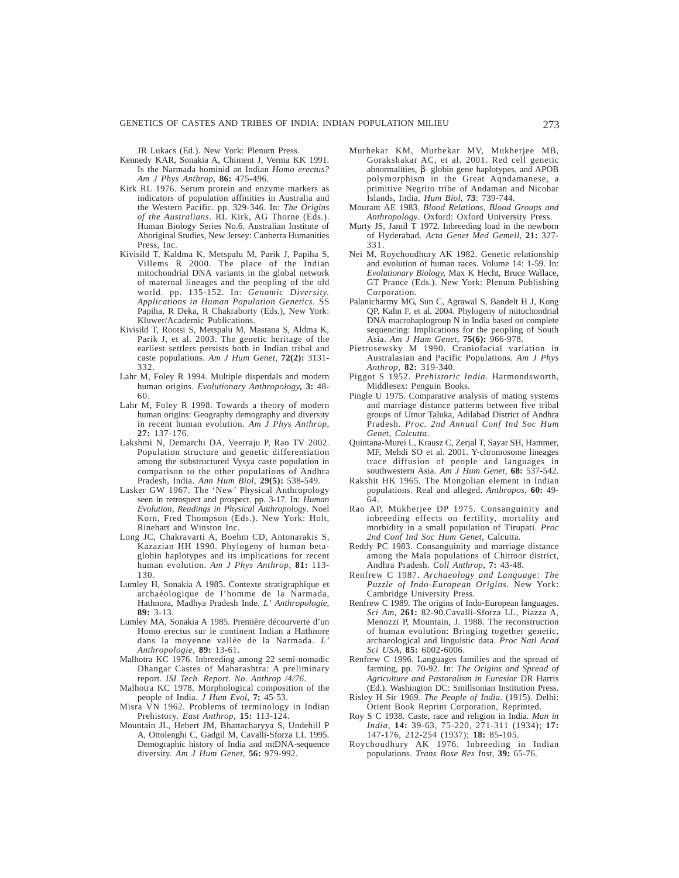JR Lukacs (Ed.). New York: Plenum Press.

Kennedy KAR, Sonakia A, Chiment J, Verma KK 1991. Is the Narmada hominid an Indian *Homo erectus? Am J Phys Anthrop*, **86:** 475-496.

Kirk RL 1976. Serum protein and enzyme markers as indicators of population affinities in Australia and the Western Pacific. pp. 329-346. In: *The Origins of the Australians*. RL Kirk, AG Thorne (Eds.). Human Biology Series No.6. Australian Institute of Aboriginal Studies, New Jersey: Canberra Humanities Press, Inc.

Kivisild T, Kaldma K, Metspalu M, Parik J, Papiha S, Villems R 2000. The place of the Indian mitochondrial DNA variants in the global network of maternal lineages and the peopling of the old world. pp. 135-152. In: *Genomic Diversity. Applications in Human Population Genetics*. SS Papiha, R Deka, R Chakraborty (Eds.), New York: Kluwer/Academic Publications.

Kivisild T, Rootsi S, Metspalu M, Mastana S, Aldma K, Parik J, et al. 2003. The genetic heritage of the earliest settlers persists both in Indian tribal and caste populations. *Am J Hum Genet*, **72(2):** 3131-332.

Lahr M, Foley R 1994. Multiple disperdals and modern human origins. *Evolutionary Anthropology*, **3:** 48-60.

Lahr M, Foley R 1998. Towards a theory of modern human origins: Geography demography and diversity in recent human evolution. *Am J Phys Anthrop*, **27:** 137-176.

Lakshmi N, Demarchi DA, Veerraju P, Rao TV 2002. Population structure and genetic differentiation among the substructured Vysya caste population in comparison to the other populations of Andhra Pradesh, India. *Ann Hum Biol*, **29(5):** 538-549.

Lasker GW 1967. The 'New' Physical Anthropology seen in retrospect and prospect. pp. 3-17. In: *Human Evolution, Readings in Physical Anthropology*. Noel Korn, Fred Thompson (Eds.). New York: Holt, Rinehart and Winston Inc.

Long JC, Chakravarti A, Boehm CD, Antonarakis S, Kazazian HH 1990. Phylogeny of human beta-globin haplotypes and its implications for recent human evolution. *Am J Phys Anthrop*, **81:** 113-130.

Lumley H, Sonakia A 1985. Contexte stratigraphique et archaéologique de l'homme de la Narmada, Hathnora, Madhya Pradesh Inde. *L' Anthropologie*, **89:** 3-13.

Lumley MA, Sonakia A 1985. Première décourverte d'un Homo erectus sur le continent Indian a Hathnore dans la moyenne vallée de la Narmada. *L' Anthropologie*, **89:** 13-61.

Malhotra KC 1976. Inbreeding among 22 semi-nomadic Dhangar Castes of Maharashtra: A preliminary report. *ISI Tech. Report. No. Anthrop /4/76*.

Malhotra KC 1978. Morphological composition of the people of India. *J Hum Evol*, **7:** 45-53.

Misra VN 1962. Problems of terminology in Indian Prehistory. *East Anthrop*, **15:** 113-124.

Mountain JL, Hebert JM, Bhattacharyya S, Undehill P A, Ottolenghi C, Gadgil M, Cavalli-Sforza LL 1995. Demographic history of India and mtDNA-sequence diversity. *Am J Hum Genet*, **56:** 979-992.

Murhekar KM, Murhekar MV, Mukherjee MB, Gorakshakar AC, et al. 2001. Red cell genetic abnormalities, β- globin gene haplotypes, and APOB polymorphism in the Great Aqndamanese, a primitive Negrito tribe of Andaman and Nicobar Islands, India. *Hum Biol*, **73**: 739-744.

Mourant AE 1983. *Blood Relations, Blood Groups and Anthropology*. Oxford: Oxford University Press.

Murty JS, Jamil T 1972. Inbreeding load in the newborn of Hyderabad. *Acta Genet Med Gemell*, **21:** 327-331.

Nei M, Roychoudhury AK 1982. Genetic relationship and evolution of human races. Volume 14: 1-59. In: *Evolutionary Biology*, Max K Hecht, Bruce Wallace, GT Prance (Eds.). New York: Plenum Publishing Corporation.

Palanicharmy MG, Sun C, Agrawal S, Bandelt H J, Kong QP, Kahn F, et al. 2004. Phylogeny of mitochondrial DNA macrohaplogroup N in India based on complete sequencing: Implications for the peopling of South Asia. *Am J Hum Genet*, **75(6):** 966-978.

Pietrusewsky M 1990. Craniofacial variation in Australasian and Pacific Populations. *Am J Phys Anthrop*, **82:** 319-340.

Piggot S 1952. *Prehistoric India*. Harmondsworth, Middlesex: Penguin Books.

Pingle U 1975. Comparative analysis of mating systems and marriage distance patterns between five tribal groups of Utnur Taluka, Adilabad District of Andhra Pradesh. *Proc. 2nd Annual Conf Ind Soc Hum Genet, Calcutta*.

Quintana-Murei L, Krausz C, Zerjal T, Sayar SH, Hammer, MF, Mehdi SO et al. 2001. Y-chromosome lineages trace diffusion of people and languages in southwestern Asia. *Am J Hum Genet*, **68:** 537-542.

Rakshit HK 1965. The Mongolian element in Indian populations. Real and alleged. *Anthropos*, **60:** 49-64.

Rao AP, Mukherjee DP 1975. Consanguinity and inbreeding effects on fertility, mortality and morbidity in a small population of Tirupati. *Proc 2nd Conf Ind Soc Hum Genet*, Calcutta.

Reddy PC 1983. Consanguinity and marriage distance among the Mala populations of Chittoor district, Andhra Pradesh. *Coll Anthrop*, **7:** 43-48.

Renfrew C 1987. *Archaeology and Language: The Puzzle of Indo-European Origins*. New York: Cambridge University Press.

Renfrew C 1989. The origins of Indo-European languages. *Sci Am*, **261:** 82-90.Cavalli-Sforza LL, Piazza A, Menozzi P, Mountain, J. 1988. The reconstruction of human evolution: Bringing together genetic, archaeological and linguistic data. *Proc Natl Acad Sci USA*, **85:** 6002-6006.

Renfrew C 1996. Languages families and the spread of farming, pp. 70-92. In: *The Origins and Spread of Agriculture and Pastoralism in Eurasior* DR Harris (Ed.). Washington DC: Smillsonian Institution Press.

Risley H Sir 1969. *The People of India*. (1915). Delhi: Orient Book Reprint Corporation, Reprinted.

Roy S C 1938. Caste, race and religion in India. *Man in India*, **14:** 39-63, 75-220, 271-311 (1934); **17:** 147-176, 212-254 (1937); **18:** 85-105.

Roychoudhury AK 1976. Inbreeding in Indian populations. *Trans Bose Res Inst*, **39:** 65-76.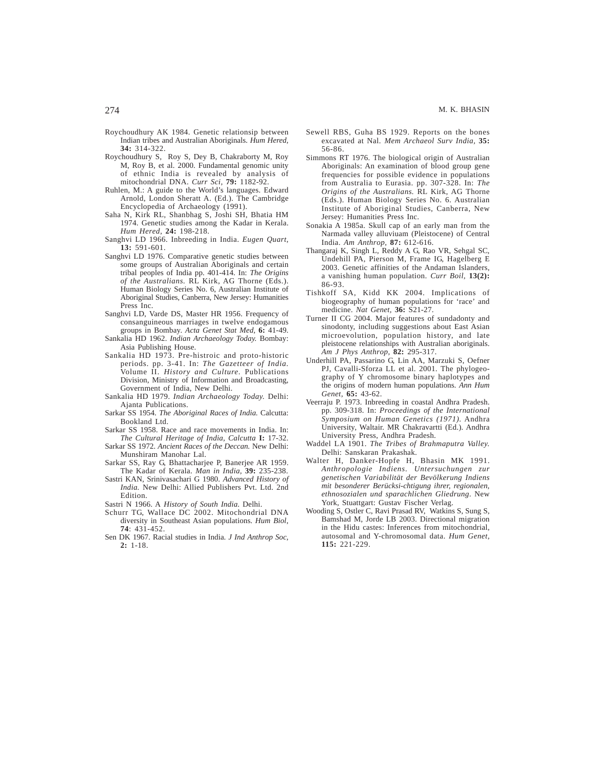Roychoudhury AK 1984. Genetic relationsip between Indian tribes and Australian Aboriginals. *Hum Hered,* **34:** 314-322.

Roychoudhury S, Roy S, Dey B, Chakraborty M, Roy M, Roy B, et al. 2000. Fundamental genomic unity of ethnic India is revealed by analysis of mitochondrial DNA. *Curr Sci,* **79:** 1182-92.

Ruhlen, M.: A guide to the World's languages. Edward Arnold, London Sheratt A. (Ed.). The Cambridge Encyclopedia of Archaeology (1991).

Saha N, Kirk RL, Shanbhag S, Joshi SH, Bhatia HM 1974. Genetic studies among the Kadar in Kerala. *Hum Hered,* **24:** 198-218.

Sanghvi LD 1966. Inbreeding in India. *Eugen Quart,* **13:** 591-601.

Sanghvi LD 1976. Comparative genetic studies between some groups of Australian Aboriginals and certain tribal peoples of India pp. 401-414. In: *The Origins of the Australians.* RL Kirk, AG Thorne (Eds.). Human Biology Series No. 6, Australian Institute of Aboriginal Studies, Canberra, New Jersey: Humanities Press Inc.

Sanghvi LD, Varde DS, Master HR 1956. Frequency of consanguineous marriages in twelve endogamous groups in Bombay. *Acta Genet Stat Med,* **6:** 41-49.

Sankalia HD 1962. *Indian Archaeology Today.* Bombay: Asia Publishing House.

Sankalia HD 1973. Pre-histroic and proto-historic periods. pp. 3-41. In: *The Gazetteer of India.* Volume II. *History and Culture.* Publications Division, Ministry of Information and Broadcasting, Government of India, New Delhi.

Sankalia HD 1979. *Indian Archaeology Today.* Delhi: Ajanta Publications.

Sarkar SS 1954. *The Aboriginal Races of India.* Calcutta: Bookland Ltd.

Sarkar SS 1958. Race and race movements in India. In: *The Cultural Heritage of India, Calcutta* **I:** 17-32.

Sarkar SS 1972. *Ancient Races of the Deccan.* New Delhi: Munshiram Manohar Lal.

Sarkar SS, Ray G, Bhattacharjee P, Banerjee AR 1959. The Kadar of Kerala. *Man in India,* **39:** 235-238.

Sastri KAN, Srinivasachari G 1980. *Advanced History of India.* New Delhi: Allied Publishers Pvt. Ltd. 2nd Edition.

Sastri N 1966. A *History of South India.* Delhi.

Schurr TG, Wallace DC 2002. Mitochondrial DNA diversity in Southeast Asian populations. *Hum Biol,* **74**: 431-452.

Sen DK 1967. Racial studies in India. *J Ind Anthrop Soc,* **2:** 1-18.

Sewell RBS, Guha BS 1929. Reports on the bones excavated at Nal. *Mem Archaeol Surv India,* **35:** 56-86.

Simmons RT 1976. The biological origin of Australian Aboriginals: An examination of blood group gene frequencies for possible evidence in populations from Australia to Eurasia. pp. 307-328. In: *The Origins of the Australians.* RL Kirk, AG Thorne (Eds.). Human Biology Series No. 6. Australian Institute of Aboriginal Studies, Canberra, New Jersey: Humanities Press Inc.

Sonakia A 1985a. Skull cap of an early man from the Narmada valley alluviuam (Pleistocene) of Central India. *Am Anthrop,* **87:** 612-616.

Thangaraj K, Singh L, Reddy A G, Rao VR, Sehgal SC, Undehill PA, Pierson M, Frame IG, Hagelberg E 2003. Genetic affinities of the Andaman Islanders, a vanishing human population. *Curr Boil,* **13(2):** 86-93.

Tishkoff SA, Kidd KK 2004. Implications of biogeography of human populations for 'race' and medicine. *Nat Genet,* **36:** S21-27.

Turner II CG 2004. Major features of sundadonty and sinodonty, including suggestions about East Asian microevolution, population history, and late pleistocene relationships with Australian aboriginals. *Am J Phys Anthrop,* **82:** 295-317.

Underhill PA, Passarino G, Lin AA, Marzuki S, Oefner PJ, Cavalli-Sforza LL et al. 2001. The phylogeography of Y chromosome binary haplotypes and the origins of modern human populations. *Ann Hum Genet,* **65:** 43-62.

Veerraju P. 1973. Inbreeding in coastal Andhra Pradesh. pp. 309-318. In: *Proceedings of the International Symposium on Human Genetics (1971).* Andhra University, Waltair. MR Chakravartti (Ed.). Andhra University Press, Andhra Pradesh.

Waddel LA 1901. *The Tribes of Brahmaputra Valley.* Delhi: Sanskaran Prakashak.

Walter H, Danker-Hopfe H, Bhasin MK 1991. *Anthropologie Indiens. Untersuchungen zur genetischen Variabilität der Bevölkerung Indiens mit besonderer Berücksi-chtigung ihrer, regionalen, ethnosozialen und sparachlichen Gliedrung.* New York, Stuattgart: Gustav Fischer Verlag.

Wooding S, Ostler C, Ravi Prasad RV, Watkins S, Sung S, Bamshad M, Jorde LB 2003. Directional migration in the Hidu castes: Inferences from mitochondrial, autosomal and Y-chromosomal data. *Hum Genet,* **115:** 221-229.